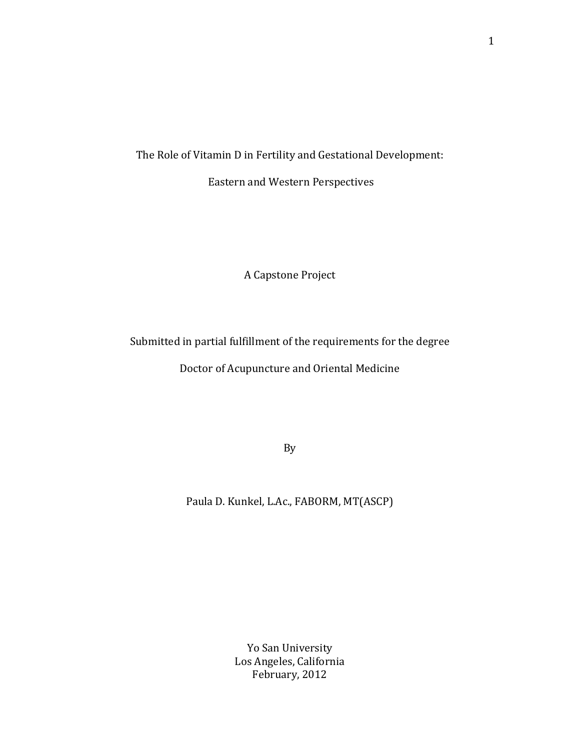# The Role of Vitamin D in Fertility and Gestational Development:

# Eastern and Western Perspectives

A Capstone Project

Submitted in partial fulfillment of the requirements for the degree

Doctor of Acupuncture and Oriental Medicine

By

Paula D. Kunkel, L.Ac., FABORM, MT(ASCP)

Yo San University
Los Angeles, California
February, 2012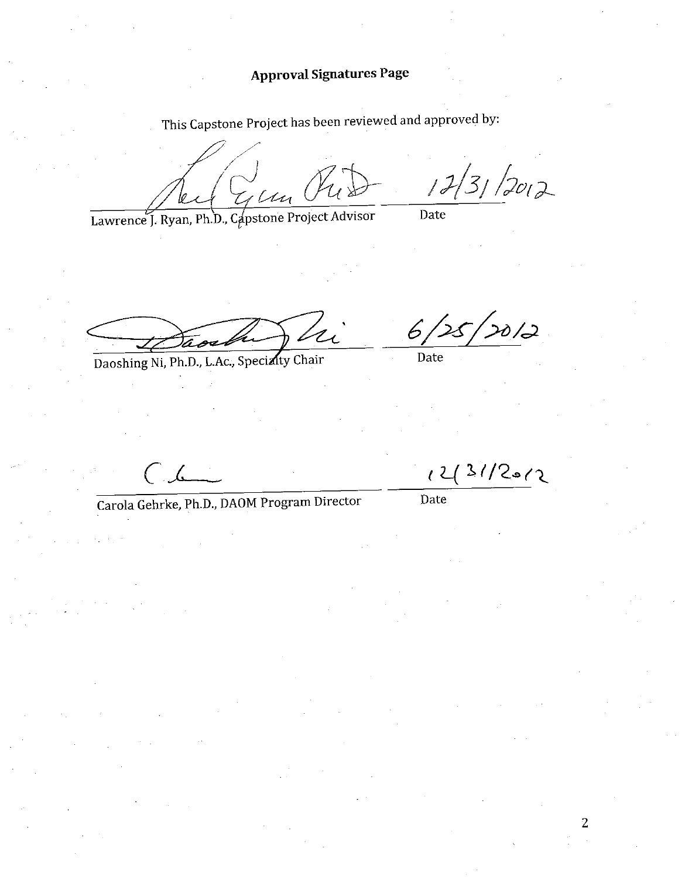## Approval Signatures Page

This Capstone Project has been reviewed and approved by:

12/31/2012

Lawrence J. Ryan, Ph.D., Capstone Project Advisor — Date

6/25/2012

Daoshing Ni, Ph.D., L.Ac., Specialty Chair — Date

12/31/2012

Carola Gehrke, Ph.D., DAOM Program Director — Date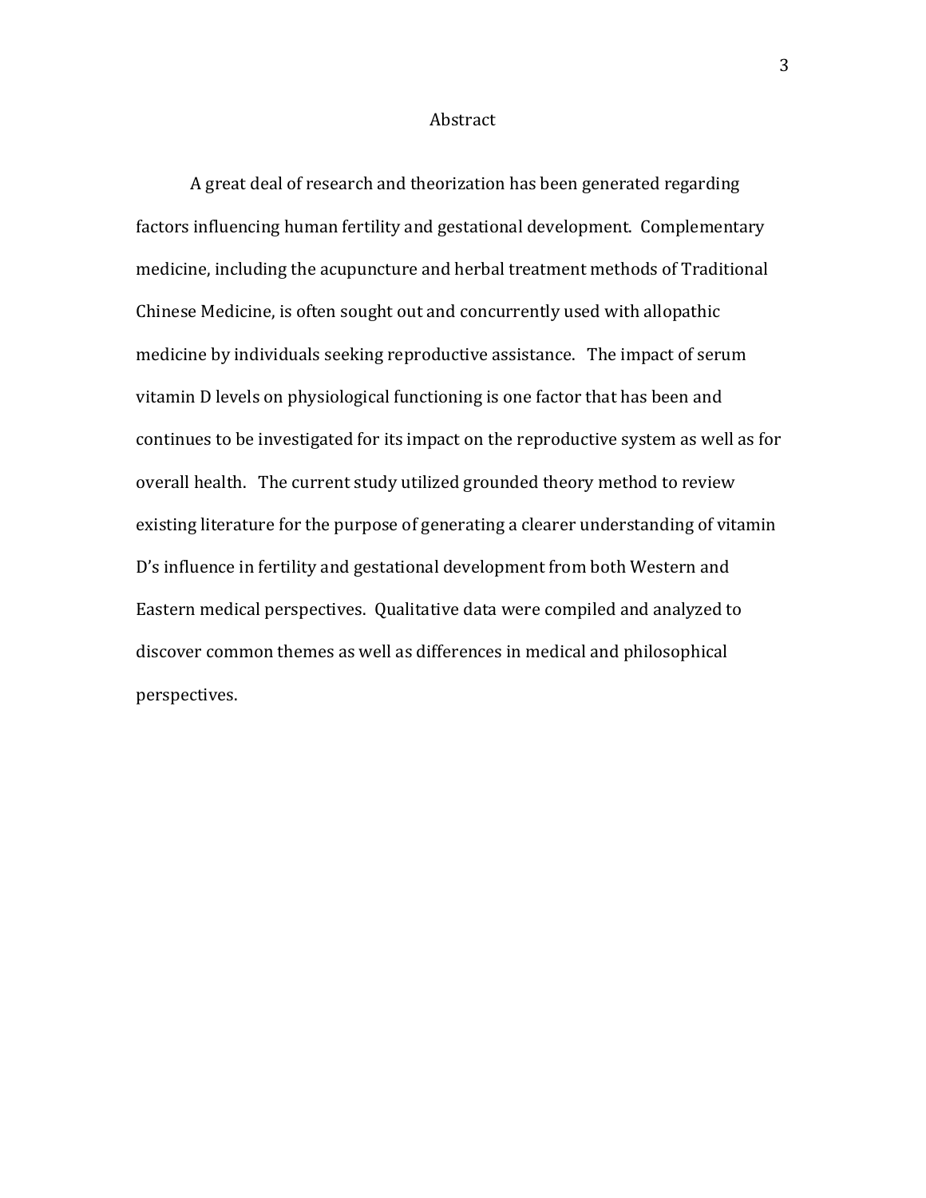# Abstract

A great deal of research and theorization has been generated regarding factors influencing human fertility and gestational development. Complementary medicine, including the acupuncture and herbal treatment methods of Traditional Chinese Medicine, is often sought out and concurrently used with allopathic medicine by individuals seeking reproductive assistance. The impact of serum vitamin D levels on physiological functioning is one factor that has been and continues to be investigated for its impact on the reproductive system as well as for overall health. The current study utilized grounded theory method to review existing literature for the purpose of generating a clearer understanding of vitamin D's influence in fertility and gestational development from both Western and Eastern medical perspectives. Qualitative data were compiled and analyzed to discover common themes as well as differences in medical and philosophical perspectives.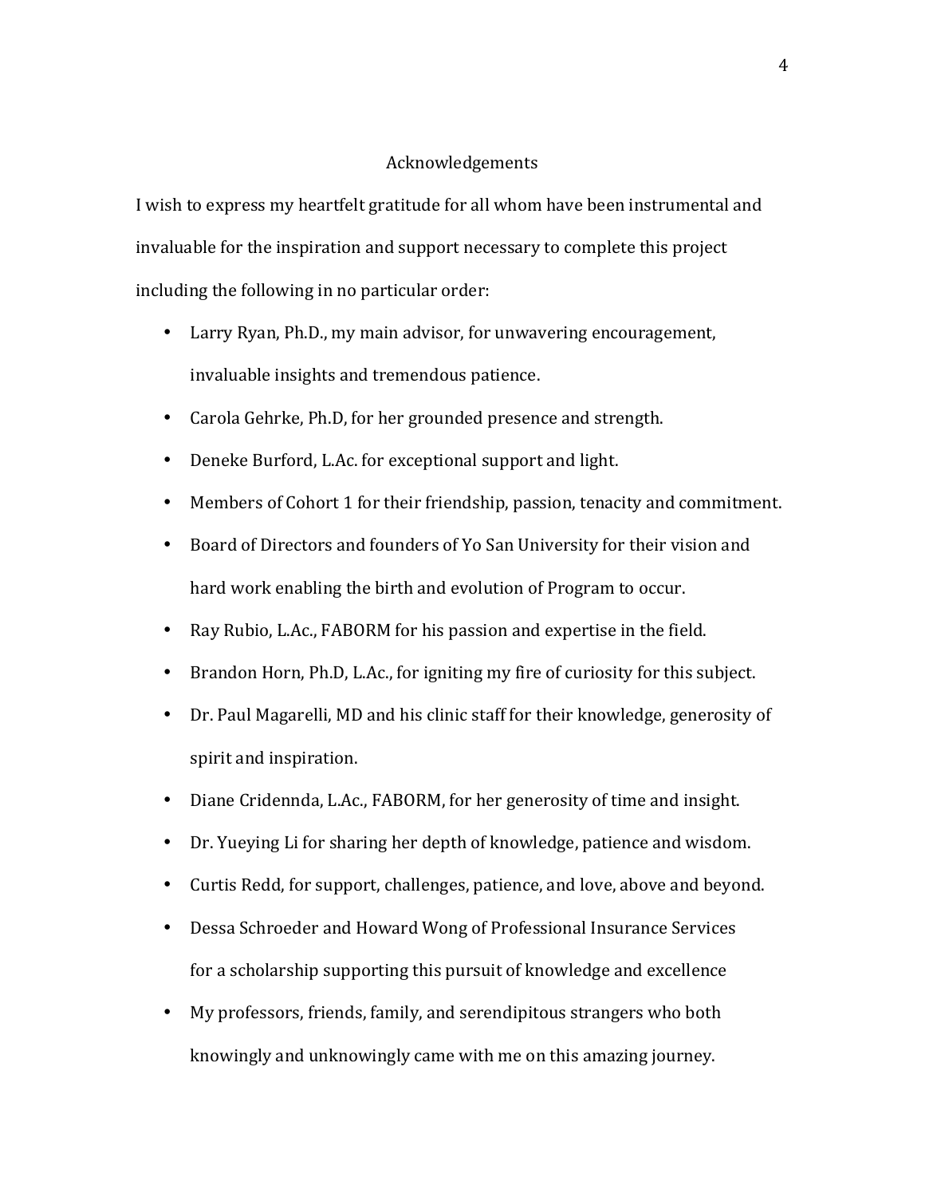# Acknowledgements

I wish to express my heartfelt gratitude for all whom have been instrumental and invaluable for the inspiration and support necessary to complete this project including the following in no particular order:

- Larry Ryan, Ph.D., my main advisor, for unwavering encouragement, invaluable insights and tremendous patience.
- Carola Gehrke, Ph.D, for her grounded presence and strength.
- Deneke Burford, L.Ac. for exceptional support and light.
- Members of Cohort 1 for their friendship, passion, tenacity and commitment.
- Board of Directors and founders of Yo San University for their vision and hard work enabling the birth and evolution of Program to occur.
- Ray Rubio, L.Ac., FABORM for his passion and expertise in the field.
- Brandon Horn, Ph.D, L.Ac., for igniting my fire of curiosity for this subject.
- Dr. Paul Magarelli, MD and his clinic staff for their knowledge, generosity of spirit and inspiration.
- Diane Cridennda, L.Ac., FABORM, for her generosity of time and insight.
- Dr. Yueying Li for sharing her depth of knowledge, patience and wisdom.
- Curtis Redd, for support, challenges, patience, and love, above and beyond.
- Dessa Schroeder and Howard Wong of Professional Insurance Services for a scholarship supporting this pursuit of knowledge and excellence
- My professors, friends, family, and serendipitous strangers who both knowingly and unknowingly came with me on this amazing journey.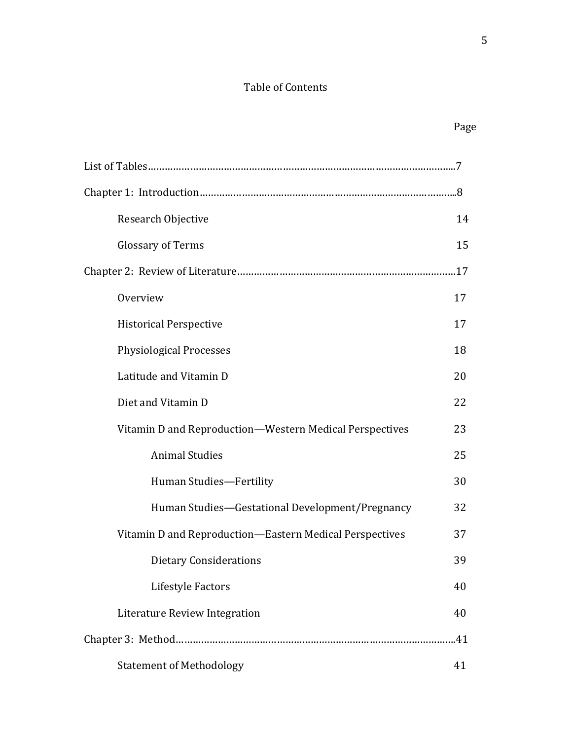# Table of Contents

| | Page |
|---|---|
| List of Tables | 7 |
| Chapter 1: Introduction | 8 |
| Research Objective | 14 |
| Glossary of Terms | 15 |
| Chapter 2: Review of Literature | 17 |
| Overview | 17 |
| Historical Perspective | 17 |
| Physiological Processes | 18 |
| Latitude and Vitamin D | 20 |
| Diet and Vitamin D | 22 |
| Vitamin D and Reproduction—Western Medical Perspectives | 23 |
| Animal Studies | 25 |
| Human Studies—Fertility | 30 |
| Human Studies—Gestational Development/Pregnancy | 32 |
| Vitamin D and Reproduction—Eastern Medical Perspectives | 37 |
| Dietary Considerations | 39 |
| Lifestyle Factors | 40 |
| Literature Review Integration | 40 |
| Chapter 3: Method | 41 |
| Statement of Methodology | 41 |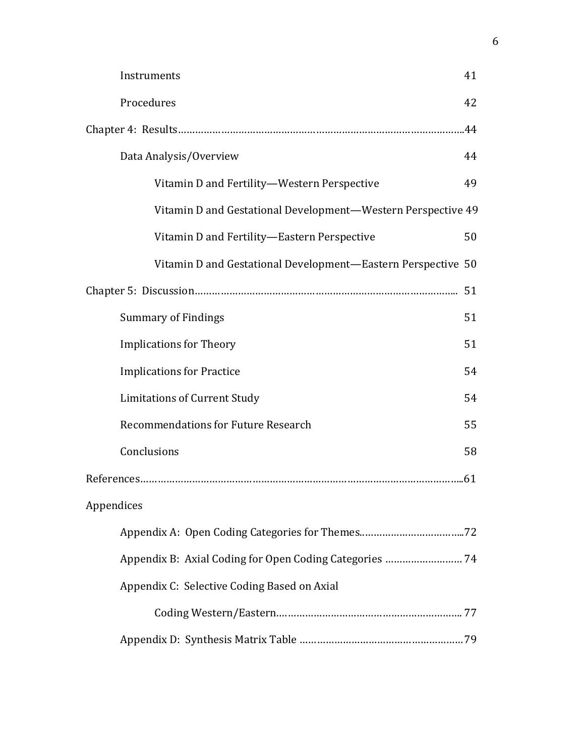Instruments 41

Procedures 42

Chapter 4: Results……………………………………………………………………………………..44

Data Analysis/Overview 44

Vitamin D and Fertility—Western Perspective 49

Vitamin D and Gestational Development—Western Perspective 49

Vitamin D and Fertility—Eastern Perspective 50

Vitamin D and Gestational Development—Eastern Perspective 50

Chapter 5: Discussion……………………………………………………………………………….. 51

Summary of Findings 51

Implications for Theory 51

Implications for Practice 54

Limitations of Current Study 54

Recommendations for Future Research 55

Conclusions 58

References…………………………………………………………………………………………………..61

Appendices

Appendix A: Open Coding Categories for Themes……………………………...72

Appendix B: Axial Coding for Open Coding Categories ……………………… 74

Appendix C: Selective Coding Based on Axial

Coding Western/Eastern……………………………………………………… 77

Appendix D: Synthesis Matrix Table ………………………………………………79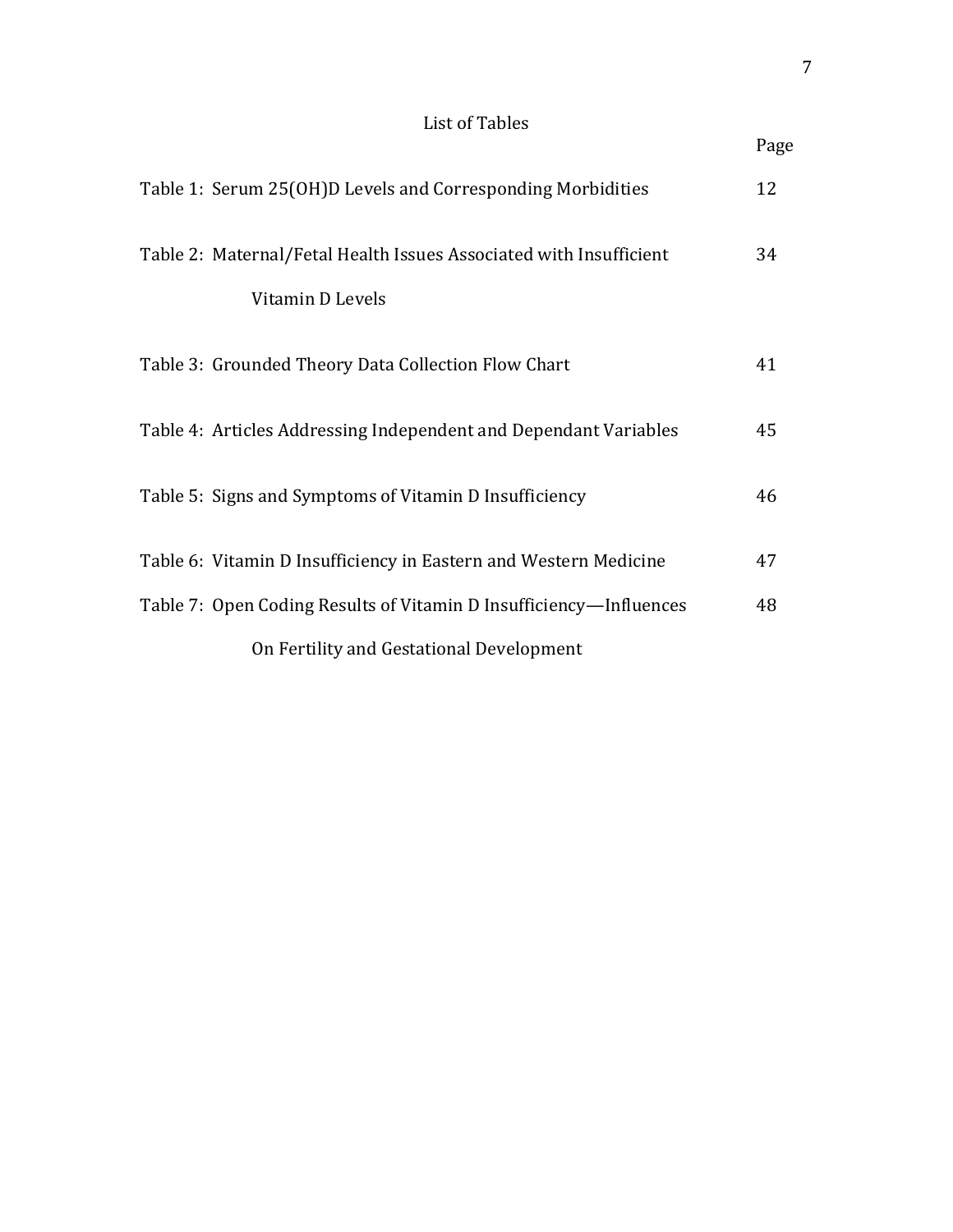# List of Tables

| | Page |
|---|---|
| Table 1: Serum 25(OH)D Levels and Corresponding Morbidities | 12 |
| Table 2: Maternal/Fetal Health Issues Associated with Insufficient Vitamin D Levels | 34 |
| Table 3: Grounded Theory Data Collection Flow Chart | 41 |
| Table 4: Articles Addressing Independent and Dependant Variables | 45 |
| Table 5: Signs and Symptoms of Vitamin D Insufficiency | 46 |
| Table 6: Vitamin D Insufficiency in Eastern and Western Medicine | 47 |
| Table 7: Open Coding Results of Vitamin D Insufficiency—Influences On Fertility and Gestational Development | 48 |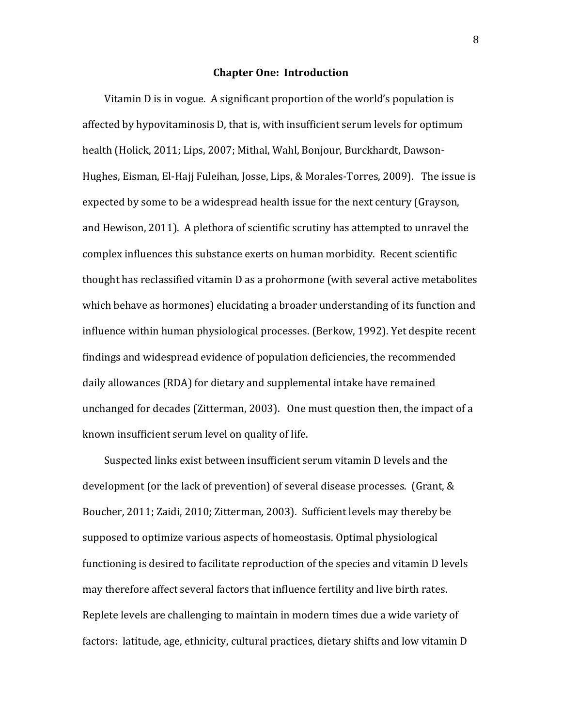# Chapter One: Introduction

Vitamin D is in vogue. A significant proportion of the world's population is affected by hypovitaminosis D, that is, with insufficient serum levels for optimum health (Holick, 2011; Lips, 2007; Mithal, Wahl, Bonjour, Burckhardt, Dawson-Hughes, Eisman, El-Hajj Fuleihan, Josse, Lips, & Morales-Torres, 2009). The issue is expected by some to be a widespread health issue for the next century (Grayson, and Hewison, 2011). A plethora of scientific scrutiny has attempted to unravel the complex influences this substance exerts on human morbidity. Recent scientific thought has reclassified vitamin D as a prohormone (with several active metabolites which behave as hormones) elucidating a broader understanding of its function and influence within human physiological processes. (Berkow, 1992). Yet despite recent findings and widespread evidence of population deficiencies, the recommended daily allowances (RDA) for dietary and supplemental intake have remained unchanged for decades (Zitterman, 2003). One must question then, the impact of a known insufficient serum level on quality of life.

Suspected links exist between insufficient serum vitamin D levels and the development (or the lack of prevention) of several disease processes. (Grant, & Boucher, 2011; Zaidi, 2010; Zitterman, 2003). Sufficient levels may thereby be supposed to optimize various aspects of homeostasis. Optimal physiological functioning is desired to facilitate reproduction of the species and vitamin D levels may therefore affect several factors that influence fertility and live birth rates. Replete levels are challenging to maintain in modern times due a wide variety of factors: latitude, age, ethnicity, cultural practices, dietary shifts and low vitamin D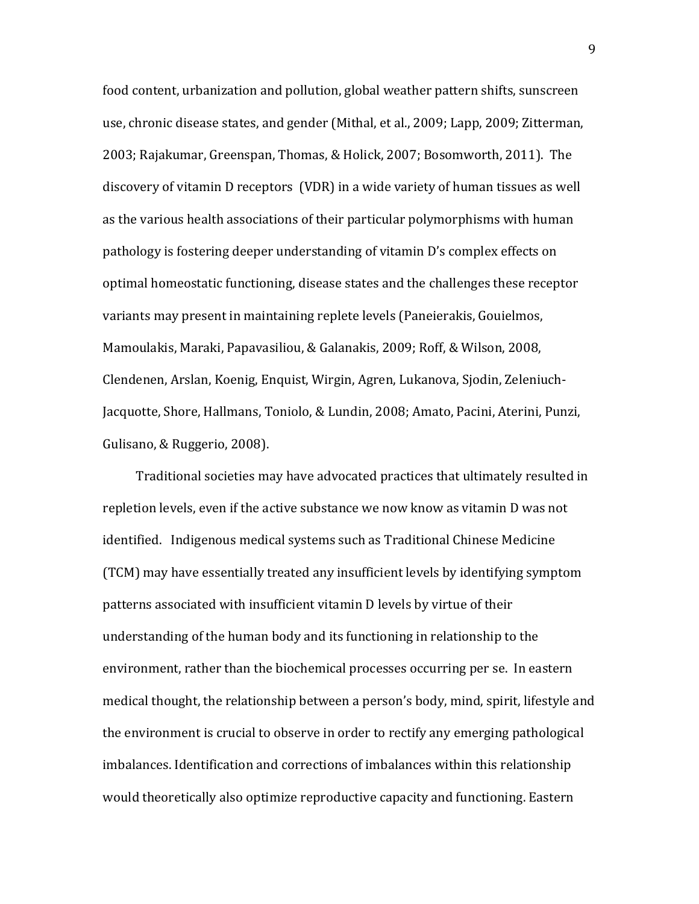food content, urbanization and pollution, global weather pattern shifts, sunscreen use, chronic disease states, and gender (Mithal, et al., 2009; Lapp, 2009; Zitterman, 2003; Rajakumar, Greenspan, Thomas, & Holick, 2007; Bosomworth, 2011). The discovery of vitamin D receptors (VDR) in a wide variety of human tissues as well as the various health associations of their particular polymorphisms with human pathology is fostering deeper understanding of vitamin D's complex effects on optimal homeostatic functioning, disease states and the challenges these receptor variants may present in maintaining replete levels (Paneierakis, Gouielmos, Mamoulakis, Maraki, Papavasiliou, & Galanakis, 2009; Roff, & Wilson, 2008, Clendenen, Arslan, Koenig, Enquist, Wirgin, Agren, Lukanova, Sjodin, Zeleniuch-Jacquotte, Shore, Hallmans, Toniolo, & Lundin, 2008; Amato, Pacini, Aterini, Punzi, Gulisano, & Ruggerio, 2008).

Traditional societies may have advocated practices that ultimately resulted in repletion levels, even if the active substance we now know as vitamin D was not identified. Indigenous medical systems such as Traditional Chinese Medicine (TCM) may have essentially treated any insufficient levels by identifying symptom patterns associated with insufficient vitamin D levels by virtue of their understanding of the human body and its functioning in relationship to the environment, rather than the biochemical processes occurring per se. In eastern medical thought, the relationship between a person's body, mind, spirit, lifestyle and the environment is crucial to observe in order to rectify any emerging pathological imbalances. Identification and corrections of imbalances within this relationship would theoretically also optimize reproductive capacity and functioning. Eastern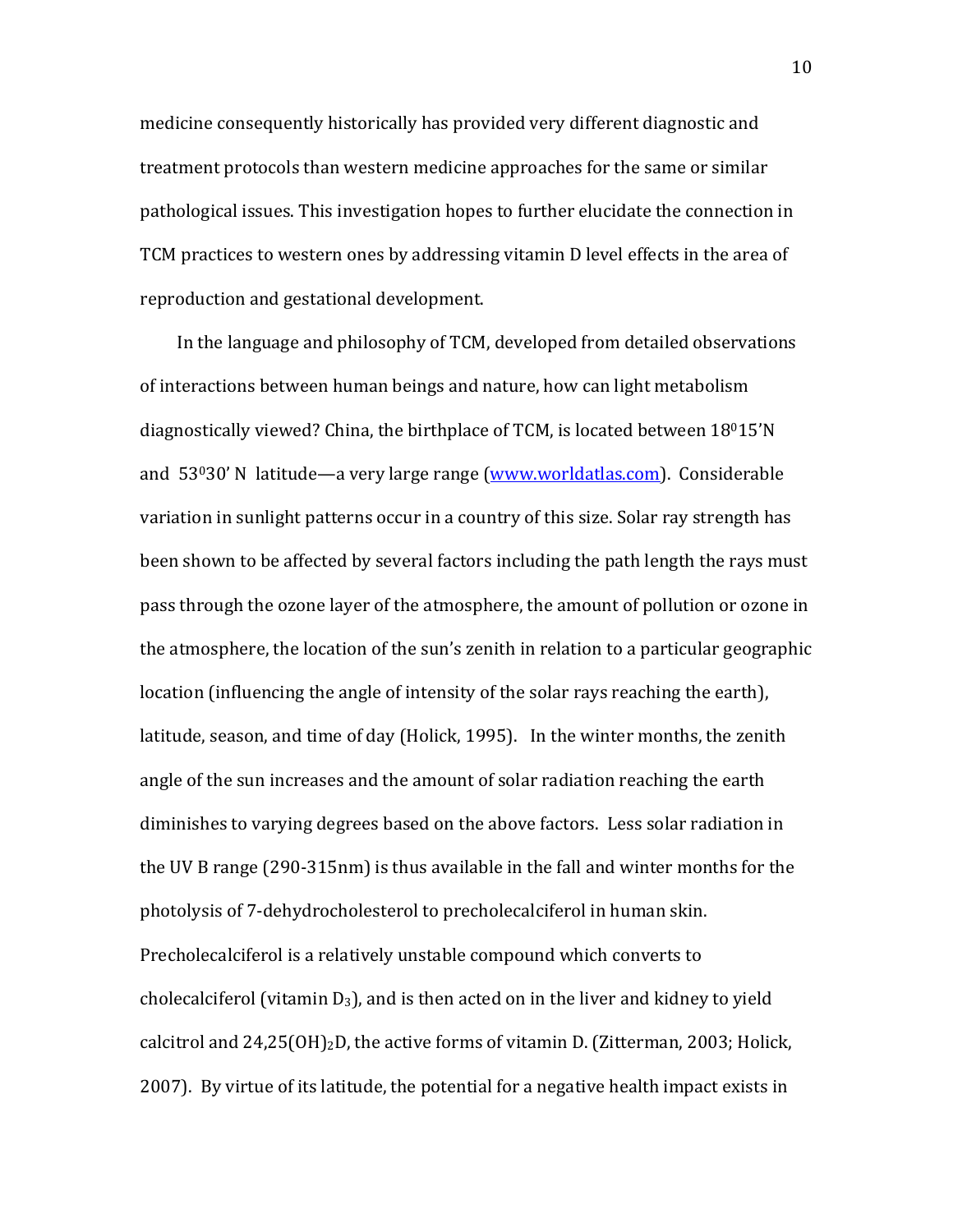medicine consequently historically has provided very different diagnostic and treatment protocols than western medicine approaches for the same or similar pathological issues. This investigation hopes to further elucidate the connection in TCM practices to western ones by addressing vitamin D level effects in the area of reproduction and gestational development.

In the language and philosophy of TCM, developed from detailed observations of interactions between human beings and nature, how can light metabolism diagnostically viewed? China, the birthplace of TCM, is located between $18^0 15'$N and $53^0 30'$ N latitude—a very large range (www.worldatlas.com). Considerable variation in sunlight patterns occur in a country of this size. Solar ray strength has been shown to be affected by several factors including the path length the rays must pass through the ozone layer of the atmosphere, the amount of pollution or ozone in the atmosphere, the location of the sun's zenith in relation to a particular geographic location (influencing the angle of intensity of the solar rays reaching the earth), latitude, season, and time of day (Holick, 1995). In the winter months, the zenith angle of the sun increases and the amount of solar radiation reaching the earth diminishes to varying degrees based on the above factors. Less solar radiation in the UV B range (290-315nm) is thus available in the fall and winter months for the photolysis of 7-dehydrocholesterol to precholecalciferol in human skin. Precholecalciferol is a relatively unstable compound which converts to cholecalciferol (vitamin $D_3$), and is then acted on in the liver and kidney to yield calcitrol and $24{,}25(OH)_2D$, the active forms of vitamin D. (Zitterman, 2003; Holick, 2007). By virtue of its latitude, the potential for a negative health impact exists in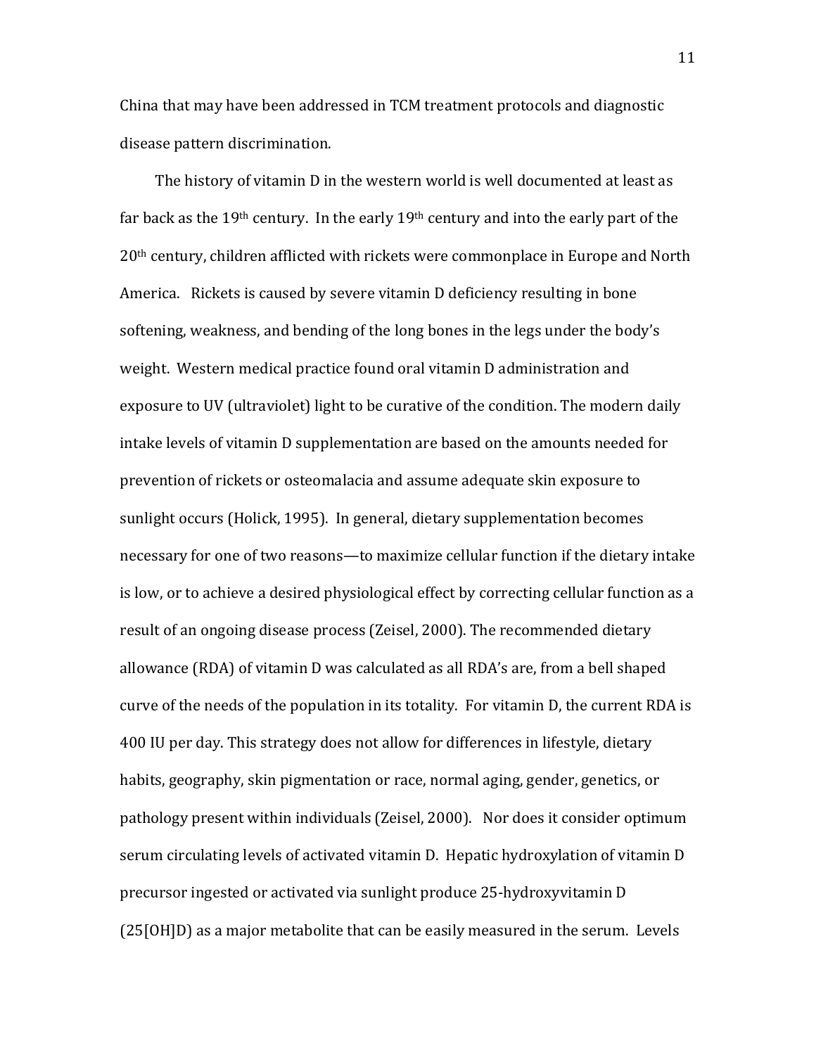China that may have been addressed in TCM treatment protocols and diagnostic disease pattern discrimination.

The history of vitamin D in the western world is well documented at least as far back as the 19th century. In the early 19th century and into the early part of the 20th century, children afflicted with rickets were commonplace in Europe and North America. Rickets is caused by severe vitamin D deficiency resulting in bone softening, weakness, and bending of the long bones in the legs under the body's weight. Western medical practice found oral vitamin D administration and exposure to UV (ultraviolet) light to be curative of the condition. The modern daily intake levels of vitamin D supplementation are based on the amounts needed for prevention of rickets or osteomalacia and assume adequate skin exposure to sunlight occurs (Holick, 1995). In general, dietary supplementation becomes necessary for one of two reasons—to maximize cellular function if the dietary intake is low, or to achieve a desired physiological effect by correcting cellular function as a result of an ongoing disease process (Zeisel, 2000). The recommended dietary allowance (RDA) of vitamin D was calculated as all RDA's are, from a bell shaped curve of the needs of the population in its totality. For vitamin D, the current RDA is 400 IU per day. This strategy does not allow for differences in lifestyle, dietary habits, geography, skin pigmentation or race, normal aging, gender, genetics, or pathology present within individuals (Zeisel, 2000). Nor does it consider optimum serum circulating levels of activated vitamin D. Hepatic hydroxylation of vitamin D precursor ingested or activated via sunlight produce 25-hydroxyvitamin D (25[OH]D) as a major metabolite that can be easily measured in the serum. Levels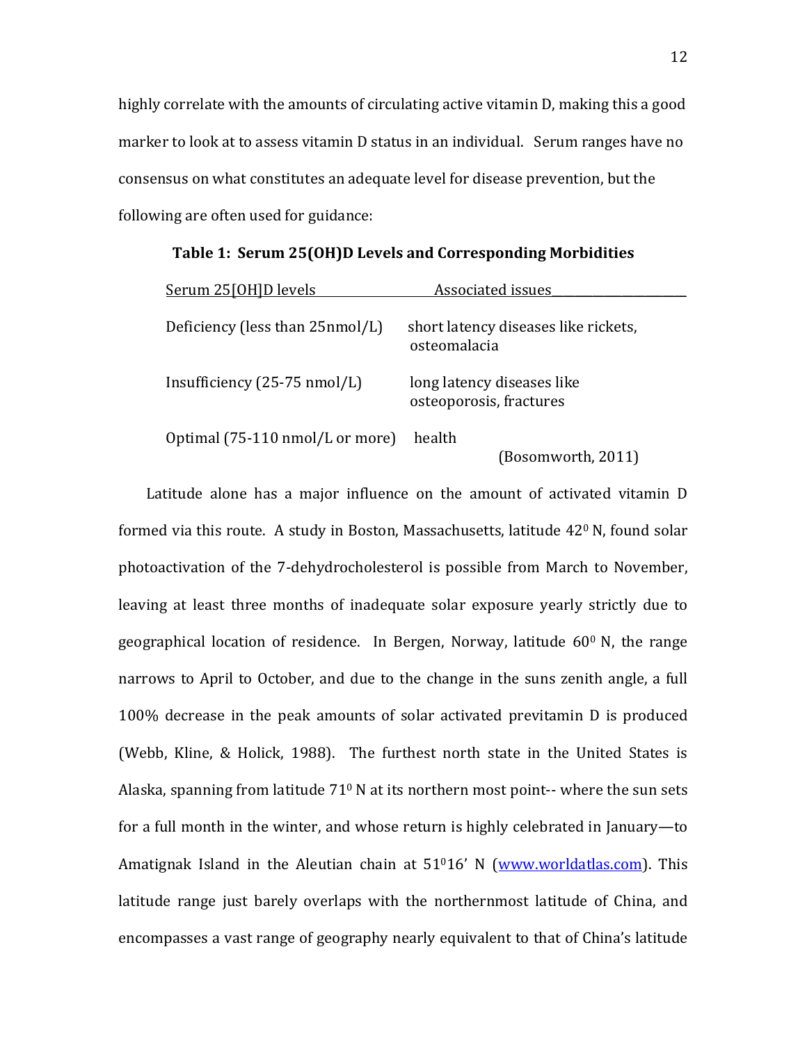highly correlate with the amounts of circulating active vitamin D, making this a good marker to look at to assess vitamin D status in an individual. Serum ranges have no consensus on what constitutes an adequate level for disease prevention, but the following are often used for guidance:

**Table 1: Serum 25(OH)D Levels and Corresponding Morbidities**

| Serum 25[OH]D levels | Associated issues |
|---|---|
| Deficiency (less than 25nmol/L) | short latency diseases like rickets, osteomalacia |
| Insufficiency (25-75 nmol/L) | long latency diseases like osteoporosis, fractures |
| Optimal (75-110 nmol/L or more) | health |

(Bosomworth, 2011)

Latitude alone has a major influence on the amount of activated vitamin D formed via this route. A study in Boston, Massachusetts, latitude $42^0$ N, found solar photoactivation of the 7-dehydrocholesterol is possible from March to November, leaving at least three months of inadequate solar exposure yearly strictly due to geographical location of residence. In Bergen, Norway, latitude $60^0$ N, the range narrows to April to October, and due to the change in the suns zenith angle, a full 100% decrease in the peak amounts of solar activated previtamin D is produced (Webb, Kline, & Holick, 1988). The furthest north state in the United States is Alaska, spanning from latitude $71^0$ N at its northern most point-- where the sun sets for a full month in the winter, and whose return is highly celebrated in January—to Amatignak Island in the Aleutian chain at $51^016'$ N (www.worldatlas.com). This latitude range just barely overlaps with the northernmost latitude of China, and encompasses a vast range of geography nearly equivalent to that of China's latitude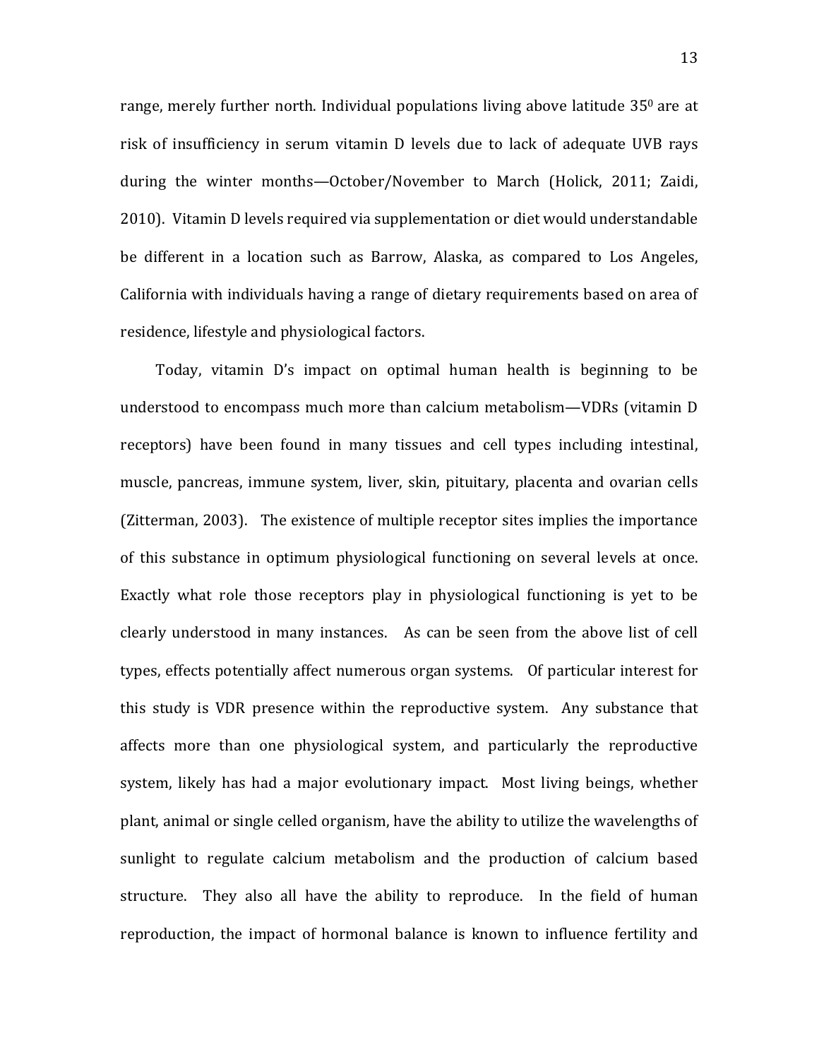range, merely further north. Individual populations living above latitude $35^0$ are at risk of insufficiency in serum vitamin D levels due to lack of adequate UVB rays during the winter months—October/November to March (Holick, 2011; Zaidi, 2010). Vitamin D levels required via supplementation or diet would understandable be different in a location such as Barrow, Alaska, as compared to Los Angeles, California with individuals having a range of dietary requirements based on area of residence, lifestyle and physiological factors.

Today, vitamin D's impact on optimal human health is beginning to be understood to encompass much more than calcium metabolism—VDRs (vitamin D receptors) have been found in many tissues and cell types including intestinal, muscle, pancreas, immune system, liver, skin, pituitary, placenta and ovarian cells (Zitterman, 2003). The existence of multiple receptor sites implies the importance of this substance in optimum physiological functioning on several levels at once. Exactly what role those receptors play in physiological functioning is yet to be clearly understood in many instances. As can be seen from the above list of cell types, effects potentially affect numerous organ systems. Of particular interest for this study is VDR presence within the reproductive system. Any substance that affects more than one physiological system, and particularly the reproductive system, likely has had a major evolutionary impact. Most living beings, whether plant, animal or single celled organism, have the ability to utilize the wavelengths of sunlight to regulate calcium metabolism and the production of calcium based structure. They also all have the ability to reproduce. In the field of human reproduction, the impact of hormonal balance is known to influence fertility and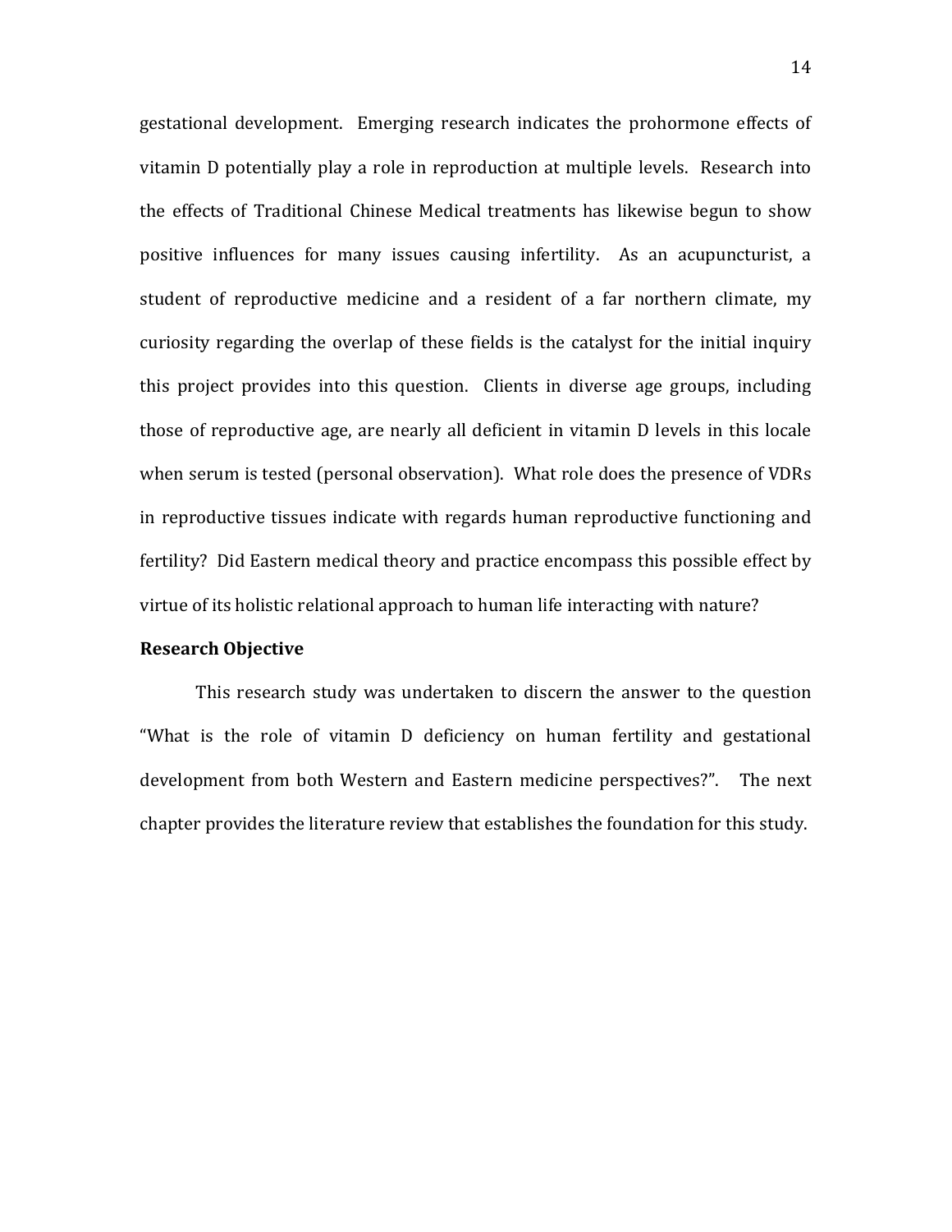gestational development. Emerging research indicates the prohormone effects of vitamin D potentially play a role in reproduction at multiple levels. Research into the effects of Traditional Chinese Medical treatments has likewise begun to show positive influences for many issues causing infertility. As an acupuncturist, a student of reproductive medicine and a resident of a far northern climate, my curiosity regarding the overlap of these fields is the catalyst for the initial inquiry this project provides into this question. Clients in diverse age groups, including those of reproductive age, are nearly all deficient in vitamin D levels in this locale when serum is tested (personal observation). What role does the presence of VDRs in reproductive tissues indicate with regards human reproductive functioning and fertility? Did Eastern medical theory and practice encompass this possible effect by virtue of its holistic relational approach to human life interacting with nature?

**Research Objective**

This research study was undertaken to discern the answer to the question "What is the role of vitamin D deficiency on human fertility and gestational development from both Western and Eastern medicine perspectives?". The next chapter provides the literature review that establishes the foundation for this study.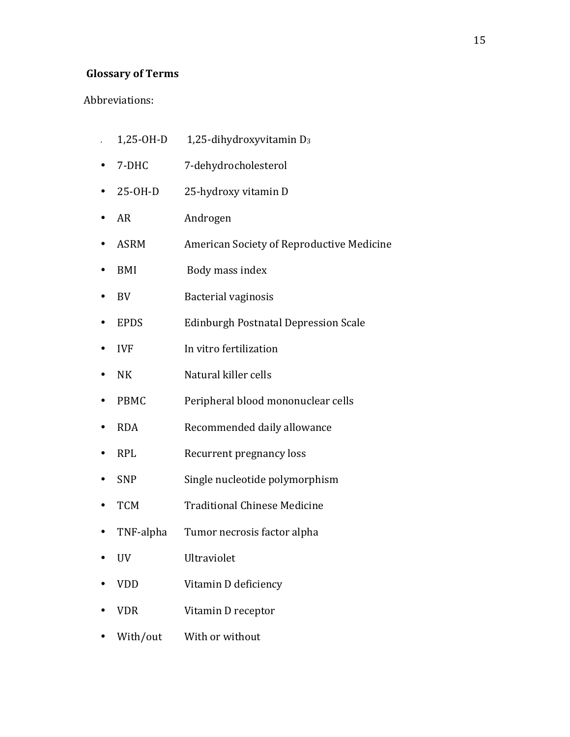**Glossary of Terms**

Abbreviations:

- 1,25-OH-D 1,25-dihydroxyvitamin $D_3$
- 7-DHC 7-dehydrocholesterol
- 25-OH-D 25-hydroxy vitamin D
- AR Androgen
- ASRM American Society of Reproductive Medicine
- BMI Body mass index
- BV Bacterial vaginosis
- EPDS Edinburgh Postnatal Depression Scale
- IVF In vitro fertilization
- NK Natural killer cells
- PBMC Peripheral blood mononuclear cells
- RDA Recommended daily allowance
- RPL Recurrent pregnancy loss
- SNP Single nucleotide polymorphism
- TCM Traditional Chinese Medicine
- TNF-alpha Tumor necrosis factor alpha
- UV Ultraviolet
- VDD Vitamin D deficiency
- VDR Vitamin D receptor
- With/out With or without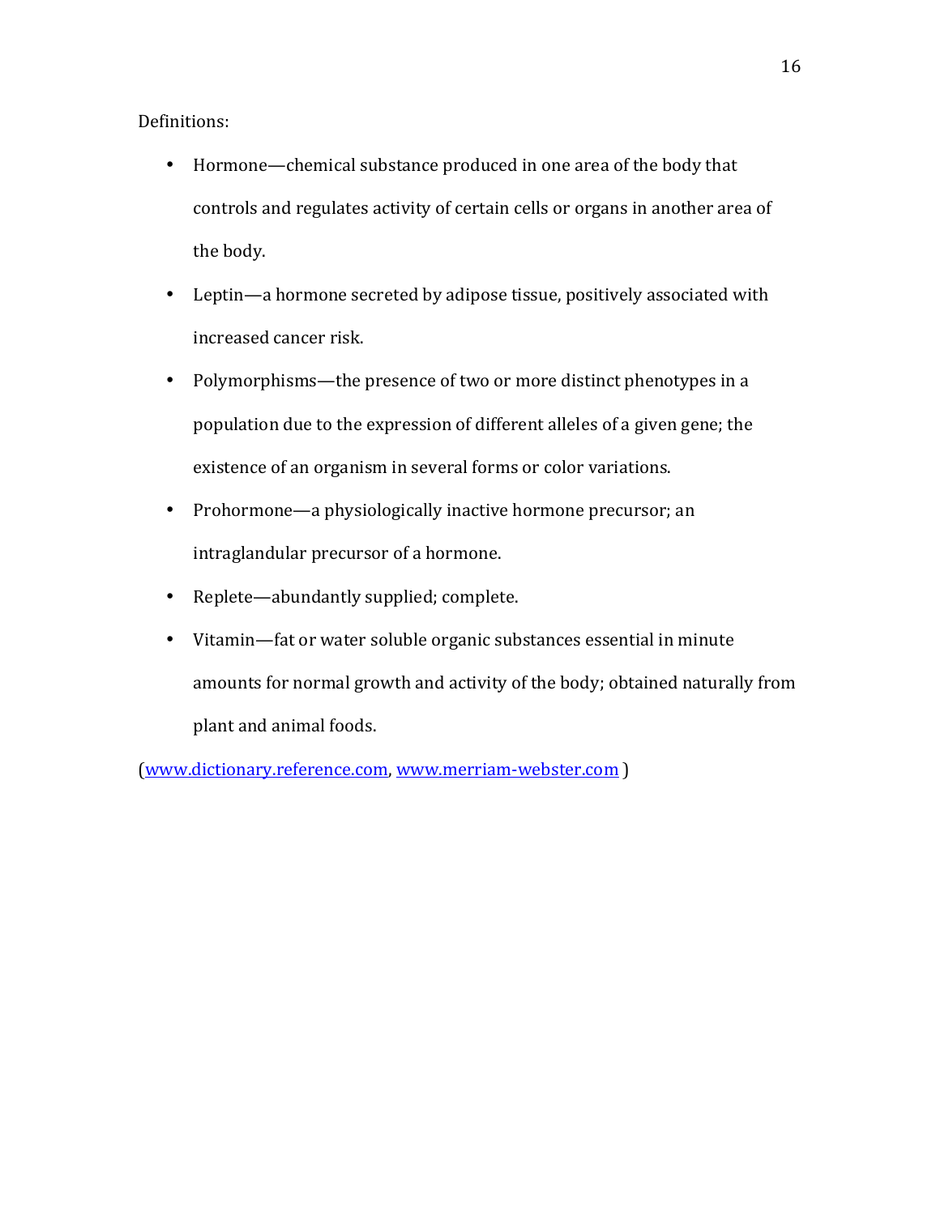Definitions:

- Hormone—chemical substance produced in one area of the body that controls and regulates activity of certain cells or organs in another area of the body.
- Leptin—a hormone secreted by adipose tissue, positively associated with increased cancer risk.
- Polymorphisms—the presence of two or more distinct phenotypes in a population due to the expression of different alleles of a given gene; the existence of an organism in several forms or color variations.
- Prohormone—a physiologically inactive hormone precursor; an intraglandular precursor of a hormone.
- Replete—abundantly supplied; complete.
- Vitamin—fat or water soluble organic substances essential in minute amounts for normal growth and activity of the body; obtained naturally from plant and animal foods.

(www.dictionary.reference.com, www.merriam-webster.com )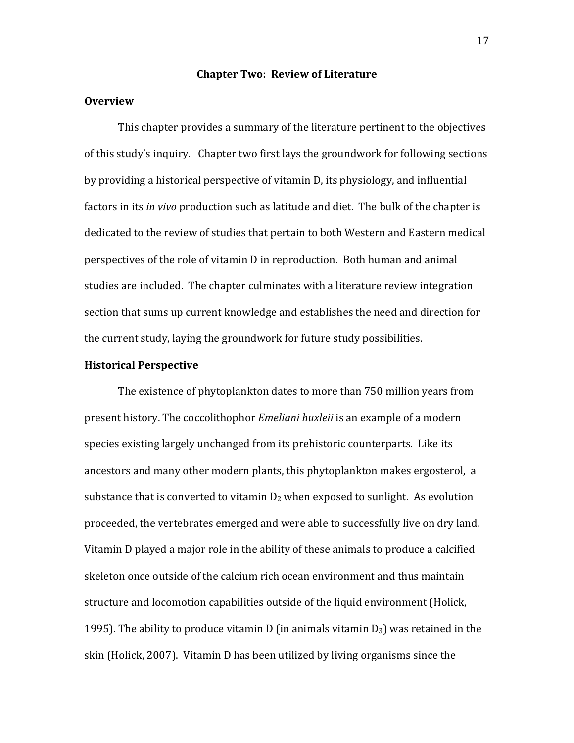# Chapter Two: Review of Literature

## Overview

This chapter provides a summary of the literature pertinent to the objectives of this study's inquiry. Chapter two first lays the groundwork for following sections by providing a historical perspective of vitamin D, its physiology, and influential factors in its *in vivo* production such as latitude and diet. The bulk of the chapter is dedicated to the review of studies that pertain to both Western and Eastern medical perspectives of the role of vitamin D in reproduction. Both human and animal studies are included. The chapter culminates with a literature review integration section that sums up current knowledge and establishes the need and direction for the current study, laying the groundwork for future study possibilities.

## Historical Perspective

The existence of phytoplankton dates to more than 750 million years from present history. The coccolithophor *Emeliani huxleii* is an example of a modern species existing largely unchanged from its prehistoric counterparts. Like its ancestors and many other modern plants, this phytoplankton makes ergosterol, a substance that is converted to vitamin $D_2$ when exposed to sunlight. As evolution proceeded, the vertebrates emerged and were able to successfully live on dry land. Vitamin D played a major role in the ability of these animals to produce a calcified skeleton once outside of the calcium rich ocean environment and thus maintain structure and locomotion capabilities outside of the liquid environment (Holick, 1995). The ability to produce vitamin D (in animals vitamin $D_3$) was retained in the skin (Holick, 2007). Vitamin D has been utilized by living organisms since the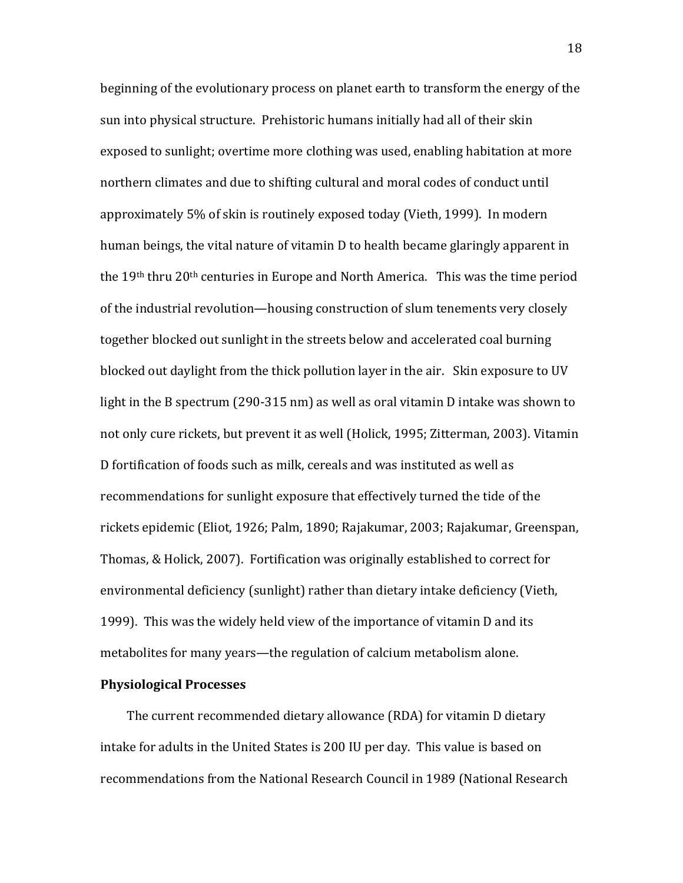beginning of the evolutionary process on planet earth to transform the energy of the sun into physical structure. Prehistoric humans initially had all of their skin exposed to sunlight; overtime more clothing was used, enabling habitation at more northern climates and due to shifting cultural and moral codes of conduct until approximately 5% of skin is routinely exposed today (Vieth, 1999). In modern human beings, the vital nature of vitamin D to health became glaringly apparent in the $19^{th}$ thru $20^{th}$ centuries in Europe and North America. This was the time period of the industrial revolution—housing construction of slum tenements very closely together blocked out sunlight in the streets below and accelerated coal burning blocked out daylight from the thick pollution layer in the air. Skin exposure to UV light in the B spectrum (290-315 nm) as well as oral vitamin D intake was shown to not only cure rickets, but prevent it as well (Holick, 1995; Zitterman, 2003). Vitamin D fortification of foods such as milk, cereals and was instituted as well as recommendations for sunlight exposure that effectively turned the tide of the rickets epidemic (Eliot, 1926; Palm, 1890; Rajakumar, 2003; Rajakumar, Greenspan, Thomas, & Holick, 2007). Fortification was originally established to correct for environmental deficiency (sunlight) rather than dietary intake deficiency (Vieth, 1999). This was the widely held view of the importance of vitamin D and its metabolites for many years—the regulation of calcium metabolism alone.

**Physiological Processes**

The current recommended dietary allowance (RDA) for vitamin D dietary intake for adults in the United States is 200 IU per day. This value is based on recommendations from the National Research Council in 1989 (National Research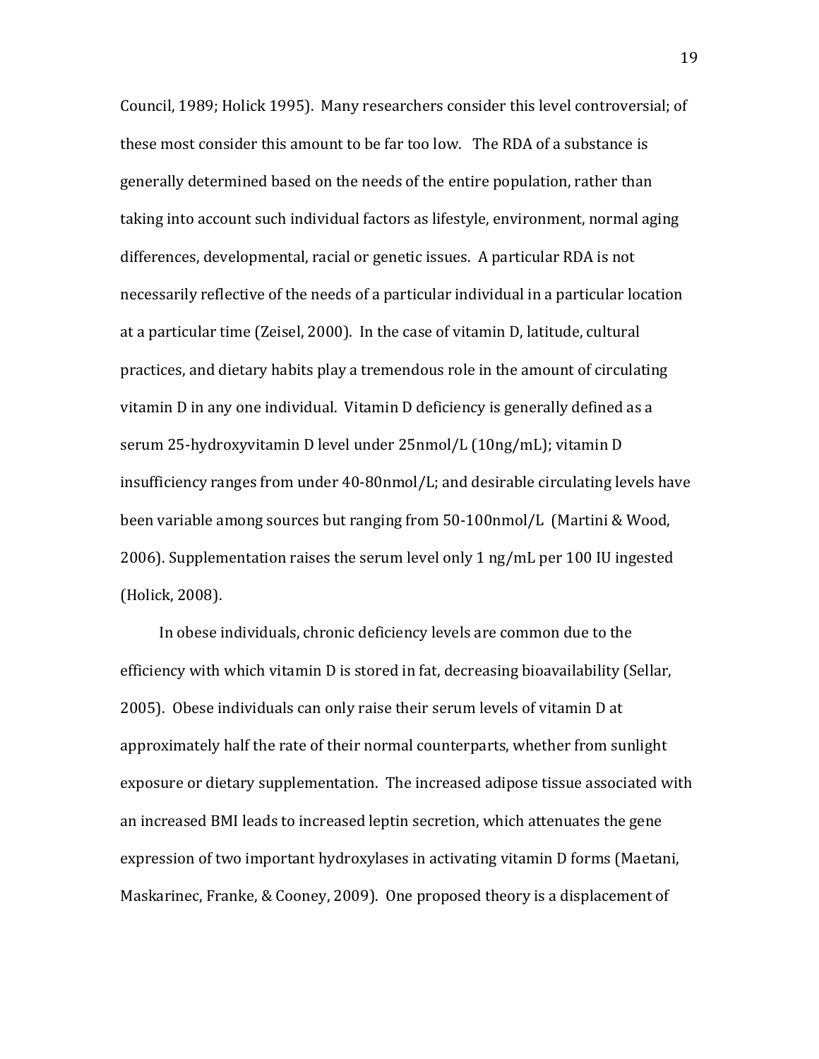Council, 1989; Holick 1995). Many researchers consider this level controversial; of these most consider this amount to be far too low. The RDA of a substance is generally determined based on the needs of the entire population, rather than taking into account such individual factors as lifestyle, environment, normal aging differences, developmental, racial or genetic issues. A particular RDA is not necessarily reflective of the needs of a particular individual in a particular location at a particular time (Zeisel, 2000). In the case of vitamin D, latitude, cultural practices, and dietary habits play a tremendous role in the amount of circulating vitamin D in any one individual. Vitamin D deficiency is generally defined as a serum 25-hydroxyvitamin D level under 25nmol/L (10ng/mL); vitamin D insufficiency ranges from under 40-80nmol/L; and desirable circulating levels have been variable among sources but ranging from 50-100nmol/L (Martini & Wood, 2006). Supplementation raises the serum level only 1 ng/mL per 100 IU ingested (Holick, 2008).

In obese individuals, chronic deficiency levels are common due to the efficiency with which vitamin D is stored in fat, decreasing bioavailability (Sellar, 2005). Obese individuals can only raise their serum levels of vitamin D at approximately half the rate of their normal counterparts, whether from sunlight exposure or dietary supplementation. The increased adipose tissue associated with an increased BMI leads to increased leptin secretion, which attenuates the gene expression of two important hydroxylases in activating vitamin D forms (Maetani, Maskarinec, Franke, & Cooney, 2009). One proposed theory is a displacement of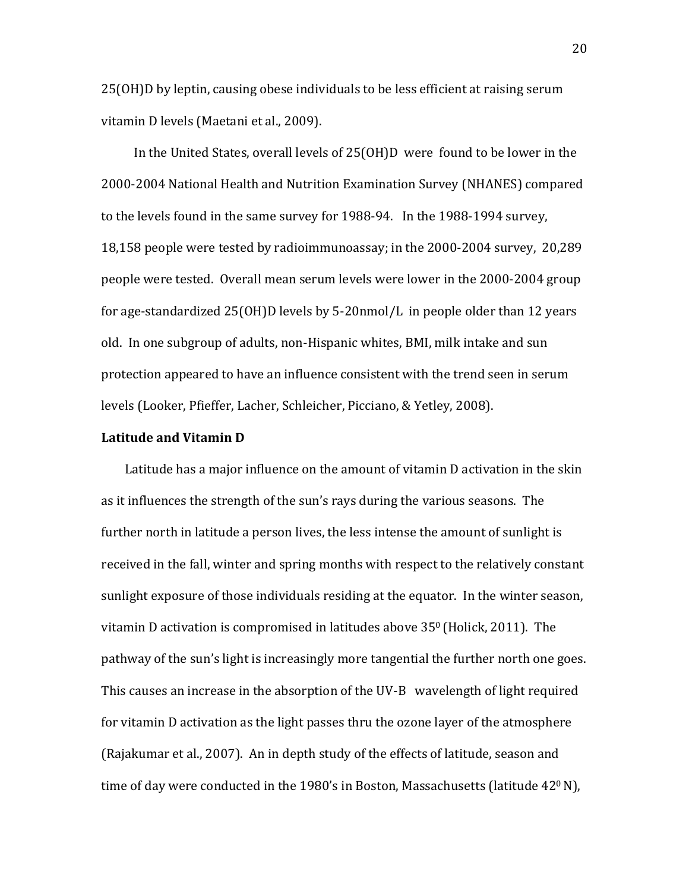25(OH)D by leptin, causing obese individuals to be less efficient at raising serum vitamin D levels (Maetani et al., 2009).

In the United States, overall levels of 25(OH)D were found to be lower in the 2000-2004 National Health and Nutrition Examination Survey (NHANES) compared to the levels found in the same survey for 1988-94. In the 1988-1994 survey, 18,158 people were tested by radioimmunoassay; in the 2000-2004 survey, 20,289 people were tested. Overall mean serum levels were lower in the 2000-2004 group for age-standardized 25(OH)D levels by 5-20nmol/L in people older than 12 years old. In one subgroup of adults, non-Hispanic whites, BMI, milk intake and sun protection appeared to have an influence consistent with the trend seen in serum levels (Looker, Pfieffer, Lacher, Schleicher, Picciano, & Yetley, 2008).

**Latitude and Vitamin D**

Latitude has a major influence on the amount of vitamin D activation in the skin as it influences the strength of the sun's rays during the various seasons. The further north in latitude a person lives, the less intense the amount of sunlight is received in the fall, winter and spring months with respect to the relatively constant sunlight exposure of those individuals residing at the equator. In the winter season, vitamin D activation is compromised in latitudes above $35^0$ (Holick, 2011). The pathway of the sun's light is increasingly more tangential the further north one goes. This causes an increase in the absorption of the UV-B wavelength of light required for vitamin D activation as the light passes thru the ozone layer of the atmosphere (Rajakumar et al., 2007). An in depth study of the effects of latitude, season and time of day were conducted in the 1980's in Boston, Massachusetts (latitude $42^0$ N),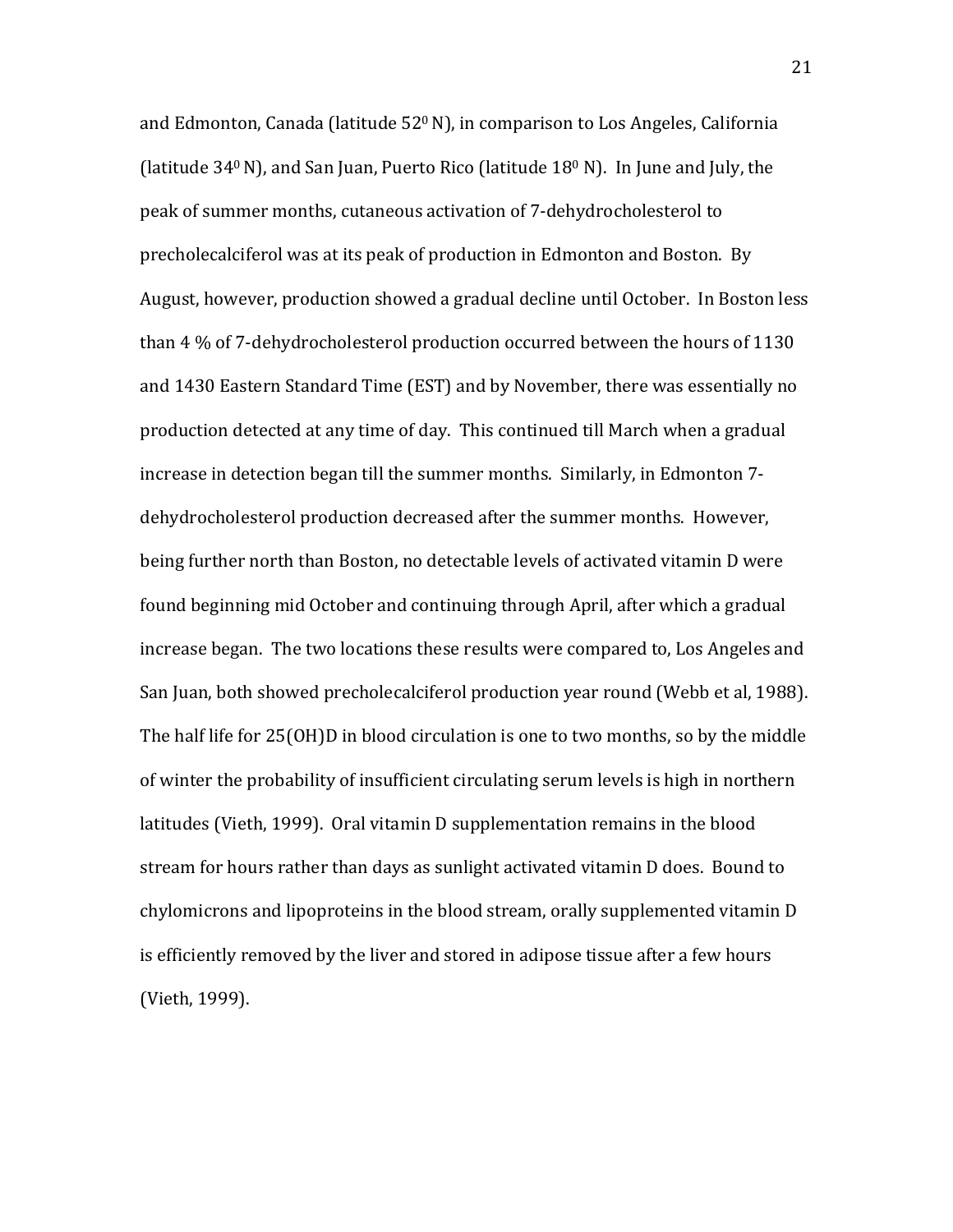and Edmonton, Canada (latitude $52^0$ N), in comparison to Los Angeles, California (latitude $34^0$ N), and San Juan, Puerto Rico (latitude $18^0$ N). In June and July, the peak of summer months, cutaneous activation of 7-dehydrocholesterol to precholecalciferol was at its peak of production in Edmonton and Boston. By August, however, production showed a gradual decline until October. In Boston less than 4 % of 7-dehydrocholesterol production occurred between the hours of 1130 and 1430 Eastern Standard Time (EST) and by November, there was essentially no production detected at any time of day. This continued till March when a gradual increase in detection began till the summer months. Similarly, in Edmonton 7-dehydrocholesterol production decreased after the summer months. However, being further north than Boston, no detectable levels of activated vitamin D were found beginning mid October and continuing through April, after which a gradual increase began. The two locations these results were compared to, Los Angeles and San Juan, both showed precholecalciferol production year round (Webb et al, 1988). The half life for 25(OH)D in blood circulation is one to two months, so by the middle of winter the probability of insufficient circulating serum levels is high in northern latitudes (Vieth, 1999). Oral vitamin D supplementation remains in the blood stream for hours rather than days as sunlight activated vitamin D does. Bound to chylomicrons and lipoproteins in the blood stream, orally supplemented vitamin D is efficiently removed by the liver and stored in adipose tissue after a few hours (Vieth, 1999).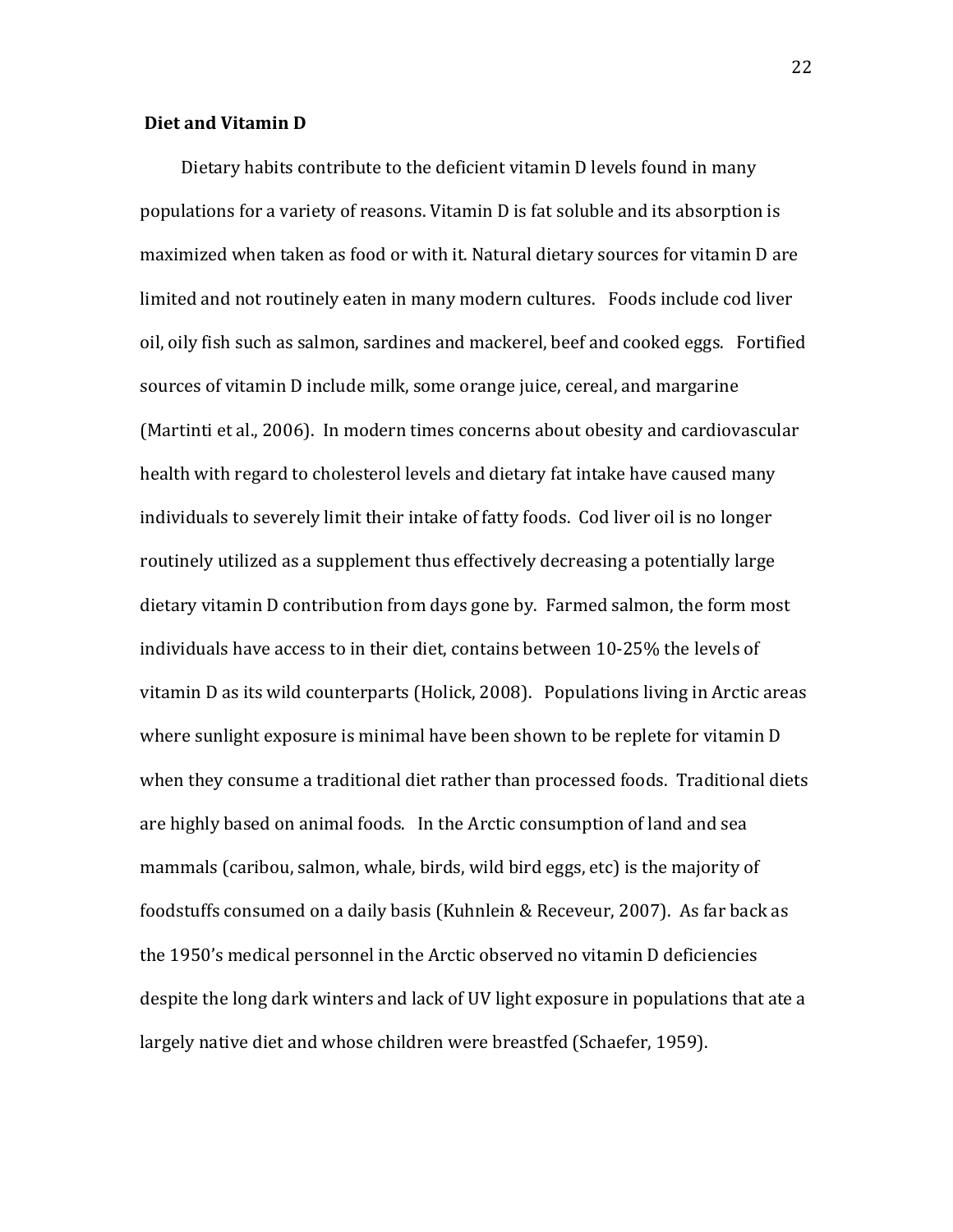## Diet and Vitamin D

Dietary habits contribute to the deficient vitamin D levels found in many populations for a variety of reasons. Vitamin D is fat soluble and its absorption is maximized when taken as food or with it. Natural dietary sources for vitamin D are limited and not routinely eaten in many modern cultures. Foods include cod liver oil, oily fish such as salmon, sardines and mackerel, beef and cooked eggs. Fortified sources of vitamin D include milk, some orange juice, cereal, and margarine (Martinti et al., 2006). In modern times concerns about obesity and cardiovascular health with regard to cholesterol levels and dietary fat intake have caused many individuals to severely limit their intake of fatty foods. Cod liver oil is no longer routinely utilized as a supplement thus effectively decreasing a potentially large dietary vitamin D contribution from days gone by. Farmed salmon, the form most individuals have access to in their diet, contains between 10-25% the levels of vitamin D as its wild counterparts (Holick, 2008). Populations living in Arctic areas where sunlight exposure is minimal have been shown to be replete for vitamin D when they consume a traditional diet rather than processed foods. Traditional diets are highly based on animal foods. In the Arctic consumption of land and sea mammals (caribou, salmon, whale, birds, wild bird eggs, etc) is the majority of foodstuffs consumed on a daily basis (Kuhnlein & Receveur, 2007). As far back as the 1950's medical personnel in the Arctic observed no vitamin D deficiencies despite the long dark winters and lack of UV light exposure in populations that ate a largely native diet and whose children were breastfed (Schaefer, 1959).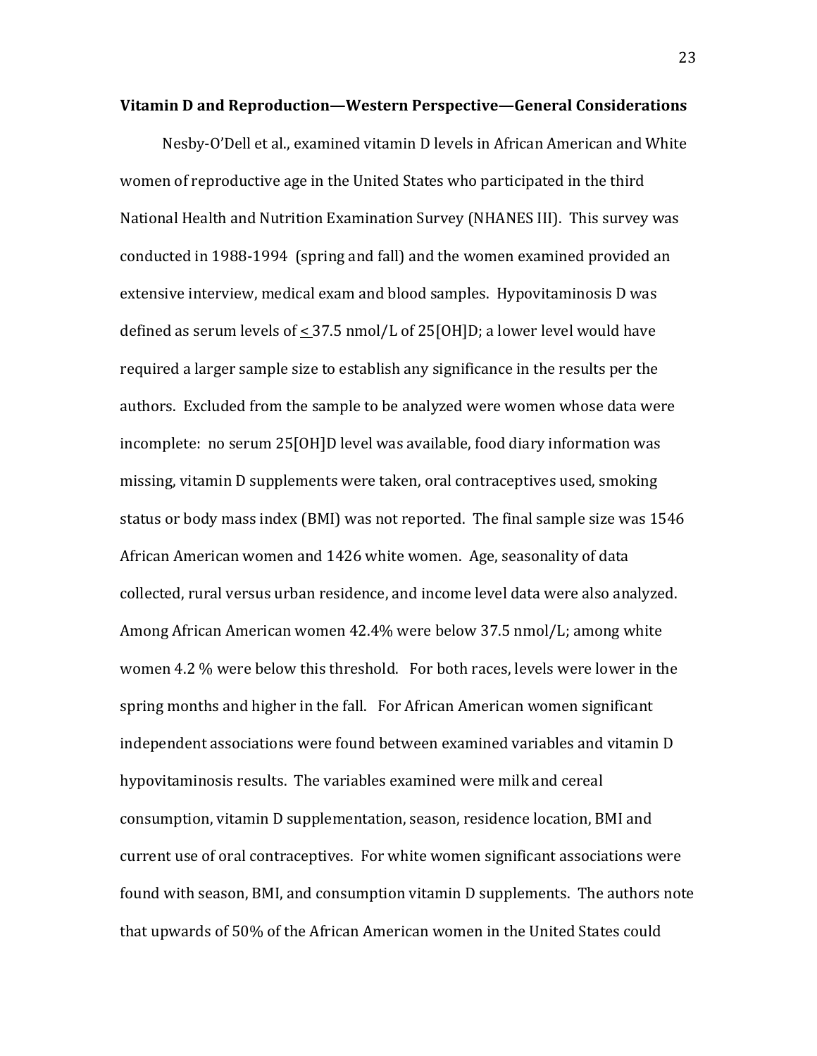**Vitamin D and Reproduction—Western Perspective—General Considerations**

Nesby-O'Dell et al., examined vitamin D levels in African American and White women of reproductive age in the United States who participated in the third National Health and Nutrition Examination Survey (NHANES III). This survey was conducted in 1988-1994 (spring and fall) and the women examined provided an extensive interview, medical exam and blood samples. Hypovitaminosis D was defined as serum levels of $\leq$ 37.5 nmol/L of 25[OH]D; a lower level would have required a larger sample size to establish any significance in the results per the authors. Excluded from the sample to be analyzed were women whose data were incomplete: no serum 25[OH]D level was available, food diary information was missing, vitamin D supplements were taken, oral contraceptives used, smoking status or body mass index (BMI) was not reported. The final sample size was 1546 African American women and 1426 white women. Age, seasonality of data collected, rural versus urban residence, and income level data were also analyzed. Among African American women 42.4% were below 37.5 nmol/L; among white women 4.2 % were below this threshold. For both races, levels were lower in the spring months and higher in the fall. For African American women significant independent associations were found between examined variables and vitamin D hypovitaminosis results. The variables examined were milk and cereal consumption, vitamin D supplementation, season, residence location, BMI and current use of oral contraceptives. For white women significant associations were found with season, BMI, and consumption vitamin D supplements. The authors note that upwards of 50% of the African American women in the United States could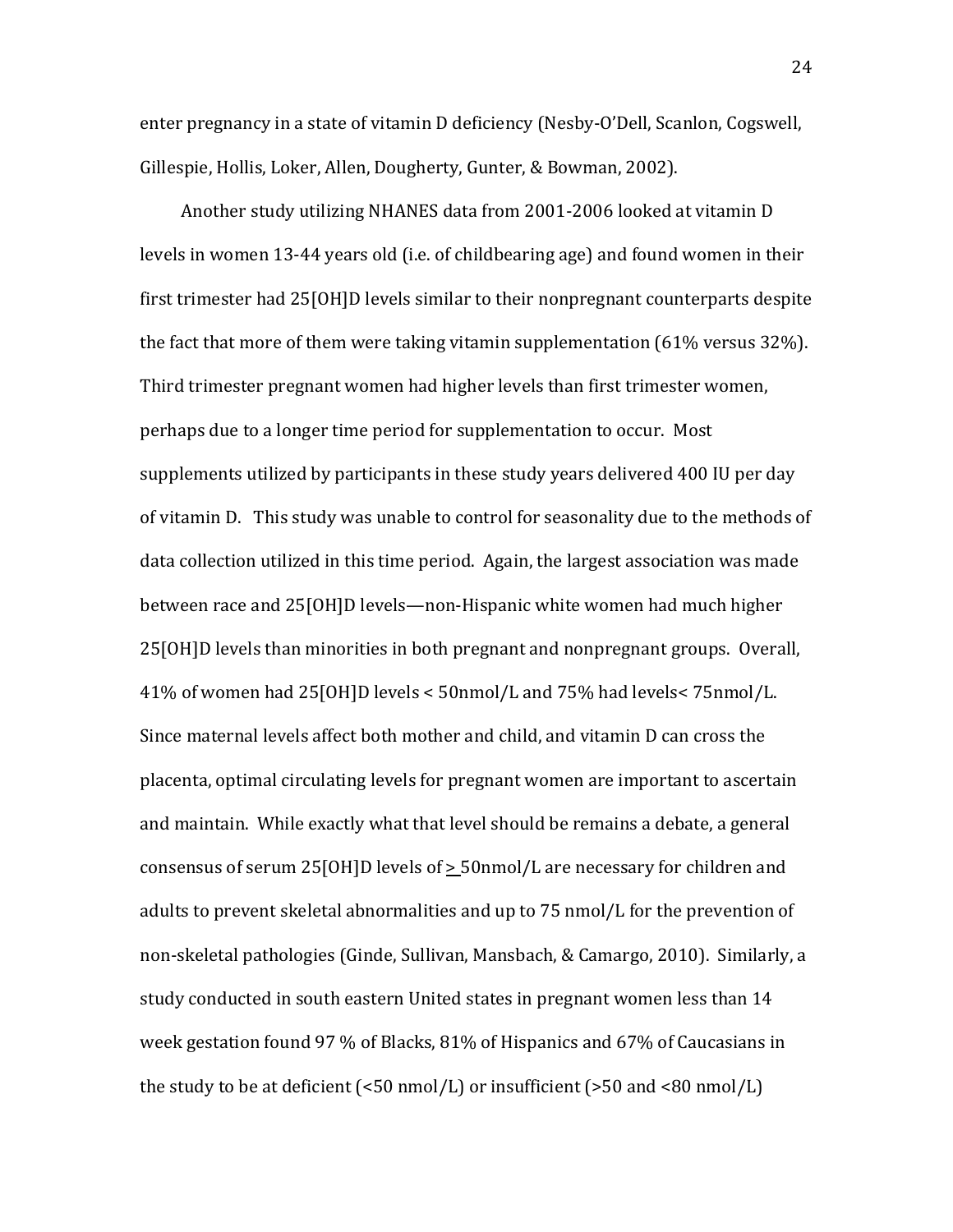enter pregnancy in a state of vitamin D deficiency (Nesby-O'Dell, Scanlon, Cogswell, Gillespie, Hollis, Loker, Allen, Dougherty, Gunter, & Bowman, 2002).

Another study utilizing NHANES data from 2001-2006 looked at vitamin D levels in women 13-44 years old (i.e. of childbearing age) and found women in their first trimester had 25[OH]D levels similar to their nonpregnant counterparts despite the fact that more of them were taking vitamin supplementation (61% versus 32%). Third trimester pregnant women had higher levels than first trimester women, perhaps due to a longer time period for supplementation to occur. Most supplements utilized by participants in these study years delivered 400 IU per day of vitamin D. This study was unable to control for seasonality due to the methods of data collection utilized in this time period. Again, the largest association was made between race and 25[OH]D levels—non-Hispanic white women had much higher 25[OH]D levels than minorities in both pregnant and nonpregnant groups. Overall, 41% of women had 25[OH]D levels < 50nmol/L and 75% had levels< 75nmol/L. Since maternal levels affect both mother and child, and vitamin D can cross the placenta, optimal circulating levels for pregnant women are important to ascertain and maintain. While exactly what that level should be remains a debate, a general consensus of serum 25[OH]D levels of ≥ 50nmol/L are necessary for children and adults to prevent skeletal abnormalities and up to 75 nmol/L for the prevention of non-skeletal pathologies (Ginde, Sullivan, Mansbach, & Camargo, 2010). Similarly, a study conducted in south eastern United states in pregnant women less than 14 week gestation found 97 % of Blacks, 81% of Hispanics and 67% of Caucasians in the study to be at deficient (<50 nmol/L) or insufficient (>50 and <80 nmol/L)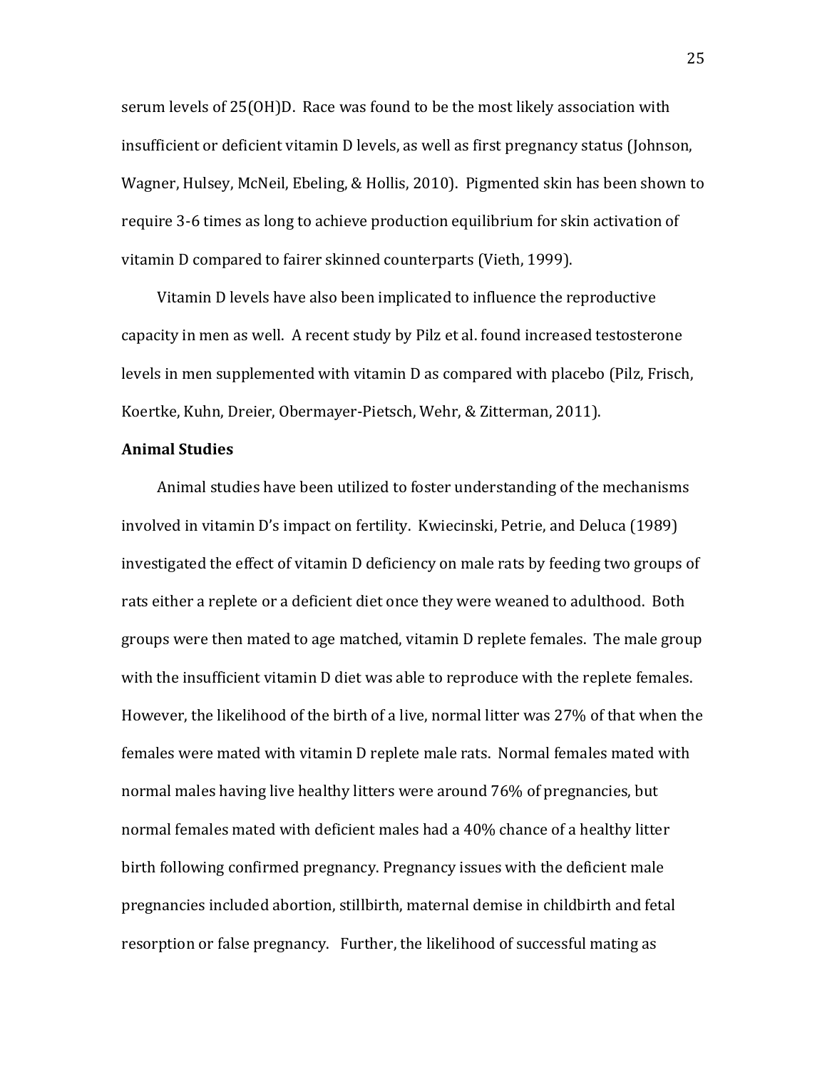serum levels of 25(OH)D. Race was found to be the most likely association with insufficient or deficient vitamin D levels, as well as first pregnancy status (Johnson, Wagner, Hulsey, McNeil, Ebeling, & Hollis, 2010). Pigmented skin has been shown to require 3-6 times as long to achieve production equilibrium for skin activation of vitamin D compared to fairer skinned counterparts (Vieth, 1999).

Vitamin D levels have also been implicated to influence the reproductive capacity in men as well. A recent study by Pilz et al. found increased testosterone levels in men supplemented with vitamin D as compared with placebo (Pilz, Frisch, Koertke, Kuhn, Dreier, Obermayer-Pietsch, Wehr, & Zitterman, 2011).

**Animal Studies**

Animal studies have been utilized to foster understanding of the mechanisms involved in vitamin D's impact on fertility. Kwiecinski, Petrie, and Deluca (1989) investigated the effect of vitamin D deficiency on male rats by feeding two groups of rats either a replete or a deficient diet once they were weaned to adulthood. Both groups were then mated to age matched, vitamin D replete females. The male group with the insufficient vitamin D diet was able to reproduce with the replete females. However, the likelihood of the birth of a live, normal litter was 27% of that when the females were mated with vitamin D replete male rats. Normal females mated with normal males having live healthy litters were around 76% of pregnancies, but normal females mated with deficient males had a 40% chance of a healthy litter birth following confirmed pregnancy. Pregnancy issues with the deficient male pregnancies included abortion, stillbirth, maternal demise in childbirth and fetal resorption or false pregnancy. Further, the likelihood of successful mating as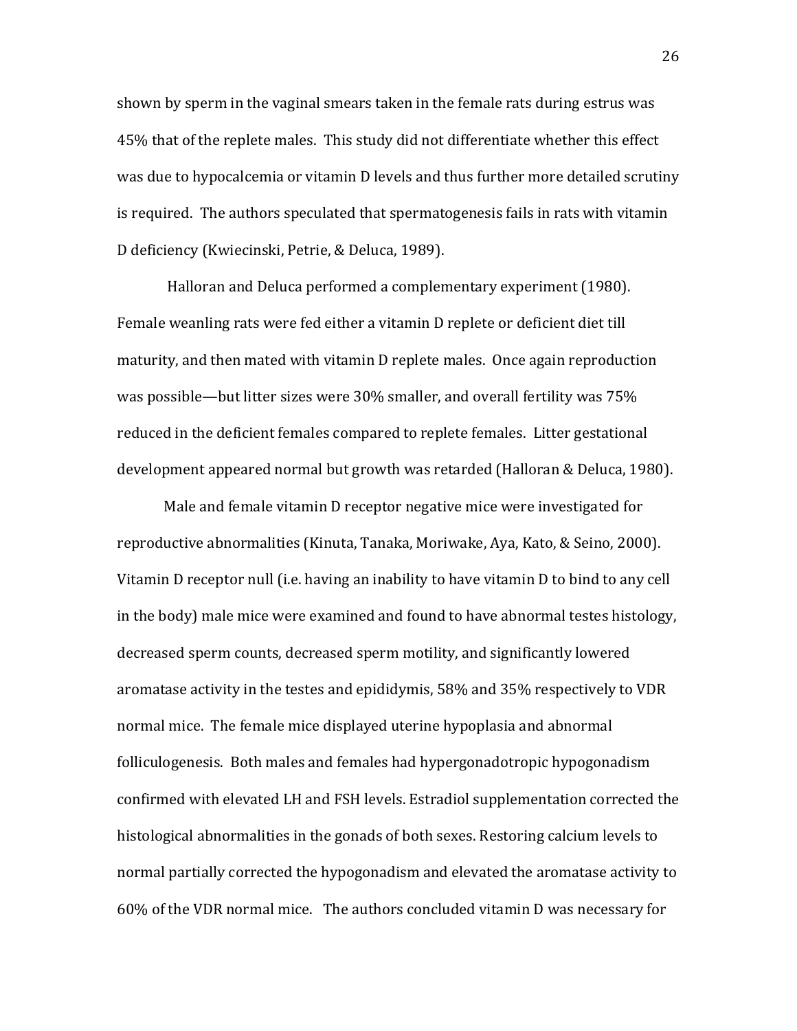shown by sperm in the vaginal smears taken in the female rats during estrus was 45% that of the replete males. This study did not differentiate whether this effect was due to hypocalcemia or vitamin D levels and thus further more detailed scrutiny is required. The authors speculated that spermatogenesis fails in rats with vitamin D deficiency (Kwiecinski, Petrie, & Deluca, 1989).

Halloran and Deluca performed a complementary experiment (1980). Female weanling rats were fed either a vitamin D replete or deficient diet till maturity, and then mated with vitamin D replete males. Once again reproduction was possible—but litter sizes were 30% smaller, and overall fertility was 75% reduced in the deficient females compared to replete females. Litter gestational development appeared normal but growth was retarded (Halloran & Deluca, 1980).

Male and female vitamin D receptor negative mice were investigated for reproductive abnormalities (Kinuta, Tanaka, Moriwake, Aya, Kato, & Seino, 2000). Vitamin D receptor null (i.e. having an inability to have vitamin D to bind to any cell in the body) male mice were examined and found to have abnormal testes histology, decreased sperm counts, decreased sperm motility, and significantly lowered aromatase activity in the testes and epididymis, 58% and 35% respectively to VDR normal mice. The female mice displayed uterine hypoplasia and abnormal folliculogenesis. Both males and females had hypergonadotropic hypogonadism confirmed with elevated LH and FSH levels. Estradiol supplementation corrected the histological abnormalities in the gonads of both sexes. Restoring calcium levels to normal partially corrected the hypogonadism and elevated the aromatase activity to 60% of the VDR normal mice. The authors concluded vitamin D was necessary for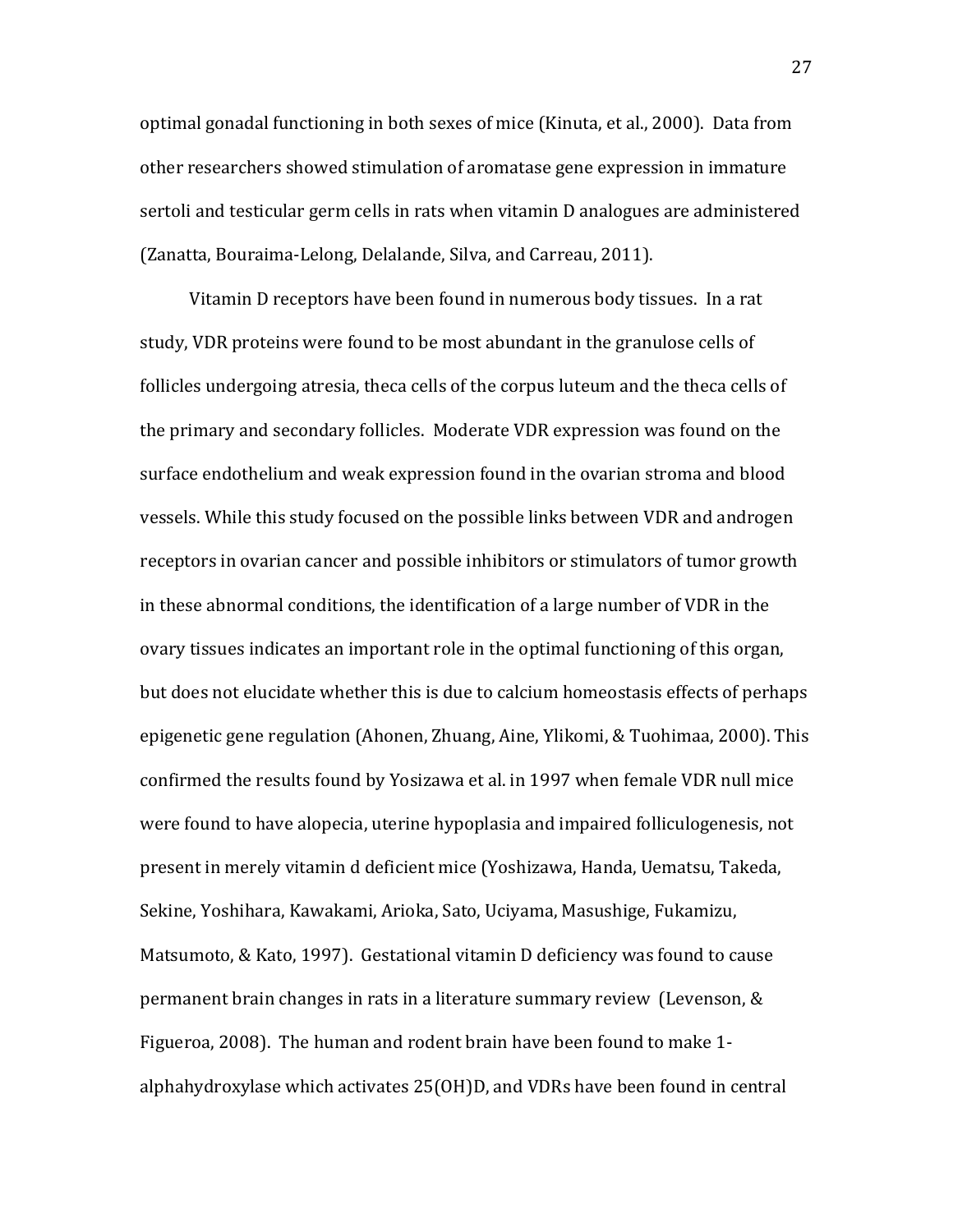optimal gonadal functioning in both sexes of mice (Kinuta, et al., 2000). Data from other researchers showed stimulation of aromatase gene expression in immature sertoli and testicular germ cells in rats when vitamin D analogues are administered (Zanatta, Bouraima-Lelong, Delalande, Silva, and Carreau, 2011).

Vitamin D receptors have been found in numerous body tissues. In a rat study, VDR proteins were found to be most abundant in the granulose cells of follicles undergoing atresia, theca cells of the corpus luteum and the theca cells of the primary and secondary follicles. Moderate VDR expression was found on the surface endothelium and weak expression found in the ovarian stroma and blood vessels. While this study focused on the possible links between VDR and androgen receptors in ovarian cancer and possible inhibitors or stimulators of tumor growth in these abnormal conditions, the identification of a large number of VDR in the ovary tissues indicates an important role in the optimal functioning of this organ, but does not elucidate whether this is due to calcium homeostasis effects of perhaps epigenetic gene regulation (Ahonen, Zhuang, Aine, Ylikomi, & Tuohimaa, 2000). This confirmed the results found by Yosizawa et al. in 1997 when female VDR null mice were found to have alopecia, uterine hypoplasia and impaired folliculogenesis, not present in merely vitamin d deficient mice (Yoshizawa, Handa, Uematsu, Takeda, Sekine, Yoshihara, Kawakami, Arioka, Sato, Uciyama, Masushige, Fukamizu, Matsumoto, & Kato, 1997). Gestational vitamin D deficiency was found to cause permanent brain changes in rats in a literature summary review (Levenson, & Figueroa, 2008). The human and rodent brain have been found to make 1-alphahydroxylase which activates 25(OH)D, and VDRs have been found in central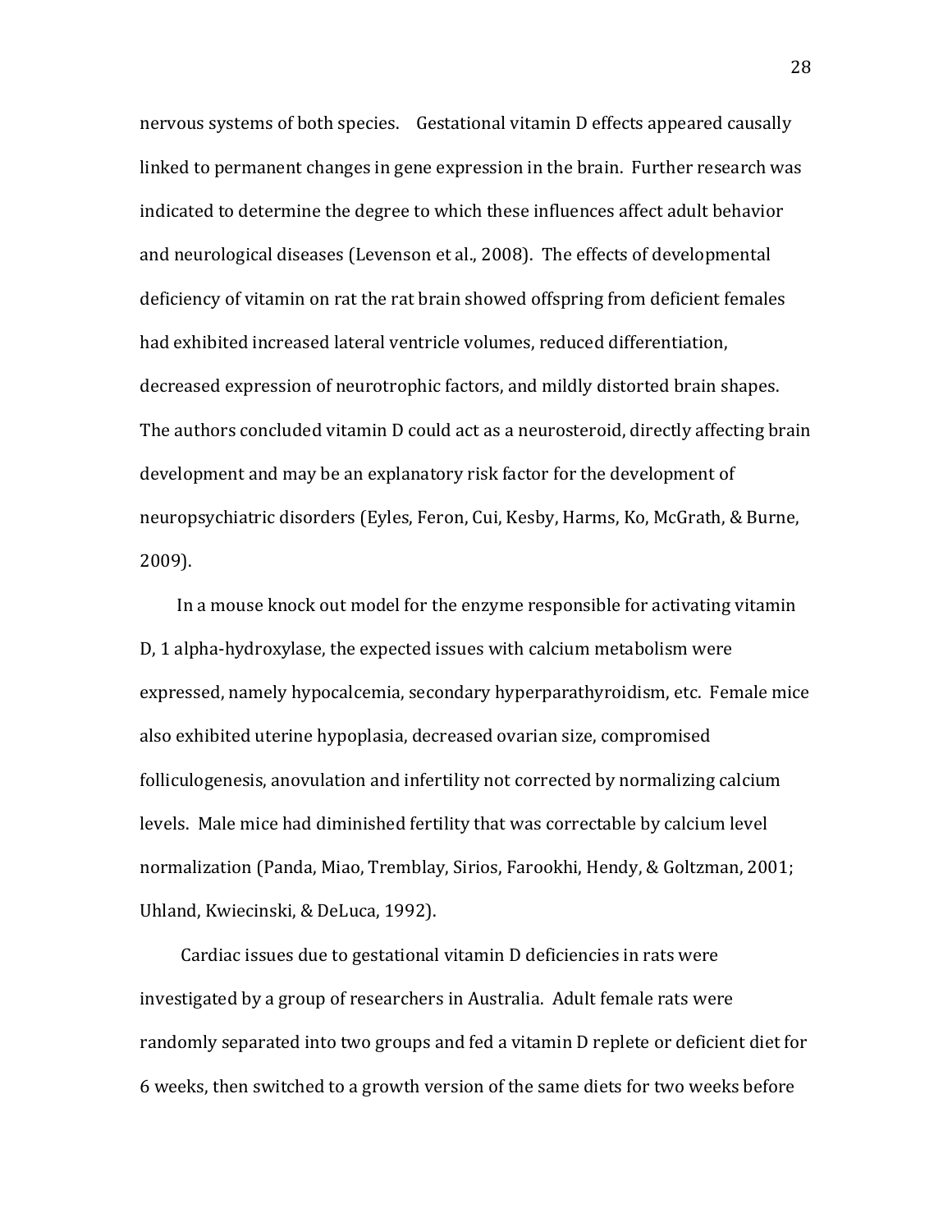nervous systems of both species. Gestational vitamin D effects appeared causally linked to permanent changes in gene expression in the brain. Further research was indicated to determine the degree to which these influences affect adult behavior and neurological diseases (Levenson et al., 2008). The effects of developmental deficiency of vitamin on rat the rat brain showed offspring from deficient females had exhibited increased lateral ventricle volumes, reduced differentiation, decreased expression of neurotrophic factors, and mildly distorted brain shapes. The authors concluded vitamin D could act as a neurosteroid, directly affecting brain development and may be an explanatory risk factor for the development of neuropsychiatric disorders (Eyles, Feron, Cui, Kesby, Harms, Ko, McGrath, & Burne, 2009).

In a mouse knock out model for the enzyme responsible for activating vitamin D, 1 alpha-hydroxylase, the expected issues with calcium metabolism were expressed, namely hypocalcemia, secondary hyperparathyroidism, etc. Female mice also exhibited uterine hypoplasia, decreased ovarian size, compromised folliculogenesis, anovulation and infertility not corrected by normalizing calcium levels. Male mice had diminished fertility that was correctable by calcium level normalization (Panda, Miao, Tremblay, Sirios, Farookhi, Hendy, & Goltzman, 2001; Uhland, Kwiecinski, & DeLuca, 1992).

Cardiac issues due to gestational vitamin D deficiencies in rats were investigated by a group of researchers in Australia. Adult female rats were randomly separated into two groups and fed a vitamin D replete or deficient diet for 6 weeks, then switched to a growth version of the same diets for two weeks before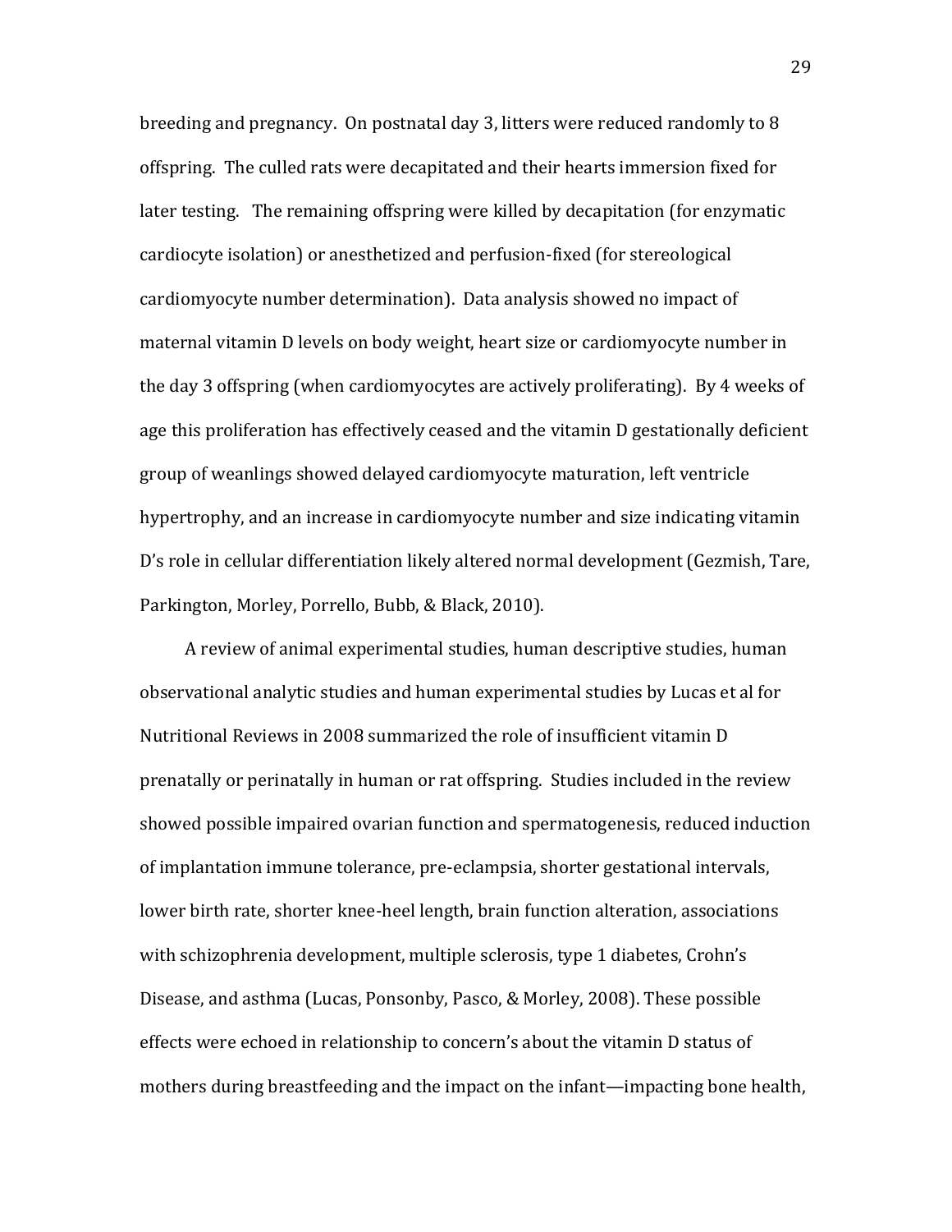breeding and pregnancy. On postnatal day 3, litters were reduced randomly to 8 offspring. The culled rats were decapitated and their hearts immersion fixed for later testing. The remaining offspring were killed by decapitation (for enzymatic cardiocyte isolation) or anesthetized and perfusion-fixed (for stereological cardiomyocyte number determination). Data analysis showed no impact of maternal vitamin D levels on body weight, heart size or cardiomyocyte number in the day 3 offspring (when cardiomyocytes are actively proliferating). By 4 weeks of age this proliferation has effectively ceased and the vitamin D gestationally deficient group of weanlings showed delayed cardiomyocyte maturation, left ventricle hypertrophy, and an increase in cardiomyocyte number and size indicating vitamin D's role in cellular differentiation likely altered normal development (Gezmish, Tare, Parkington, Morley, Porrello, Bubb, & Black, 2010).

A review of animal experimental studies, human descriptive studies, human observational analytic studies and human experimental studies by Lucas et al for Nutritional Reviews in 2008 summarized the role of insufficient vitamin D prenatally or perinatally in human or rat offspring. Studies included in the review showed possible impaired ovarian function and spermatogenesis, reduced induction of implantation immune tolerance, pre-eclampsia, shorter gestational intervals, lower birth rate, shorter knee-heel length, brain function alteration, associations with schizophrenia development, multiple sclerosis, type 1 diabetes, Crohn's Disease, and asthma (Lucas, Ponsonby, Pasco, & Morley, 2008). These possible effects were echoed in relationship to concern's about the vitamin D status of mothers during breastfeeding and the impact on the infant—impacting bone health,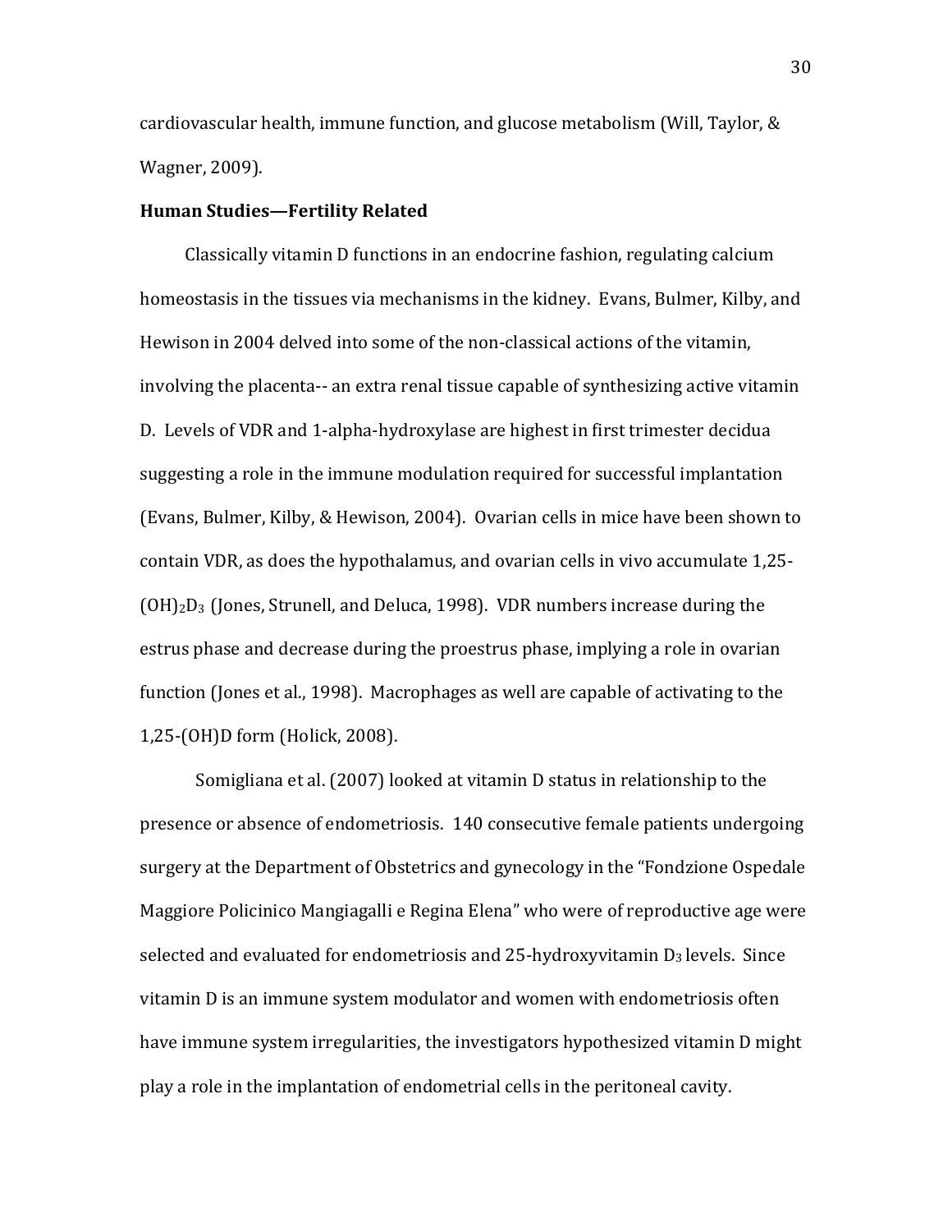cardiovascular health, immune function, and glucose metabolism (Will, Taylor, & Wagner, 2009).

**Human Studies—Fertility Related**

Classically vitamin D functions in an endocrine fashion, regulating calcium homeostasis in the tissues via mechanisms in the kidney. Evans, Bulmer, Kilby, and Hewison in 2004 delved into some of the non-classical actions of the vitamin, involving the placenta-- an extra renal tissue capable of synthesizing active vitamin D. Levels of VDR and 1-alpha-hydroxylase are highest in first trimester decidua suggesting a role in the immune modulation required for successful implantation (Evans, Bulmer, Kilby, & Hewison, 2004). Ovarian cells in mice have been shown to contain VDR, as does the hypothalamus, and ovarian cells in vivo accumulate 1,25-$(OH)_2D_3$ (Jones, Strunell, and Deluca, 1998). VDR numbers increase during the estrus phase and decrease during the proestrus phase, implying a role in ovarian function (Jones et al., 1998). Macrophages as well are capable of activating to the 1,25-(OH)D form (Holick, 2008).

Somigliana et al. (2007) looked at vitamin D status in relationship to the presence or absence of endometriosis. 140 consecutive female patients undergoing surgery at the Department of Obstetrics and gynecology in the "Fondzione Ospedale Maggiore Policinico Mangiagalli e Regina Elena" who were of reproductive age were selected and evaluated for endometriosis and 25-hydroxyvitamin $D_3$ levels. Since vitamin D is an immune system modulator and women with endometriosis often have immune system irregularities, the investigators hypothesized vitamin D might play a role in the implantation of endometrial cells in the peritoneal cavity.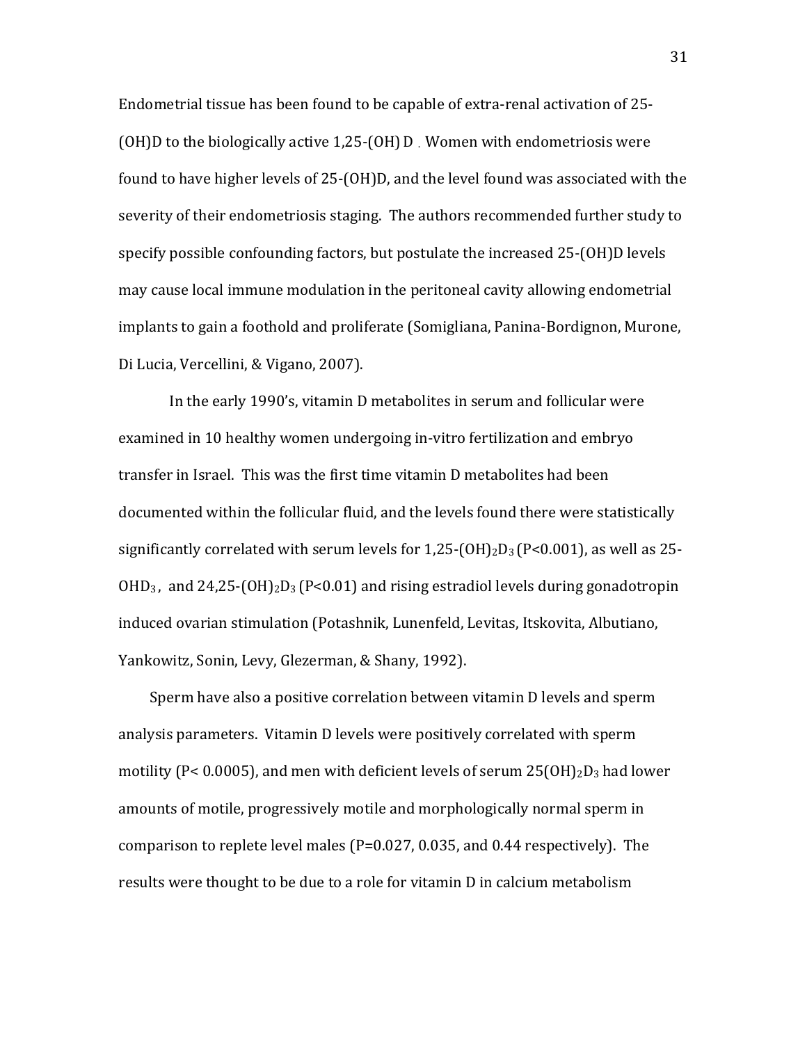Endometrial tissue has been found to be capable of extra-renal activation of 25-(OH)D to the biologically active 1,25-(OH) D . Women with endometriosis were found to have higher levels of 25-(OH)D, and the level found was associated with the severity of their endometriosis staging. The authors recommended further study to specify possible confounding factors, but postulate the increased 25-(OH)D levels may cause local immune modulation in the peritoneal cavity allowing endometrial implants to gain a foothold and proliferate (Somigliana, Panina-Bordignon, Murone, Di Lucia, Vercellini, & Vigano, 2007).

In the early 1990's, vitamin D metabolites in serum and follicular were examined in 10 healthy women undergoing in-vitro fertilization and embryo transfer in Israel. This was the first time vitamin D metabolites had been documented within the follicular fluid, and the levels found there were statistically significantly correlated with serum levels for 1,25-$(OH)_2D_3$ ($P<0.001$), as well as 25-$OHD_3$, and 24,25-$(OH)_2D_3$ ($P<0.01$) and rising estradiol levels during gonadotropin induced ovarian stimulation (Potashnik, Lunenfeld, Levitas, Itskovita, Albutiano, Yankowitz, Sonin, Levy, Glezerman, & Shany, 1992).

Sperm have also a positive correlation between vitamin D levels and sperm analysis parameters. Vitamin D levels were positively correlated with sperm motility ($P< 0.0005$), and men with deficient levels of serum $25(OH)_2D_3$ had lower amounts of motile, progressively motile and morphologically normal sperm in comparison to replete level males ($P$=0.027, 0.035, and 0.44 respectively). The results were thought to be due to a role for vitamin D in calcium metabolism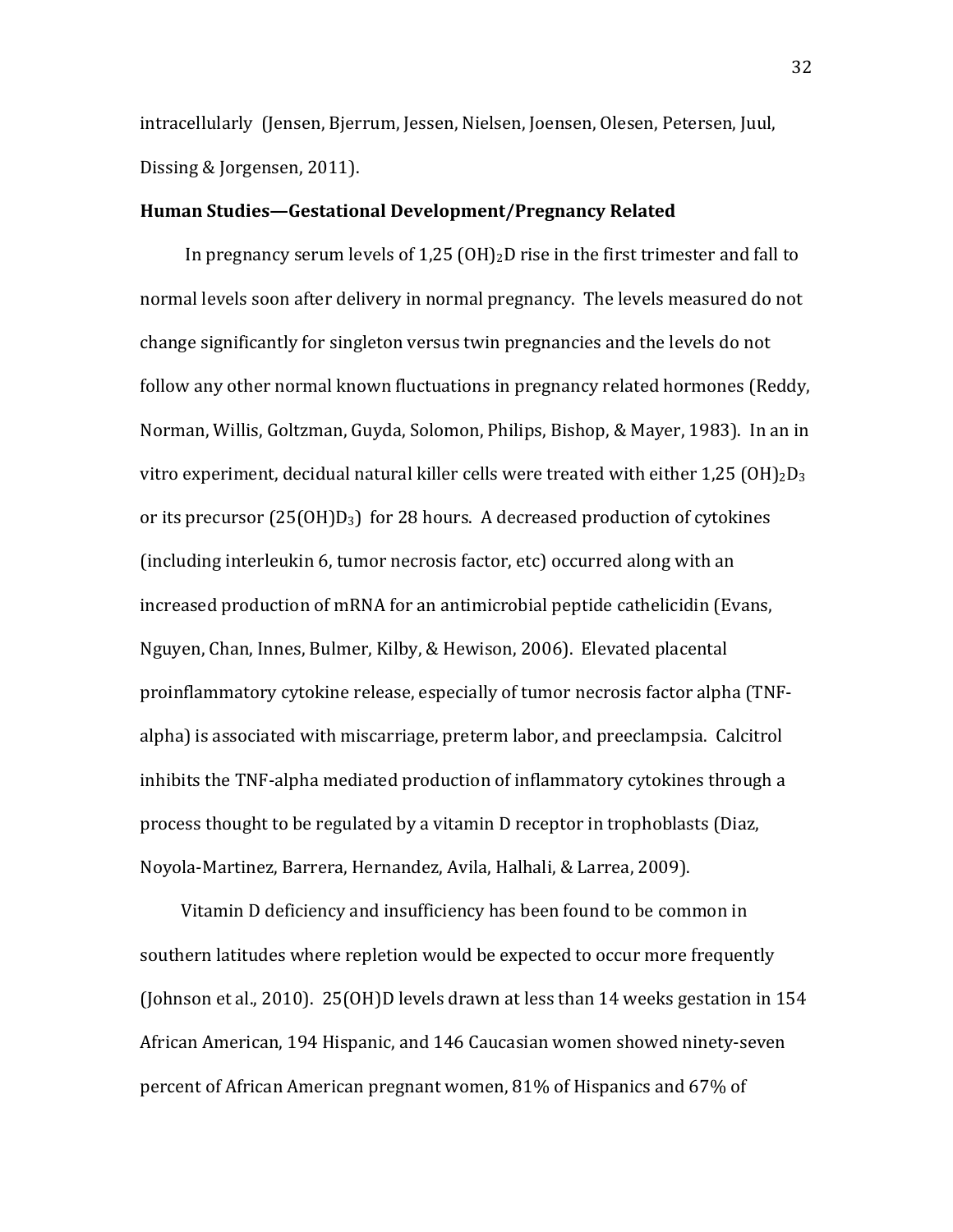intracellularly (Jensen, Bjerrum, Jessen, Nielsen, Joensen, Olesen, Petersen, Juul, Dissing & Jorgensen, 2011).

### Human Studies—Gestational Development/Pregnancy Related

In pregnancy serum levels of 1,25 $(OH)_2D$ rise in the first trimester and fall to normal levels soon after delivery in normal pregnancy. The levels measured do not change significantly for singleton versus twin pregnancies and the levels do not follow any other normal known fluctuations in pregnancy related hormones (Reddy, Norman, Willis, Goltzman, Guyda, Solomon, Philips, Bishop, & Mayer, 1983). In an in vitro experiment, decidual natural killer cells were treated with either 1,25 $(OH)_2D_3$ or its precursor $(25(OH)D_3)$ for 28 hours. A decreased production of cytokines (including interleukin 6, tumor necrosis factor, etc) occurred along with an increased production of mRNA for an antimicrobial peptide cathelicidin (Evans, Nguyen, Chan, Innes, Bulmer, Kilby, & Hewison, 2006). Elevated placental proinflammatory cytokine release, especially of tumor necrosis factor alpha (TNF-alpha) is associated with miscarriage, preterm labor, and preeclampsia. Calcitrol inhibits the TNF-alpha mediated production of inflammatory cytokines through a process thought to be regulated by a vitamin D receptor in trophoblasts (Diaz, Noyola-Martinez, Barrera, Hernandez, Avila, Halhali, & Larrea, 2009).

Vitamin D deficiency and insufficiency has been found to be common in southern latitudes where repletion would be expected to occur more frequently (Johnson et al., 2010). 25(OH)D levels drawn at less than 14 weeks gestation in 154 African American, 194 Hispanic, and 146 Caucasian women showed ninety-seven percent of African American pregnant women, 81% of Hispanics and 67% of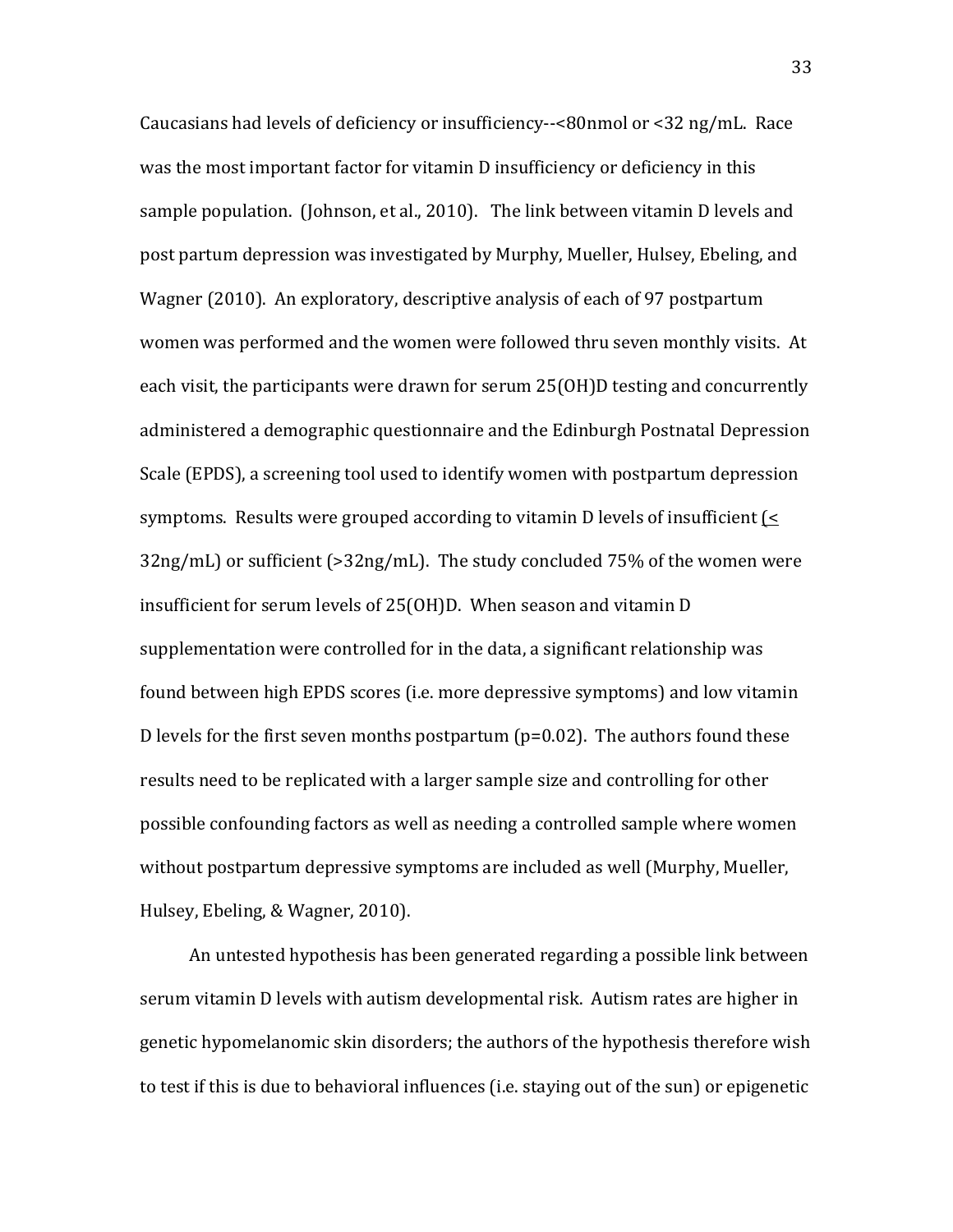Caucasians had levels of deficiency or insufficiency--<80nmol or <32 ng/mL. Race was the most important factor for vitamin D insufficiency or deficiency in this sample population. (Johnson, et al., 2010). The link between vitamin D levels and post partum depression was investigated by Murphy, Mueller, Hulsey, Ebeling, and Wagner (2010). An exploratory, descriptive analysis of each of 97 postpartum women was performed and the women were followed thru seven monthly visits. At each visit, the participants were drawn for serum 25(OH)D testing and concurrently administered a demographic questionnaire and the Edinburgh Postnatal Depression Scale (EPDS), a screening tool used to identify women with postpartum depression symptoms. Results were grouped according to vitamin D levels of insufficient (≤ 32ng/mL) or sufficient (>32ng/mL). The study concluded 75% of the women were insufficient for serum levels of 25(OH)D. When season and vitamin D supplementation were controlled for in the data, a significant relationship was found between high EPDS scores (i.e. more depressive symptoms) and low vitamin D levels for the first seven months postpartum (p=0.02). The authors found these results need to be replicated with a larger sample size and controlling for other possible confounding factors as well as needing a controlled sample where women without postpartum depressive symptoms are included as well (Murphy, Mueller, Hulsey, Ebeling, & Wagner, 2010).

An untested hypothesis has been generated regarding a possible link between serum vitamin D levels with autism developmental risk. Autism rates are higher in genetic hypomelanomic skin disorders; the authors of the hypothesis therefore wish to test if this is due to behavioral influences (i.e. staying out of the sun) or epigenetic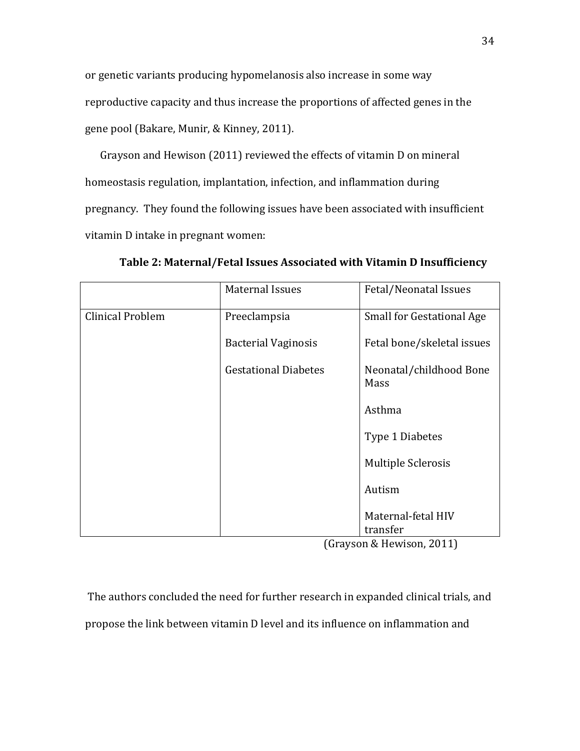or genetic variants producing hypomelanosis also increase in some way reproductive capacity and thus increase the proportions of affected genes in the gene pool (Bakare, Munir, & Kinney, 2011).

Grayson and Hewison (2011) reviewed the effects of vitamin D on mineral homeostasis regulation, implantation, infection, and inflammation during pregnancy. They found the following issues have been associated with insufficient vitamin D intake in pregnant women:

**Table 2: Maternal/Fetal Issues Associated with Vitamin D Insufficiency**

| | Maternal Issues | Fetal/Neonatal Issues |
|---|---|---|
| Clinical Problem | Preeclampsia | Small for Gestational Age |
| | Bacterial Vaginosis | Fetal bone/skeletal issues |
| | Gestational Diabetes | Neonatal/childhood Bone Mass |
| | | Asthma |
| | | Type 1 Diabetes |
| | | Multiple Sclerosis |
| | | Autism |
| | | Maternal-fetal HIV transfer |

(Grayson & Hewison, 2011)

The authors concluded the need for further research in expanded clinical trials, and propose the link between vitamin D level and its influence on inflammation and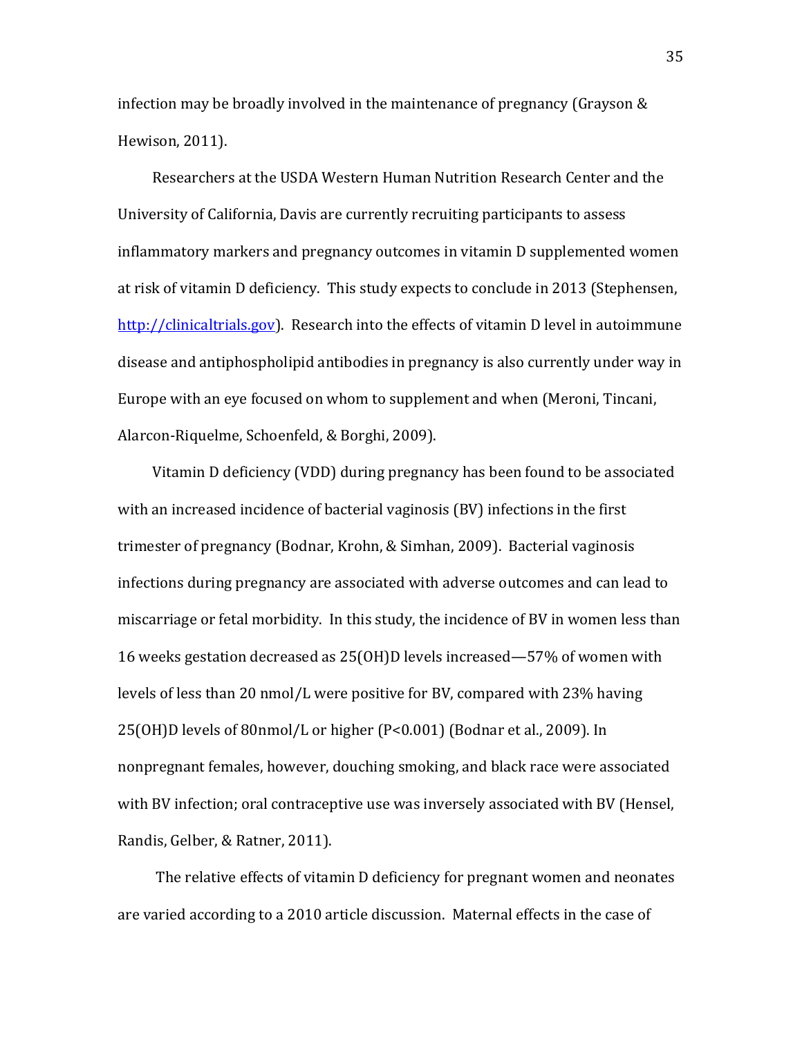infection may be broadly involved in the maintenance of pregnancy (Grayson & Hewison, 2011).

Researchers at the USDA Western Human Nutrition Research Center and the University of California, Davis are currently recruiting participants to assess inflammatory markers and pregnancy outcomes in vitamin D supplemented women at risk of vitamin D deficiency. This study expects to conclude in 2013 (Stephensen, [http://clinicaltrials.gov](http://clinicaltrials.gov)). Research into the effects of vitamin D level in autoimmune disease and antiphospholipid antibodies in pregnancy is also currently under way in Europe with an eye focused on whom to supplement and when (Meroni, Tincani, Alarcon-Riquelme, Schoenfeld, & Borghi, 2009).

Vitamin D deficiency (VDD) during pregnancy has been found to be associated with an increased incidence of bacterial vaginosis (BV) infections in the first trimester of pregnancy (Bodnar, Krohn, & Simhan, 2009). Bacterial vaginosis infections during pregnancy are associated with adverse outcomes and can lead to miscarriage or fetal morbidity. In this study, the incidence of BV in women less than 16 weeks gestation decreased as 25(OH)D levels increased—57% of women with levels of less than 20 nmol/L were positive for BV, compared with 23% having 25(OH)D levels of 80nmol/L or higher (P<0.001) (Bodnar et al., 2009). In nonpregnant females, however, douching smoking, and black race were associated with BV infection; oral contraceptive use was inversely associated with BV (Hensel, Randis, Gelber, & Ratner, 2011).

The relative effects of vitamin D deficiency for pregnant women and neonates are varied according to a 2010 article discussion. Maternal effects in the case of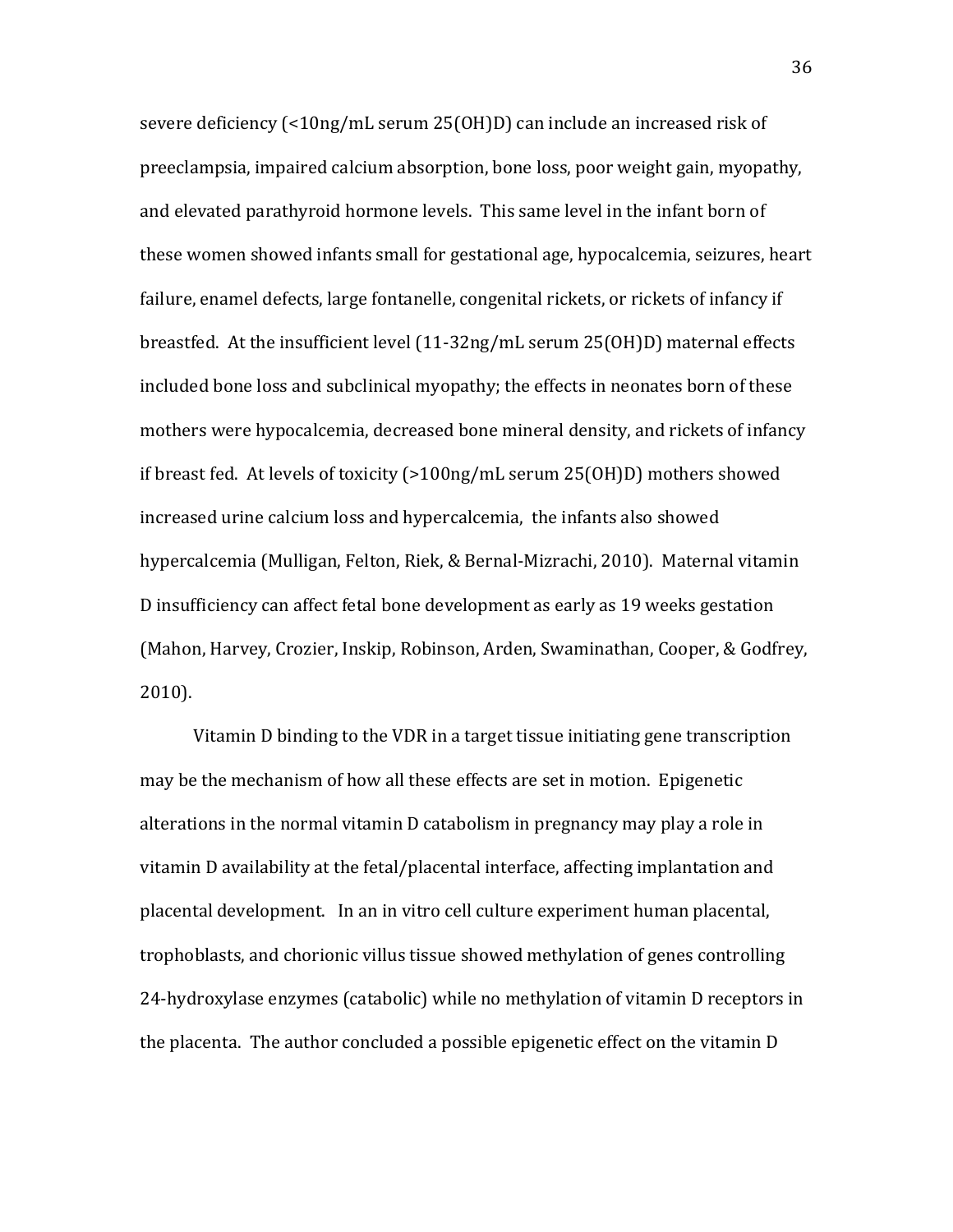severe deficiency (<10ng/mL serum 25(OH)D) can include an increased risk of preeclampsia, impaired calcium absorption, bone loss, poor weight gain, myopathy, and elevated parathyroid hormone levels. This same level in the infant born of these women showed infants small for gestational age, hypocalcemia, seizures, heart failure, enamel defects, large fontanelle, congenital rickets, or rickets of infancy if breastfed. At the insufficient level (11-32ng/mL serum 25(OH)D) maternal effects included bone loss and subclinical myopathy; the effects in neonates born of these mothers were hypocalcemia, decreased bone mineral density, and rickets of infancy if breast fed. At levels of toxicity (>100ng/mL serum 25(OH)D) mothers showed increased urine calcium loss and hypercalcemia, the infants also showed hypercalcemia (Mulligan, Felton, Riek, & Bernal-Mizrachi, 2010). Maternal vitamin D insufficiency can affect fetal bone development as early as 19 weeks gestation (Mahon, Harvey, Crozier, Inskip, Robinson, Arden, Swaminathan, Cooper, & Godfrey, 2010).

Vitamin D binding to the VDR in a target tissue initiating gene transcription may be the mechanism of how all these effects are set in motion. Epigenetic alterations in the normal vitamin D catabolism in pregnancy may play a role in vitamin D availability at the fetal/placental interface, affecting implantation and placental development. In an in vitro cell culture experiment human placental, trophoblasts, and chorionic villus tissue showed methylation of genes controlling 24-hydroxylase enzymes (catabolic) while no methylation of vitamin D receptors in the placenta. The author concluded a possible epigenetic effect on the vitamin D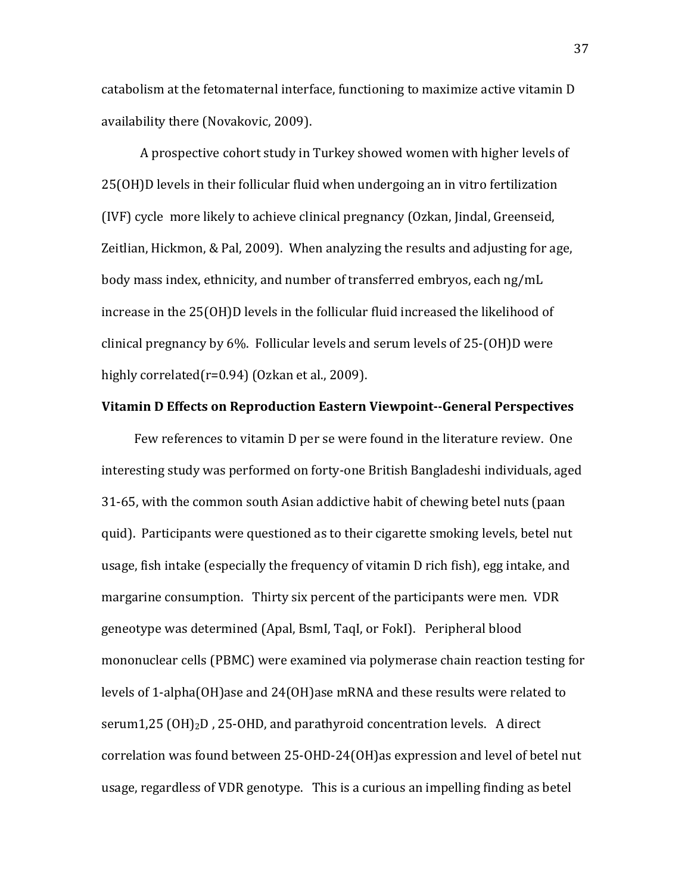catabolism at the fetomaternal interface, functioning to maximize active vitamin D availability there (Novakovic, 2009).

A prospective cohort study in Turkey showed women with higher levels of 25(OH)D levels in their follicular fluid when undergoing an in vitro fertilization (IVF) cycle more likely to achieve clinical pregnancy (Ozkan, Jindal, Greenseid, Zeitlian, Hickmon, & Pal, 2009). When analyzing the results and adjusting for age, body mass index, ethnicity, and number of transferred embryos, each ng/mL increase in the 25(OH)D levels in the follicular fluid increased the likelihood of clinical pregnancy by 6%. Follicular levels and serum levels of 25-(OH)D were highly correlated($r=0.94$) (Ozkan et al., 2009).

**Vitamin D Effects on Reproduction Eastern Viewpoint--General Perspectives**

Few references to vitamin D per se were found in the literature review. One interesting study was performed on forty-one British Bangladeshi individuals, aged 31-65, with the common south Asian addictive habit of chewing betel nuts (paan quid). Participants were questioned as to their cigarette smoking levels, betel nut usage, fish intake (especially the frequency of vitamin D rich fish), egg intake, and margarine consumption. Thirty six percent of the participants were men. VDR geneotype was determined (Apal, BsmI, TaqI, or FokI). Peripheral blood mononuclear cells (PBMC) were examined via polymerase chain reaction testing for levels of 1-alpha(OH)ase and 24(OH)ase mRNA and these results were related to serum1,25 $(OH)_2D$ , 25-OHD, and parathyroid concentration levels. A direct correlation was found between 25-OHD-24(OH)as expression and level of betel nut usage, regardless of VDR genotype. This is a curious an impelling finding as betel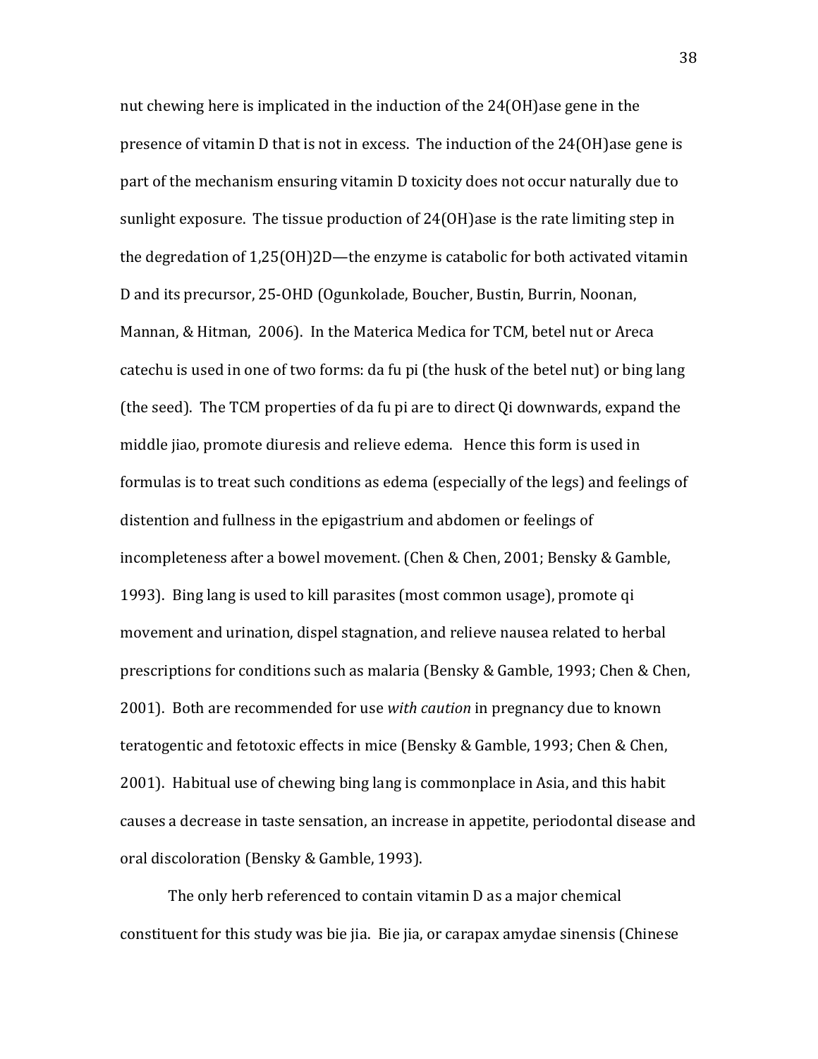nut chewing here is implicated in the induction of the 24(OH)ase gene in the presence of vitamin D that is not in excess. The induction of the 24(OH)ase gene is part of the mechanism ensuring vitamin D toxicity does not occur naturally due to sunlight exposure. The tissue production of 24(OH)ase is the rate limiting step in the degredation of 1,25(OH)2D—the enzyme is catabolic for both activated vitamin D and its precursor, 25-OHD (Ogunkolade, Boucher, Bustin, Burrin, Noonan, Mannan, & Hitman, 2006). In the Materica Medica for TCM, betel nut or Areca catechu is used in one of two forms: da fu pi (the husk of the betel nut) or bing lang (the seed). The TCM properties of da fu pi are to direct Qi downwards, expand the middle jiao, promote diuresis and relieve edema. Hence this form is used in formulas is to treat such conditions as edema (especially of the legs) and feelings of distention and fullness in the epigastrium and abdomen or feelings of incompleteness after a bowel movement. (Chen & Chen, 2001; Bensky & Gamble, 1993). Bing lang is used to kill parasites (most common usage), promote qi movement and urination, dispel stagnation, and relieve nausea related to herbal prescriptions for conditions such as malaria (Bensky & Gamble, 1993; Chen & Chen, 2001). Both are recommended for use *with caution* in pregnancy due to known teratogentic and fetotoxic effects in mice (Bensky & Gamble, 1993; Chen & Chen, 2001). Habitual use of chewing bing lang is commonplace in Asia, and this habit causes a decrease in taste sensation, an increase in appetite, periodontal disease and oral discoloration (Bensky & Gamble, 1993).

The only herb referenced to contain vitamin D as a major chemical constituent for this study was bie jia. Bie jia, or carapax amydae sinensis (Chinese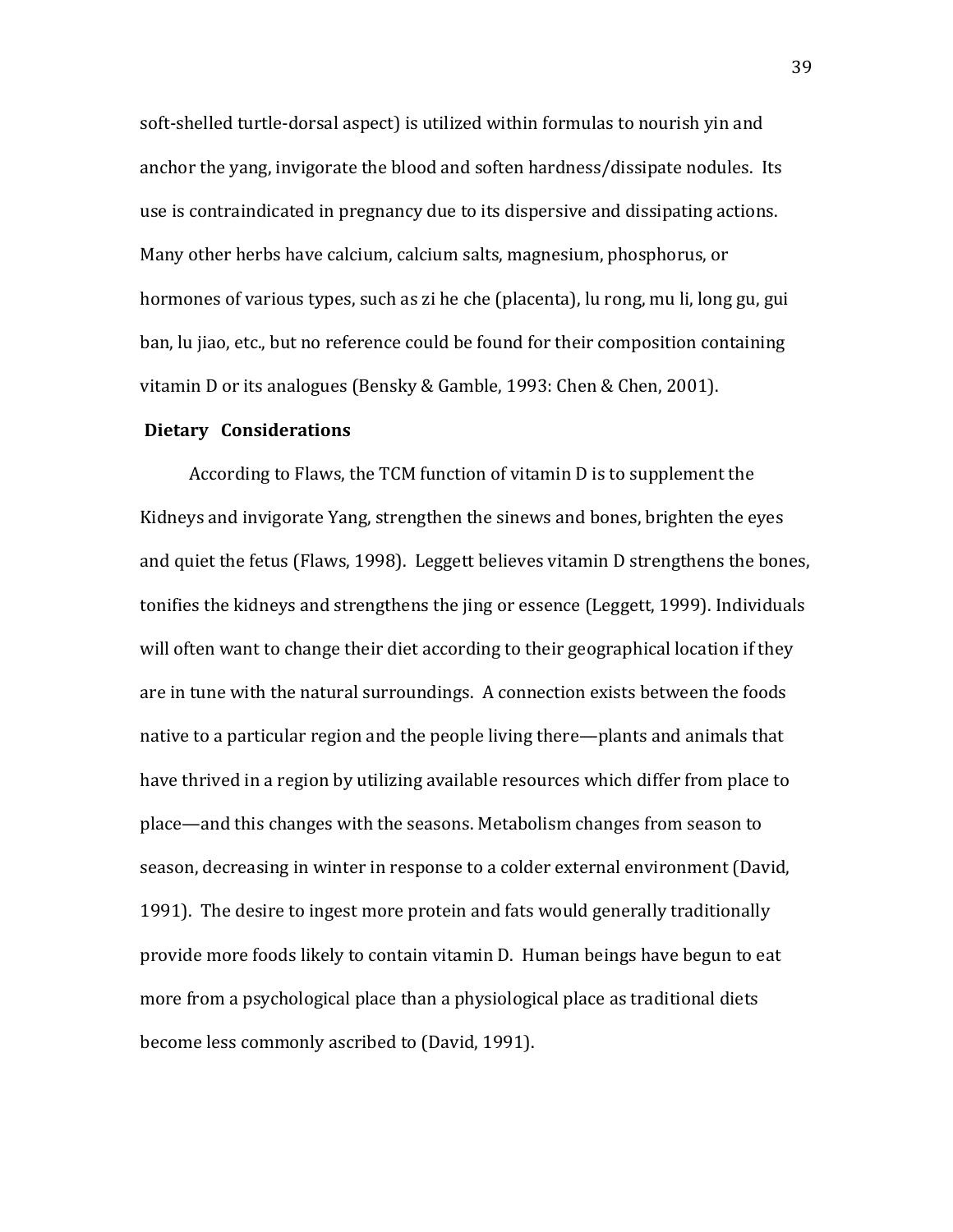soft-shelled turtle-dorsal aspect) is utilized within formulas to nourish yin and anchor the yang, invigorate the blood and soften hardness/dissipate nodules. Its use is contraindicated in pregnancy due to its dispersive and dissipating actions. Many other herbs have calcium, calcium salts, magnesium, phosphorus, or hormones of various types, such as zi he che (placenta), lu rong, mu li, long gu, gui ban, lu jiao, etc., but no reference could be found for their composition containing vitamin D or its analogues (Bensky & Gamble, 1993: Chen & Chen, 2001).

### Dietary Considerations

According to Flaws, the TCM function of vitamin D is to supplement the Kidneys and invigorate Yang, strengthen the sinews and bones, brighten the eyes and quiet the fetus (Flaws, 1998). Leggett believes vitamin D strengthens the bones, tonifies the kidneys and strengthens the jing or essence (Leggett, 1999). Individuals will often want to change their diet according to their geographical location if they are in tune with the natural surroundings. A connection exists between the foods native to a particular region and the people living there—plants and animals that have thrived in a region by utilizing available resources which differ from place to place—and this changes with the seasons. Metabolism changes from season to season, decreasing in winter in response to a colder external environment (David, 1991). The desire to ingest more protein and fats would generally traditionally provide more foods likely to contain vitamin D. Human beings have begun to eat more from a psychological place than a physiological place as traditional diets become less commonly ascribed to (David, 1991).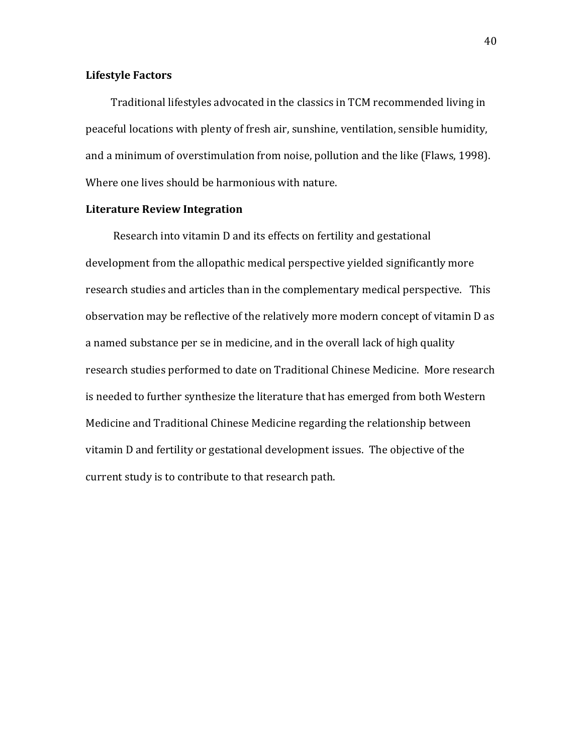### Lifestyle Factors

Traditional lifestyles advocated in the classics in TCM recommended living in peaceful locations with plenty of fresh air, sunshine, ventilation, sensible humidity, and a minimum of overstimulation from noise, pollution and the like (Flaws, 1998). Where one lives should be harmonious with nature.

### Literature Review Integration

Research into vitamin D and its effects on fertility and gestational development from the allopathic medical perspective yielded significantly more research studies and articles than in the complementary medical perspective. This observation may be reflective of the relatively more modern concept of vitamin D as a named substance per se in medicine, and in the overall lack of high quality research studies performed to date on Traditional Chinese Medicine. More research is needed to further synthesize the literature that has emerged from both Western Medicine and Traditional Chinese Medicine regarding the relationship between vitamin D and fertility or gestational development issues. The objective of the current study is to contribute to that research path.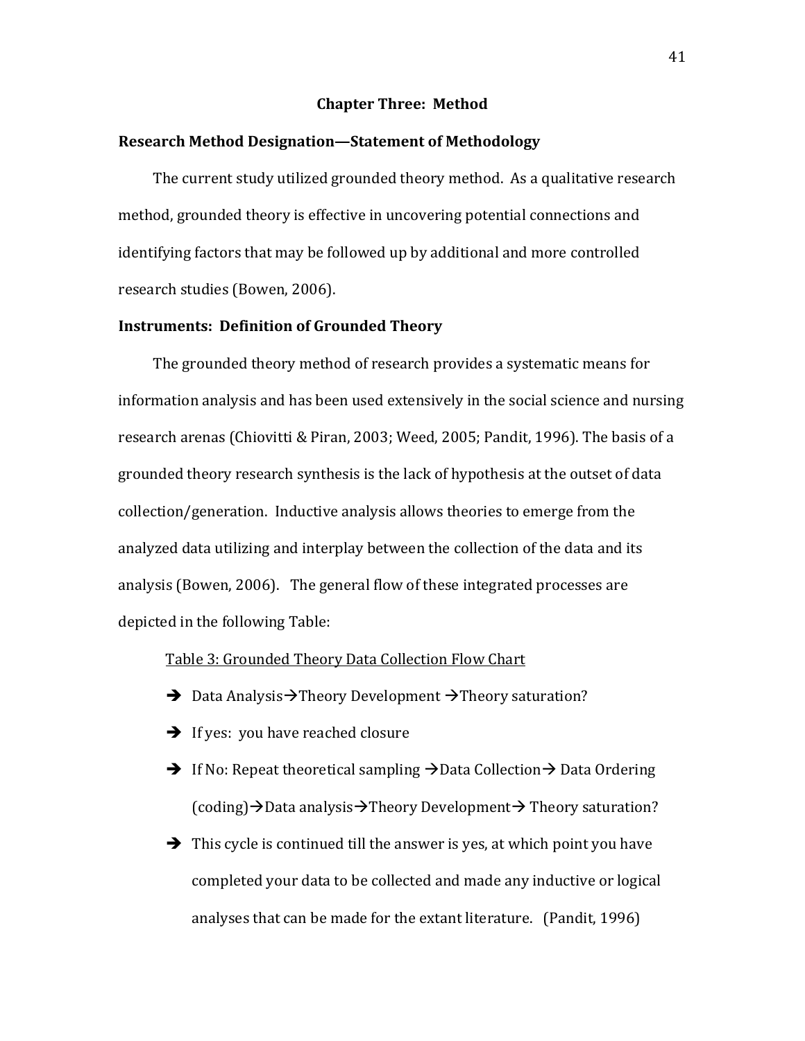# Chapter Three: Method

## Research Method Designation—Statement of Methodology

The current study utilized grounded theory method. As a qualitative research method, grounded theory is effective in uncovering potential connections and identifying factors that may be followed up by additional and more controlled research studies (Bowen, 2006).

## Instruments: Definition of Grounded Theory

The grounded theory method of research provides a systematic means for information analysis and has been used extensively in the social science and nursing research arenas (Chiovitti & Piran, 2003; Weed, 2005; Pandit, 1996). The basis of a grounded theory research synthesis is the lack of hypothesis at the outset of data collection/generation. Inductive analysis allows theories to emerge from the analyzed data utilizing and interplay between the collection of the data and its analysis (Bowen, 2006). The general flow of these integrated processes are depicted in the following Table:

Table 3: Grounded Theory Data Collection Flow Chart

- ➔ Data Analysis→Theory Development →Theory saturation?
- ➔ If yes: you have reached closure
- ➔ If No: Repeat theoretical sampling →Data Collection→ Data Ordering (coding)→Data analysis→Theory Development→ Theory saturation?
- ➔ This cycle is continued till the answer is yes, at which point you have completed your data to be collected and made any inductive or logical analyses that can be made for the extant literature. (Pandit, 1996)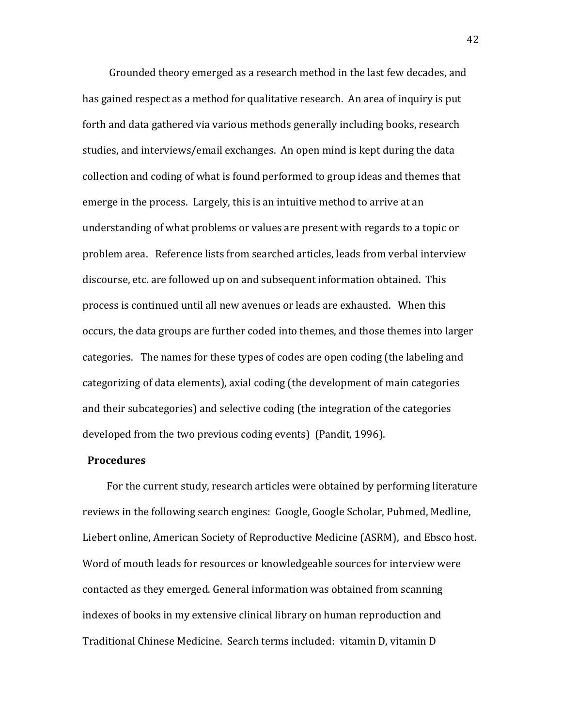Grounded theory emerged as a research method in the last few decades, and has gained respect as a method for qualitative research. An area of inquiry is put forth and data gathered via various methods generally including books, research studies, and interviews/email exchanges. An open mind is kept during the data collection and coding of what is found performed to group ideas and themes that emerge in the process. Largely, this is an intuitive method to arrive at an understanding of what problems or values are present with regards to a topic or problem area. Reference lists from searched articles, leads from verbal interview discourse, etc. are followed up on and subsequent information obtained. This process is continued until all new avenues or leads are exhausted. When this occurs, the data groups are further coded into themes, and those themes into larger categories. The names for these types of codes are open coding (the labeling and categorizing of data elements), axial coding (the development of main categories and their subcategories) and selective coding (the integration of the categories developed from the two previous coding events) (Pandit, 1996).

**Procedures**

For the current study, research articles were obtained by performing literature reviews in the following search engines: Google, Google Scholar, Pubmed, Medline, Liebert online, American Society of Reproductive Medicine (ASRM), and Ebsco host. Word of mouth leads for resources or knowledgeable sources for interview were contacted as they emerged. General information was obtained from scanning indexes of books in my extensive clinical library on human reproduction and Traditional Chinese Medicine. Search terms included: vitamin D, vitamin D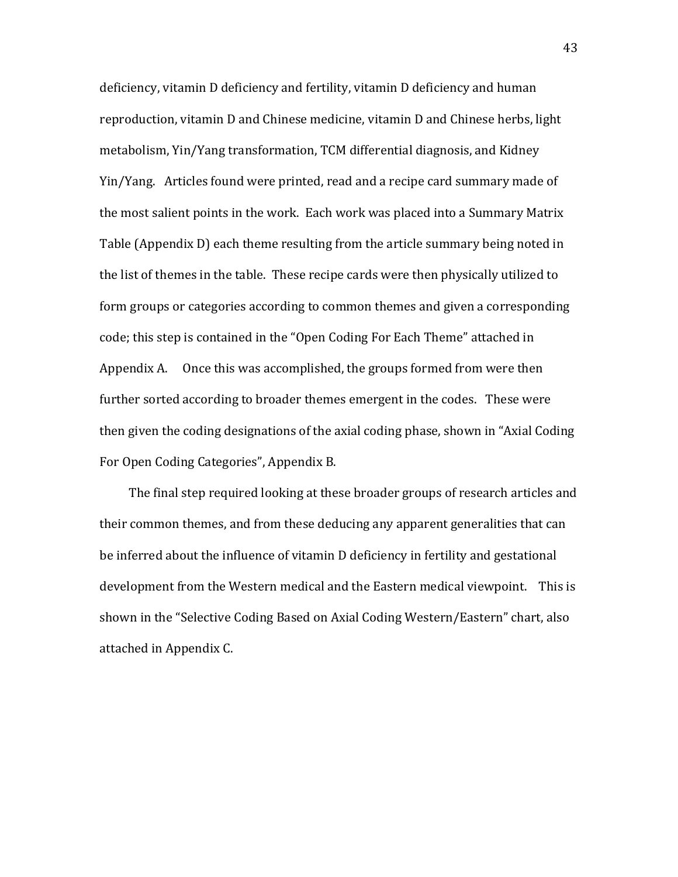deficiency, vitamin D deficiency and fertility, vitamin D deficiency and human reproduction, vitamin D and Chinese medicine, vitamin D and Chinese herbs, light metabolism, Yin/Yang transformation, TCM differential diagnosis, and Kidney Yin/Yang. Articles found were printed, read and a recipe card summary made of the most salient points in the work. Each work was placed into a Summary Matrix Table (Appendix D) each theme resulting from the article summary being noted in the list of themes in the table. These recipe cards were then physically utilized to form groups or categories according to common themes and given a corresponding code; this step is contained in the "Open Coding For Each Theme" attached in Appendix A. Once this was accomplished, the groups formed from were then further sorted according to broader themes emergent in the codes. These were then given the coding designations of the axial coding phase, shown in "Axial Coding For Open Coding Categories", Appendix B.

The final step required looking at these broader groups of research articles and their common themes, and from these deducing any apparent generalities that can be inferred about the influence of vitamin D deficiency in fertility and gestational development from the Western medical and the Eastern medical viewpoint. This is shown in the "Selective Coding Based on Axial Coding Western/Eastern" chart, also attached in Appendix C.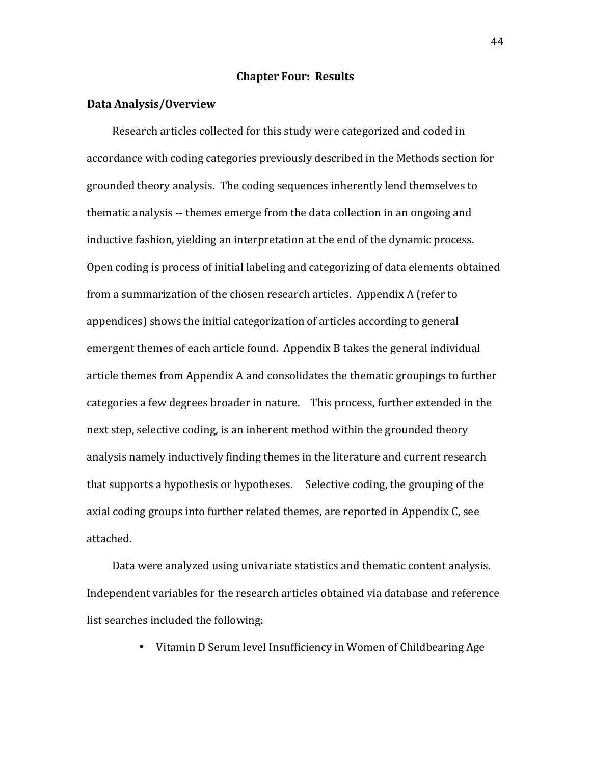# Chapter Four: Results

## Data Analysis/Overview

Research articles collected for this study were categorized and coded in accordance with coding categories previously described in the Methods section for grounded theory analysis. The coding sequences inherently lend themselves to thematic analysis -- themes emerge from the data collection in an ongoing and inductive fashion, yielding an interpretation at the end of the dynamic process. Open coding is process of initial labeling and categorizing of data elements obtained from a summarization of the chosen research articles. Appendix A (refer to appendices) shows the initial categorization of articles according to general emergent themes of each article found. Appendix B takes the general individual article themes from Appendix A and consolidates the thematic groupings to further categories a few degrees broader in nature. This process, further extended in the next step, selective coding, is an inherent method within the grounded theory analysis namely inductively finding themes in the literature and current research that supports a hypothesis or hypotheses. Selective coding, the grouping of the axial coding groups into further related themes, are reported in Appendix C, see attached.

Data were analyzed using univariate statistics and thematic content analysis. Independent variables for the research articles obtained via database and reference list searches included the following:

- Vitamin D Serum level Insufficiency in Women of Childbearing Age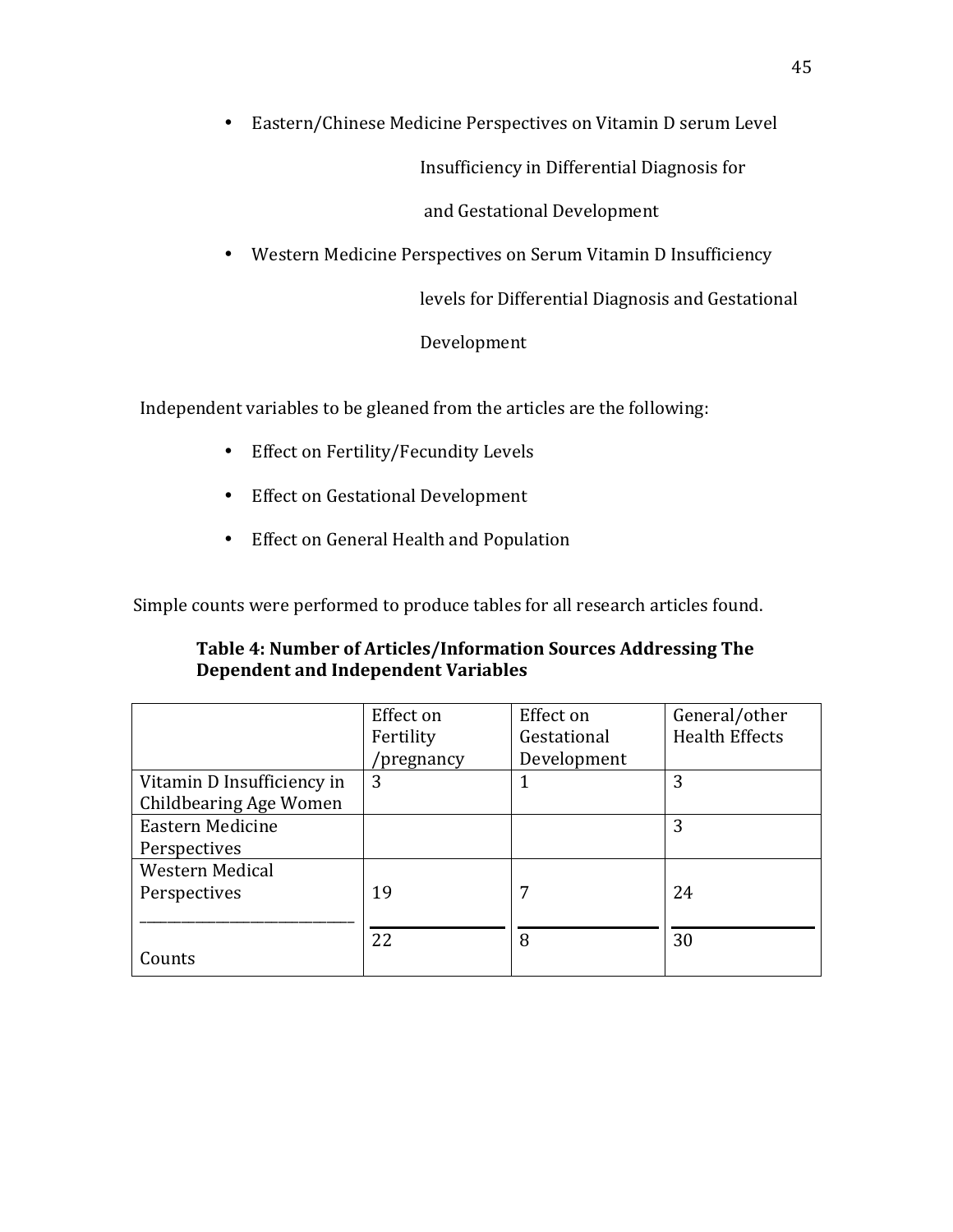- Eastern/Chinese Medicine Perspectives on Vitamin D serum Level Insufficiency in Differential Diagnosis for and Gestational Development
- Western Medicine Perspectives on Serum Vitamin D Insufficiency levels for Differential Diagnosis and Gestational Development

Independent variables to be gleaned from the articles are the following:

- Effect on Fertility/Fecundity Levels
- Effect on Gestational Development
- Effect on General Health and Population

Simple counts were performed to produce tables for all research articles found.

**Table 4: Number of Articles/Information Sources Addressing The Dependent and Independent Variables**

| | Effect on Fertility /pregnancy | Effect on Gestational Development | General/other Health Effects |
|---|---|---|---|
| Vitamin D Insufficiency in Childbearing Age Women | 3 | 1 | 3 |
| Eastern Medicine Perspectives | | | 3 |
| Western Medical Perspectives | 19 | 7 | 24 |
| Counts | 22 | 8 | 30 |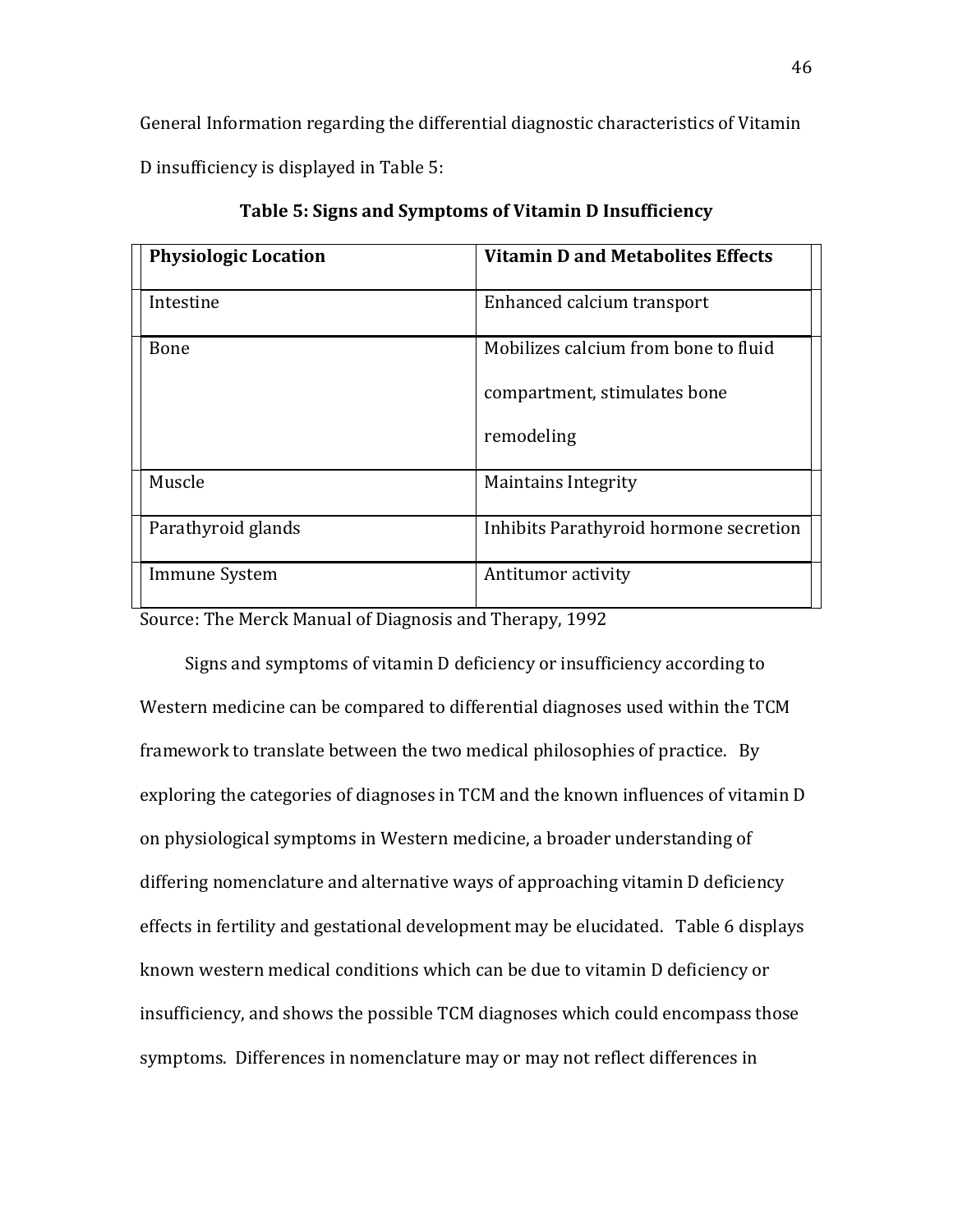General Information regarding the differential diagnostic characteristics of Vitamin D insufficiency is displayed in Table 5:

**Table 5: Signs and Symptoms of Vitamin D Insufficiency**

| Physiologic Location | Vitamin D and Metabolites Effects |
| --- | --- |
| Intestine | Enhanced calcium transport |
| Bone | Mobilizes calcium from bone to fluid compartment, stimulates bone remodeling |
| Muscle | Maintains Integrity |
| Parathyroid glands | Inhibits Parathyroid hormone secretion |
| Immune System | Antitumor activity |

Source: The Merck Manual of Diagnosis and Therapy, 1992

Signs and symptoms of vitamin D deficiency or insufficiency according to Western medicine can be compared to differential diagnoses used within the TCM framework to translate between the two medical philosophies of practice. By exploring the categories of diagnoses in TCM and the known influences of vitamin D on physiological symptoms in Western medicine, a broader understanding of differing nomenclature and alternative ways of approaching vitamin D deficiency effects in fertility and gestational development may be elucidated. Table 6 displays known western medical conditions which can be due to vitamin D deficiency or insufficiency, and shows the possible TCM diagnoses which could encompass those symptoms. Differences in nomenclature may or may not reflect differences in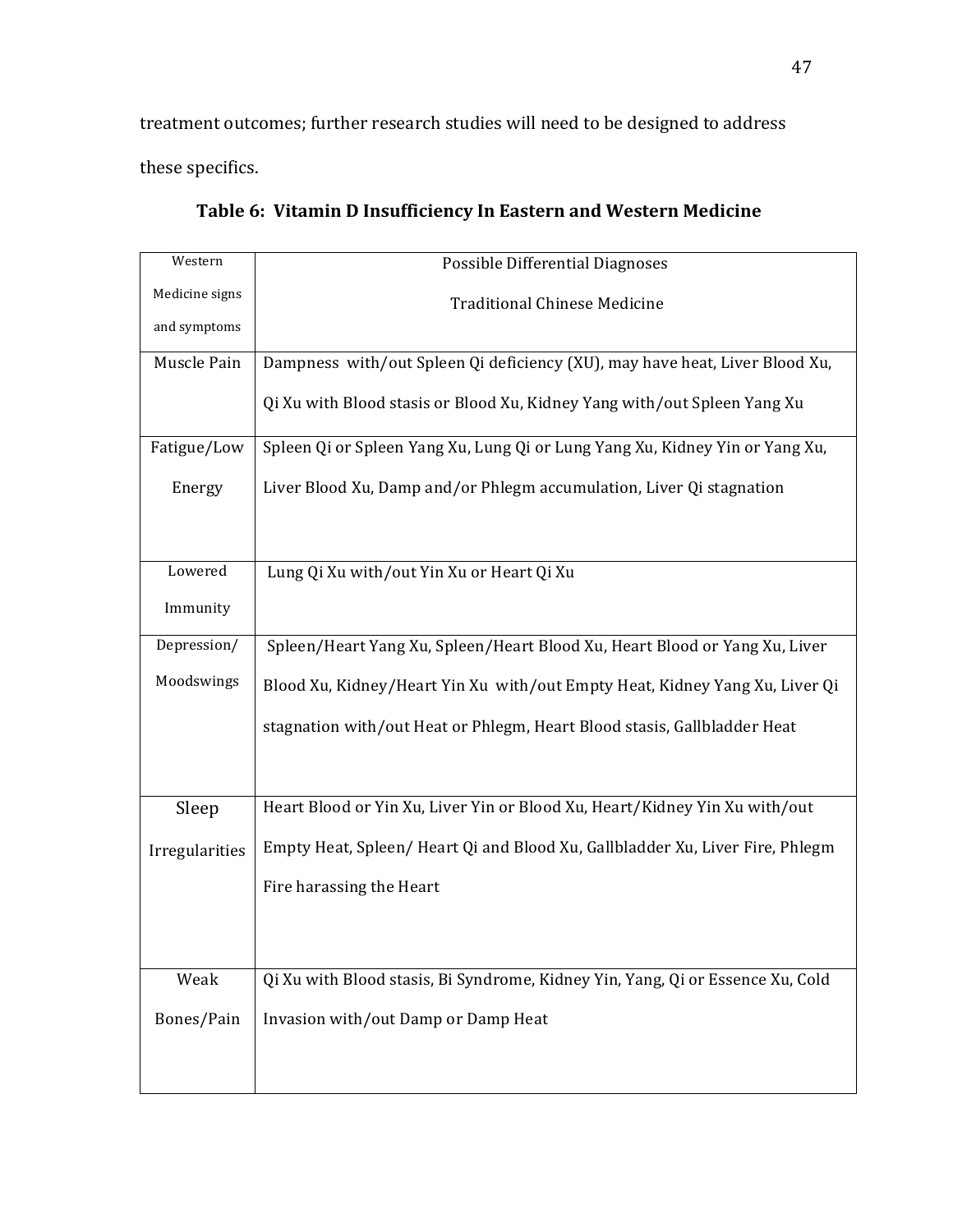treatment outcomes; further research studies will need to be designed to address these specifics.

**Table 6: Vitamin D Insufficiency In Eastern and Western Medicine**

| Western Medicine signs and symptoms | Possible Differential Diagnoses Traditional Chinese Medicine |
|---|---|
| Muscle Pain | Dampness with/out Spleen Qi deficiency (XU), may have heat, Liver Blood Xu, Qi Xu with Blood stasis or Blood Xu, Kidney Yang with/out Spleen Yang Xu |
| Fatigue/Low Energy | Spleen Qi or Spleen Yang Xu, Lung Qi or Lung Yang Xu, Kidney Yin or Yang Xu, Liver Blood Xu, Damp and/or Phlegm accumulation, Liver Qi stagnation |
| Lowered Immunity | Lung Qi Xu with/out Yin Xu or Heart Qi Xu |
| Depression/ Moodswings | Spleen/Heart Yang Xu, Spleen/Heart Blood Xu, Heart Blood or Yang Xu, Liver Blood Xu, Kidney/Heart Yin Xu with/out Empty Heat, Kidney Yang Xu, Liver Qi stagnation with/out Heat or Phlegm, Heart Blood stasis, Gallbladder Heat |
| Sleep Irregularities | Heart Blood or Yin Xu, Liver Yin or Blood Xu, Heart/Kidney Yin Xu with/out Empty Heat, Spleen/ Heart Qi and Blood Xu, Gallbladder Xu, Liver Fire, Phlegm Fire harassing the Heart |
| Weak Bones/Pain | Qi Xu with Blood stasis, Bi Syndrome, Kidney Yin, Yang, Qi or Essence Xu, Cold Invasion with/out Damp or Damp Heat |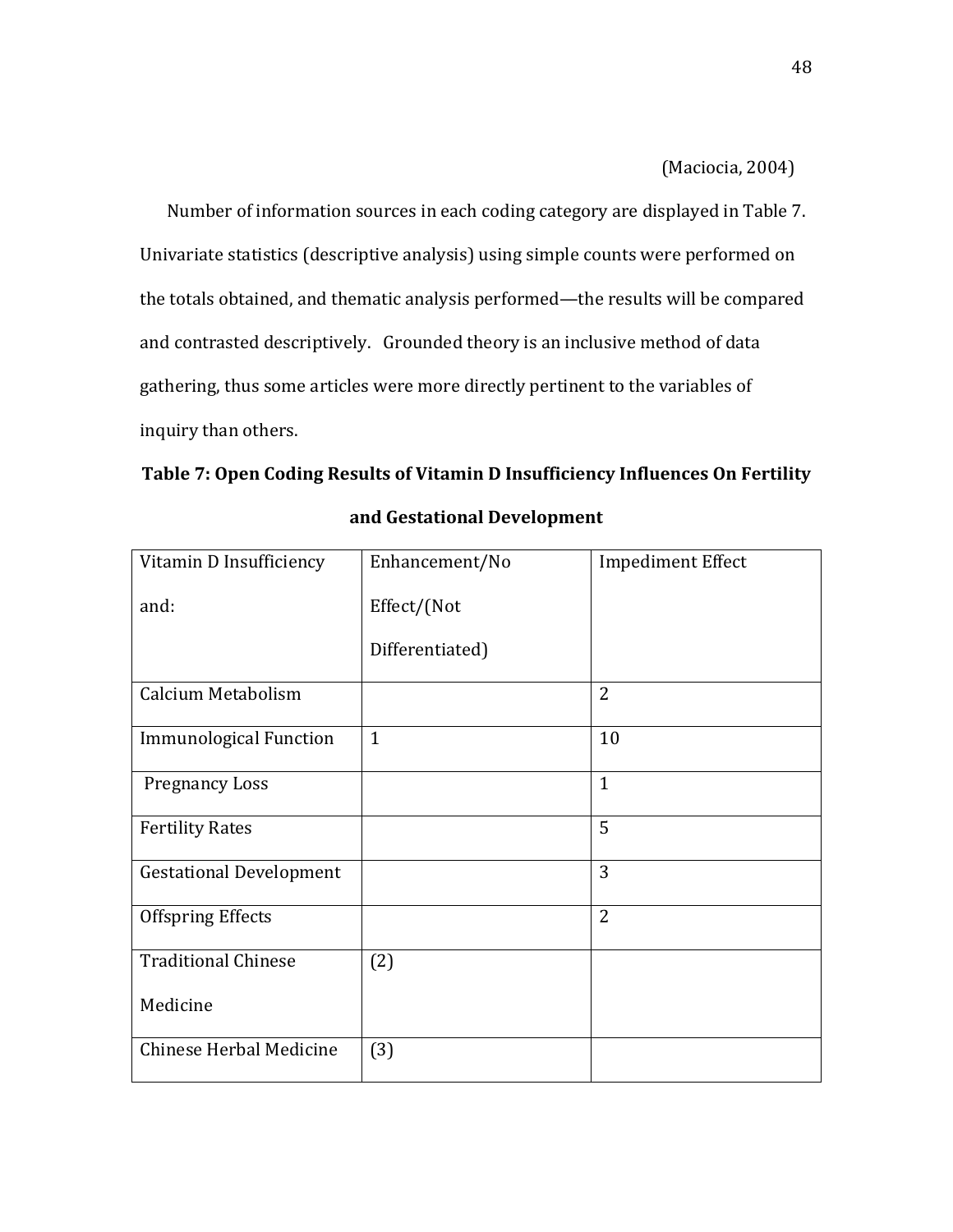(Maciocia, 2004)

Number of information sources in each coding category are displayed in Table 7. Univariate statistics (descriptive analysis) using simple counts were performed on the totals obtained, and thematic analysis performed—the results will be compared and contrasted descriptively. Grounded theory is an inclusive method of data gathering, thus some articles were more directly pertinent to the variables of inquiry than others.

**Table 7: Open Coding Results of Vitamin D Insufficiency Influences On Fertility and Gestational Development**

| Vitamin D Insufficiency and: | Enhancement/No Effect/(Not Differentiated) | Impediment Effect |
|---|---|---|
| Calcium Metabolism | | 2 |
| Immunological Function | 1 | 10 |
| Pregnancy Loss | | 1 |
| Fertility Rates | | 5 |
| Gestational Development | | 3 |
| Offspring Effects | | 2 |
| Traditional Chinese Medicine | (2) | |
| Chinese Herbal Medicine | (3) | |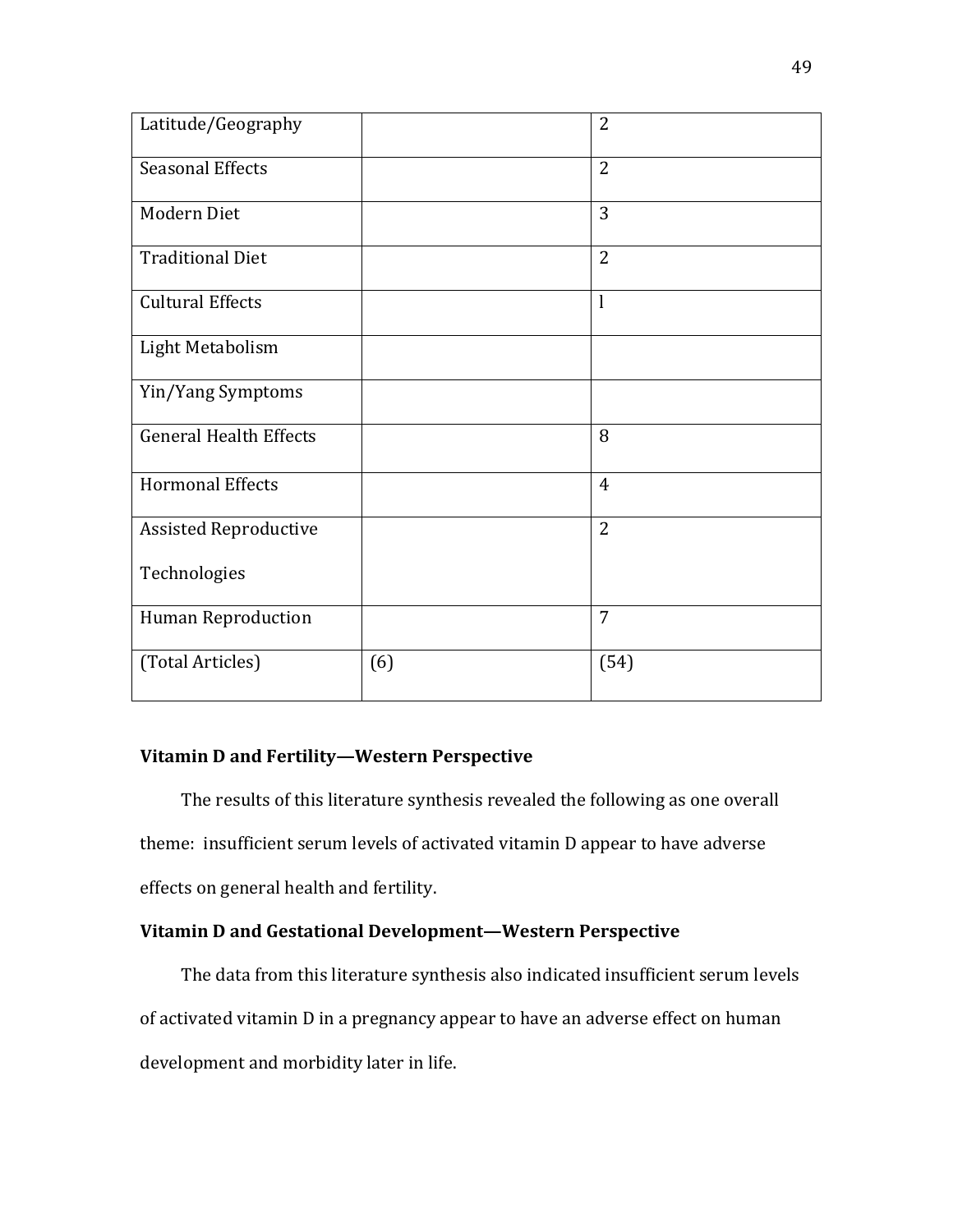| | | |
|---|---|---|
| Latitude/Geography | | 2 |
| Seasonal Effects | | 2 |
| Modern Diet | | 3 |
| Traditional Diet | | 2 |
| Cultural Effects | | l |
| Light Metabolism | | |
| Yin/Yang Symptoms | | |
| General Health Effects | | 8 |
| Hormonal Effects | | 4 |
| Assisted Reproductive Technologies | | 2 |
| Human Reproduction | | 7 |
| (Total Articles) | (6) | (54) |

**Vitamin D and Fertility—Western Perspective**

The results of this literature synthesis revealed the following as one overall theme: insufficient serum levels of activated vitamin D appear to have adverse effects on general health and fertility.

**Vitamin D and Gestational Development—Western Perspective**

The data from this literature synthesis also indicated insufficient serum levels of activated vitamin D in a pregnancy appear to have an adverse effect on human development and morbidity later in life.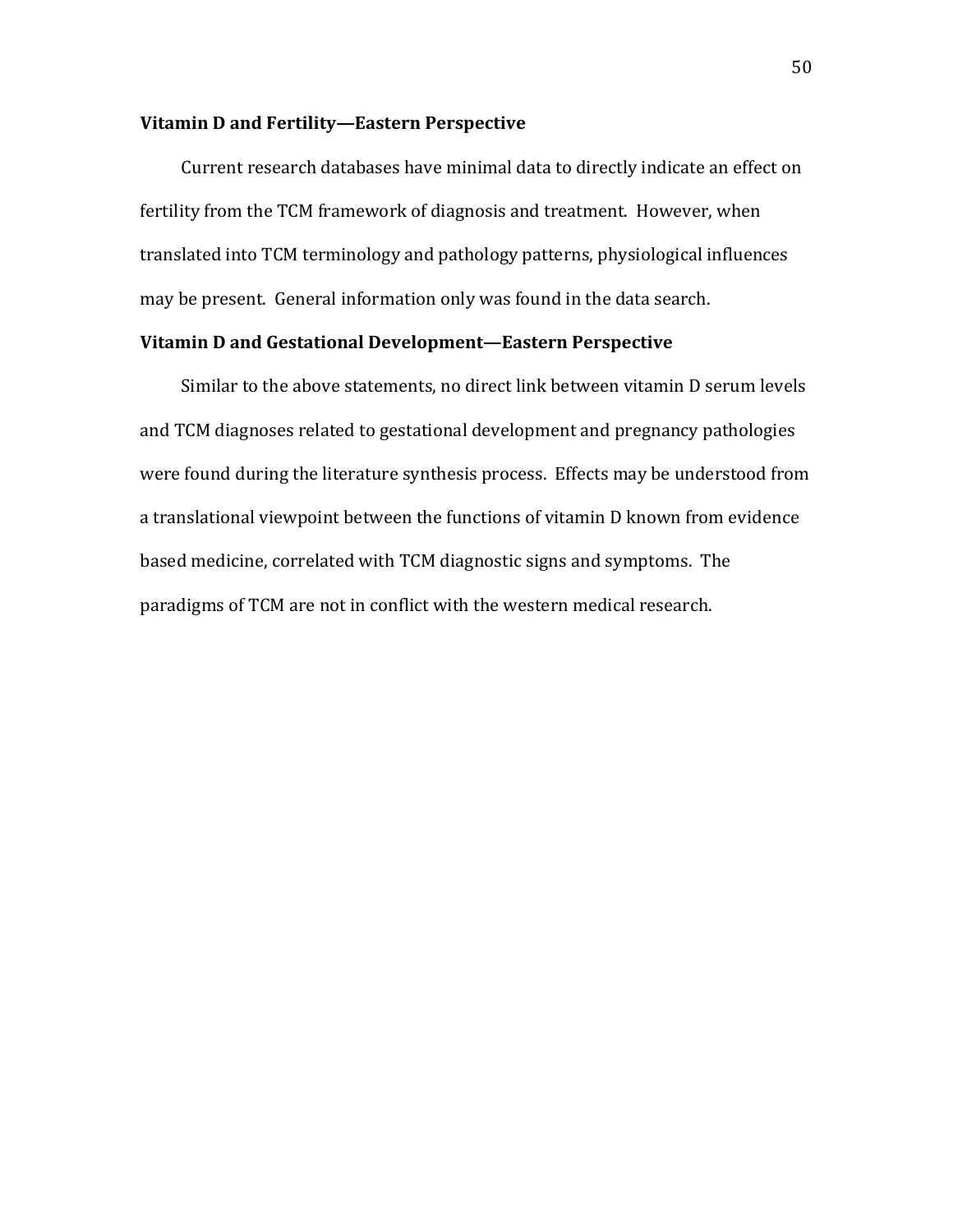### Vitamin D and Fertility—Eastern Perspective

Current research databases have minimal data to directly indicate an effect on fertility from the TCM framework of diagnosis and treatment. However, when translated into TCM terminology and pathology patterns, physiological influences may be present. General information only was found in the data search.

### Vitamin D and Gestational Development—Eastern Perspective

Similar to the above statements, no direct link between vitamin D serum levels and TCM diagnoses related to gestational development and pregnancy pathologies were found during the literature synthesis process. Effects may be understood from a translational viewpoint between the functions of vitamin D known from evidence based medicine, correlated with TCM diagnostic signs and symptoms. The paradigms of TCM are not in conflict with the western medical research.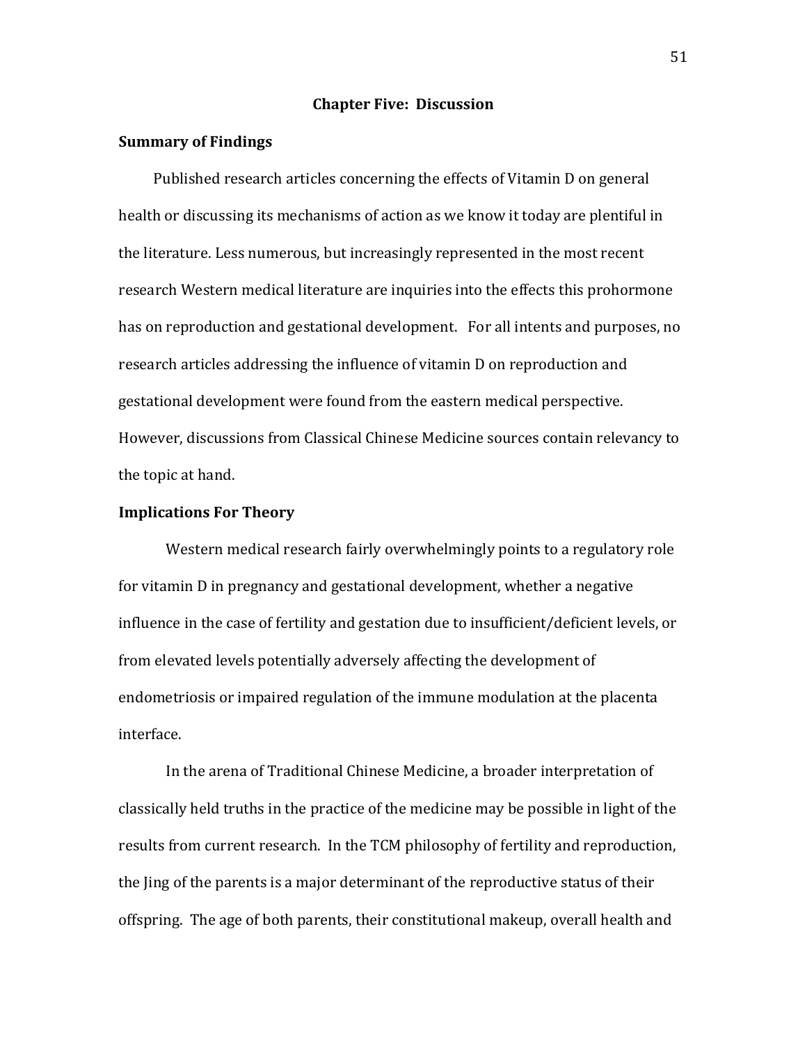# Chapter Five: Discussion

## Summary of Findings

Published research articles concerning the effects of Vitamin D on general health or discussing its mechanisms of action as we know it today are plentiful in the literature. Less numerous, but increasingly represented in the most recent research Western medical literature are inquiries into the effects this prohormone has on reproduction and gestational development. For all intents and purposes, no research articles addressing the influence of vitamin D on reproduction and gestational development were found from the eastern medical perspective. However, discussions from Classical Chinese Medicine sources contain relevancy to the topic at hand.

## Implications For Theory

Western medical research fairly overwhelmingly points to a regulatory role for vitamin D in pregnancy and gestational development, whether a negative influence in the case of fertility and gestation due to insufficient/deficient levels, or from elevated levels potentially adversely affecting the development of endometriosis or impaired regulation of the immune modulation at the placenta interface.

In the arena of Traditional Chinese Medicine, a broader interpretation of classically held truths in the practice of the medicine may be possible in light of the results from current research. In the TCM philosophy of fertility and reproduction, the Jing of the parents is a major determinant of the reproductive status of their offspring. The age of both parents, their constitutional makeup, overall health and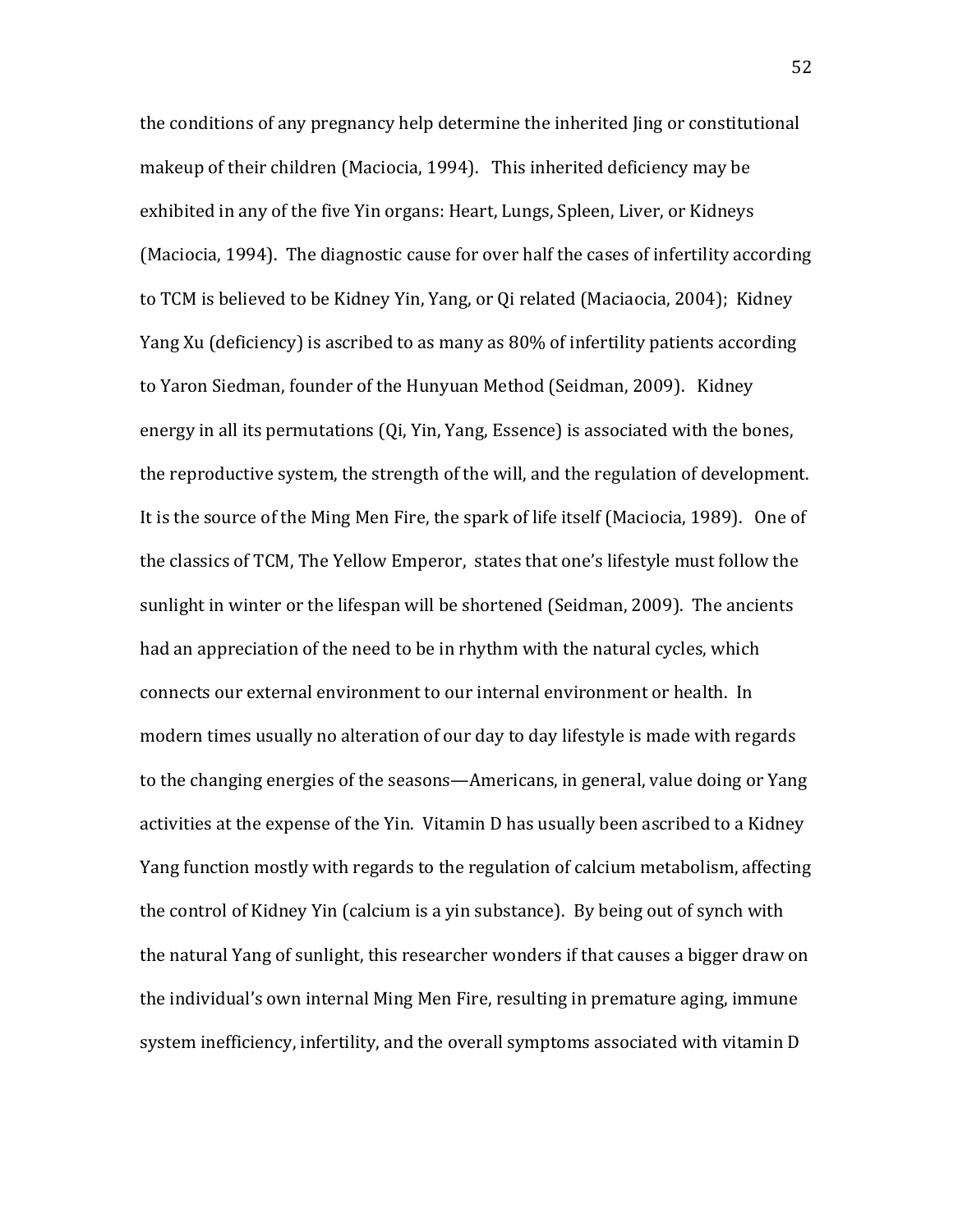the conditions of any pregnancy help determine the inherited Jing or constitutional makeup of their children (Maciocia, 1994). This inherited deficiency may be exhibited in any of the five Yin organs: Heart, Lungs, Spleen, Liver, or Kidneys (Maciocia, 1994). The diagnostic cause for over half the cases of infertility according to TCM is believed to be Kidney Yin, Yang, or Qi related (Maciaocia, 2004); Kidney Yang Xu (deficiency) is ascribed to as many as 80% of infertility patients according to Yaron Siedman, founder of the Hunyuan Method (Seidman, 2009). Kidney energy in all its permutations (Qi, Yin, Yang, Essence) is associated with the bones, the reproductive system, the strength of the will, and the regulation of development. It is the source of the Ming Men Fire, the spark of life itself (Maciocia, 1989). One of the classics of TCM, The Yellow Emperor, states that one's lifestyle must follow the sunlight in winter or the lifespan will be shortened (Seidman, 2009). The ancients had an appreciation of the need to be in rhythm with the natural cycles, which connects our external environment to our internal environment or health. In modern times usually no alteration of our day to day lifestyle is made with regards to the changing energies of the seasons—Americans, in general, value doing or Yang activities at the expense of the Yin. Vitamin D has usually been ascribed to a Kidney Yang function mostly with regards to the regulation of calcium metabolism, affecting the control of Kidney Yin (calcium is a yin substance). By being out of synch with the natural Yang of sunlight, this researcher wonders if that causes a bigger draw on the individual's own internal Ming Men Fire, resulting in premature aging, immune system inefficiency, infertility, and the overall symptoms associated with vitamin D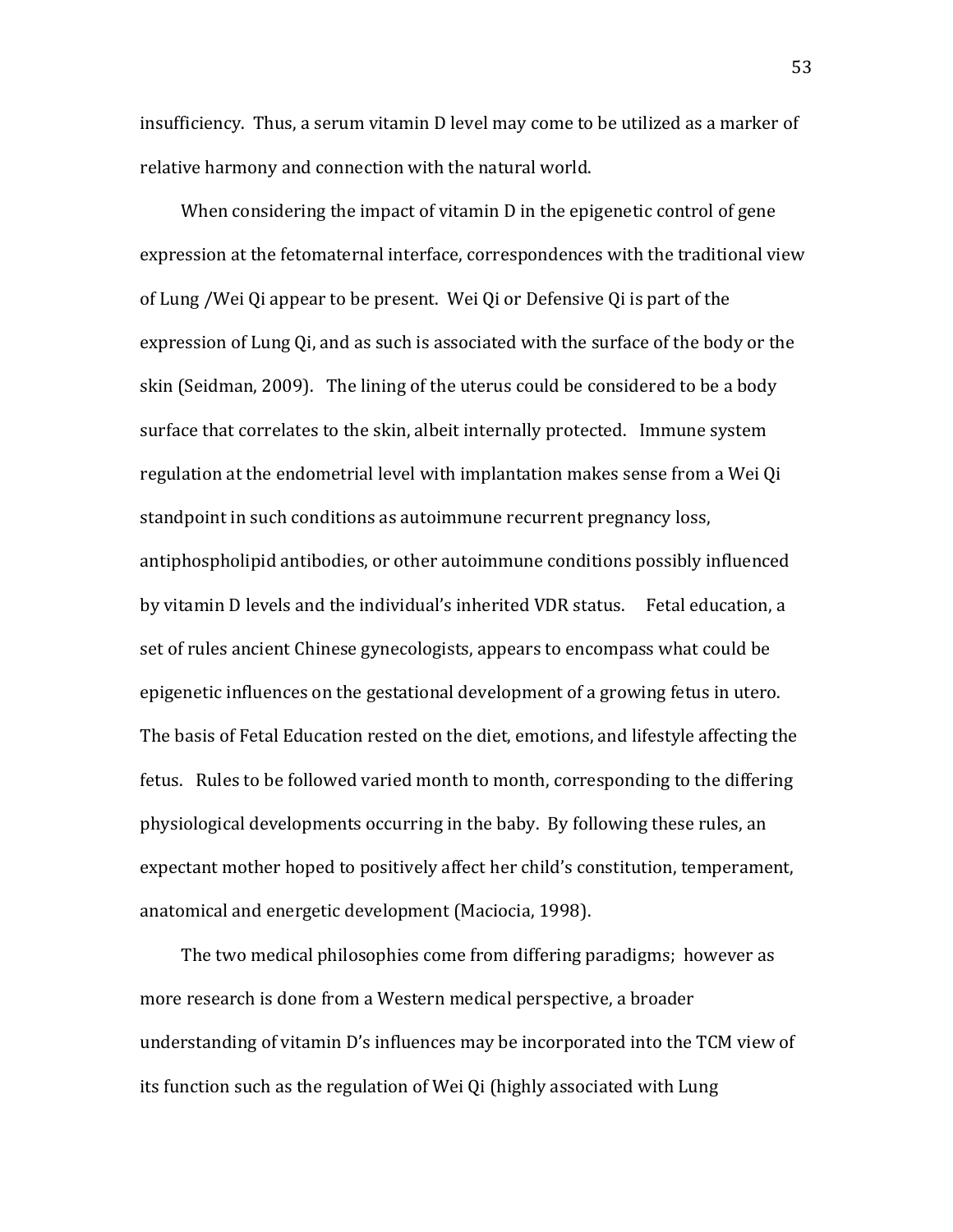insufficiency. Thus, a serum vitamin D level may come to be utilized as a marker of relative harmony and connection with the natural world.

When considering the impact of vitamin D in the epigenetic control of gene expression at the fetomaternal interface, correspondences with the traditional view of Lung /Wei Qi appear to be present. Wei Qi or Defensive Qi is part of the expression of Lung Qi, and as such is associated with the surface of the body or the skin (Seidman, 2009). The lining of the uterus could be considered to be a body surface that correlates to the skin, albeit internally protected. Immune system regulation at the endometrial level with implantation makes sense from a Wei Qi standpoint in such conditions as autoimmune recurrent pregnancy loss, antiphospholipid antibodies, or other autoimmune conditions possibly influenced by vitamin D levels and the individual's inherited VDR status. Fetal education, a set of rules ancient Chinese gynecologists, appears to encompass what could be epigenetic influences on the gestational development of a growing fetus in utero. The basis of Fetal Education rested on the diet, emotions, and lifestyle affecting the fetus. Rules to be followed varied month to month, corresponding to the differing physiological developments occurring in the baby. By following these rules, an expectant mother hoped to positively affect her child's constitution, temperament, anatomical and energetic development (Maciocia, 1998).

The two medical philosophies come from differing paradigms; however as more research is done from a Western medical perspective, a broader understanding of vitamin D's influences may be incorporated into the TCM view of its function such as the regulation of Wei Qi (highly associated with Lung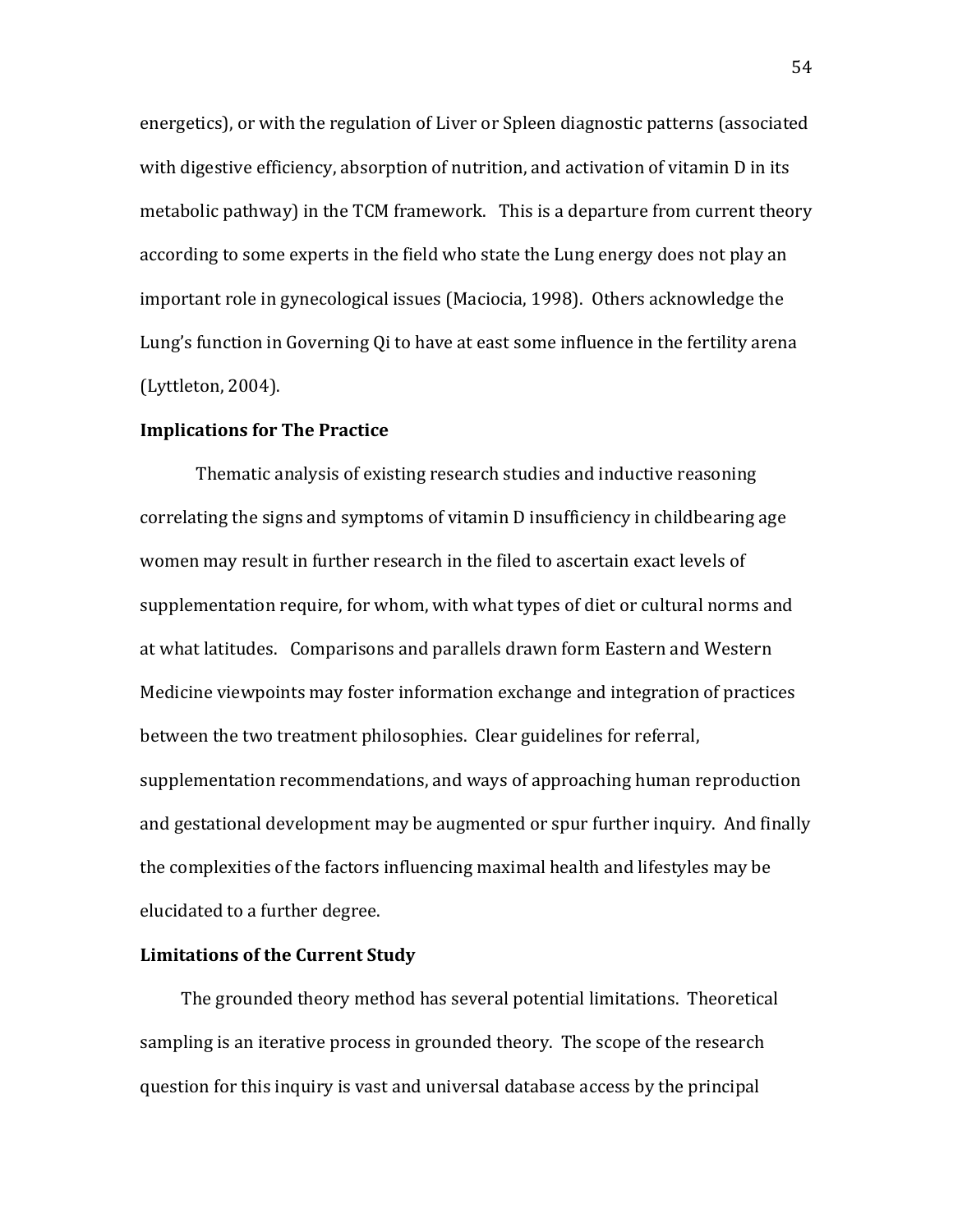energetics), or with the regulation of Liver or Spleen diagnostic patterns (associated with digestive efficiency, absorption of nutrition, and activation of vitamin D in its metabolic pathway) in the TCM framework. This is a departure from current theory according to some experts in the field who state the Lung energy does not play an important role in gynecological issues (Maciocia, 1998). Others acknowledge the Lung's function in Governing Qi to have at east some influence in the fertility arena (Lyttleton, 2004).

**Implications for The Practice**

Thematic analysis of existing research studies and inductive reasoning correlating the signs and symptoms of vitamin D insufficiency in childbearing age women may result in further research in the filed to ascertain exact levels of supplementation require, for whom, with what types of diet or cultural norms and at what latitudes. Comparisons and parallels drawn form Eastern and Western Medicine viewpoints may foster information exchange and integration of practices between the two treatment philosophies. Clear guidelines for referral, supplementation recommendations, and ways of approaching human reproduction and gestational development may be augmented or spur further inquiry. And finally the complexities of the factors influencing maximal health and lifestyles may be elucidated to a further degree.

**Limitations of the Current Study**

The grounded theory method has several potential limitations. Theoretical sampling is an iterative process in grounded theory. The scope of the research question for this inquiry is vast and universal database access by the principal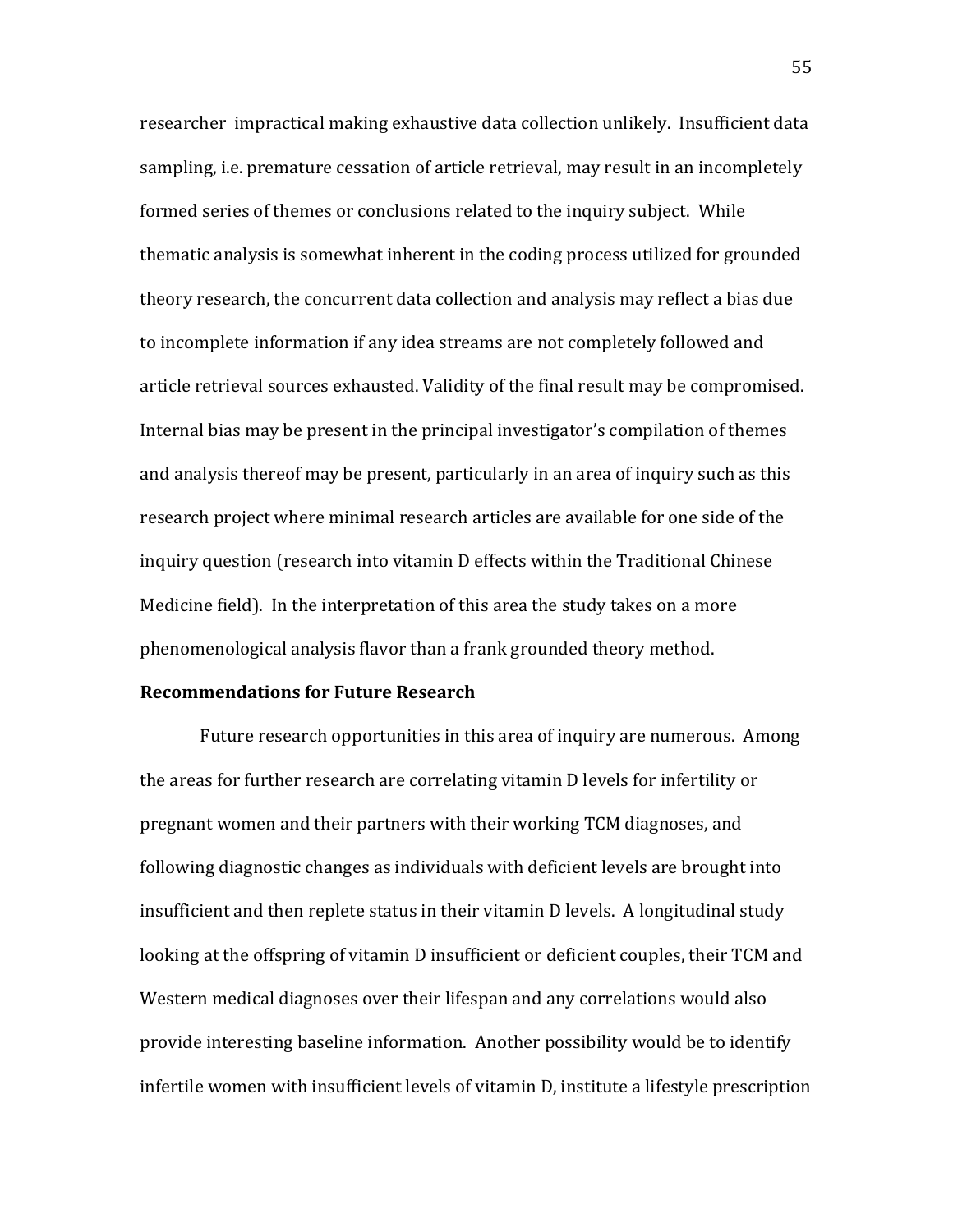researcher impractical making exhaustive data collection unlikely. Insufficient data sampling, i.e. premature cessation of article retrieval, may result in an incompletely formed series of themes or conclusions related to the inquiry subject. While thematic analysis is somewhat inherent in the coding process utilized for grounded theory research, the concurrent data collection and analysis may reflect a bias due to incomplete information if any idea streams are not completely followed and article retrieval sources exhausted. Validity of the final result may be compromised. Internal bias may be present in the principal investigator's compilation of themes and analysis thereof may be present, particularly in an area of inquiry such as this research project where minimal research articles are available for one side of the inquiry question (research into vitamin D effects within the Traditional Chinese Medicine field). In the interpretation of this area the study takes on a more phenomenological analysis flavor than a frank grounded theory method.

**Recommendations for Future Research**

Future research opportunities in this area of inquiry are numerous. Among the areas for further research are correlating vitamin D levels for infertility or pregnant women and their partners with their working TCM diagnoses, and following diagnostic changes as individuals with deficient levels are brought into insufficient and then replete status in their vitamin D levels. A longitudinal study looking at the offspring of vitamin D insufficient or deficient couples, their TCM and Western medical diagnoses over their lifespan and any correlations would also provide interesting baseline information. Another possibility would be to identify infertile women with insufficient levels of vitamin D, institute a lifestyle prescription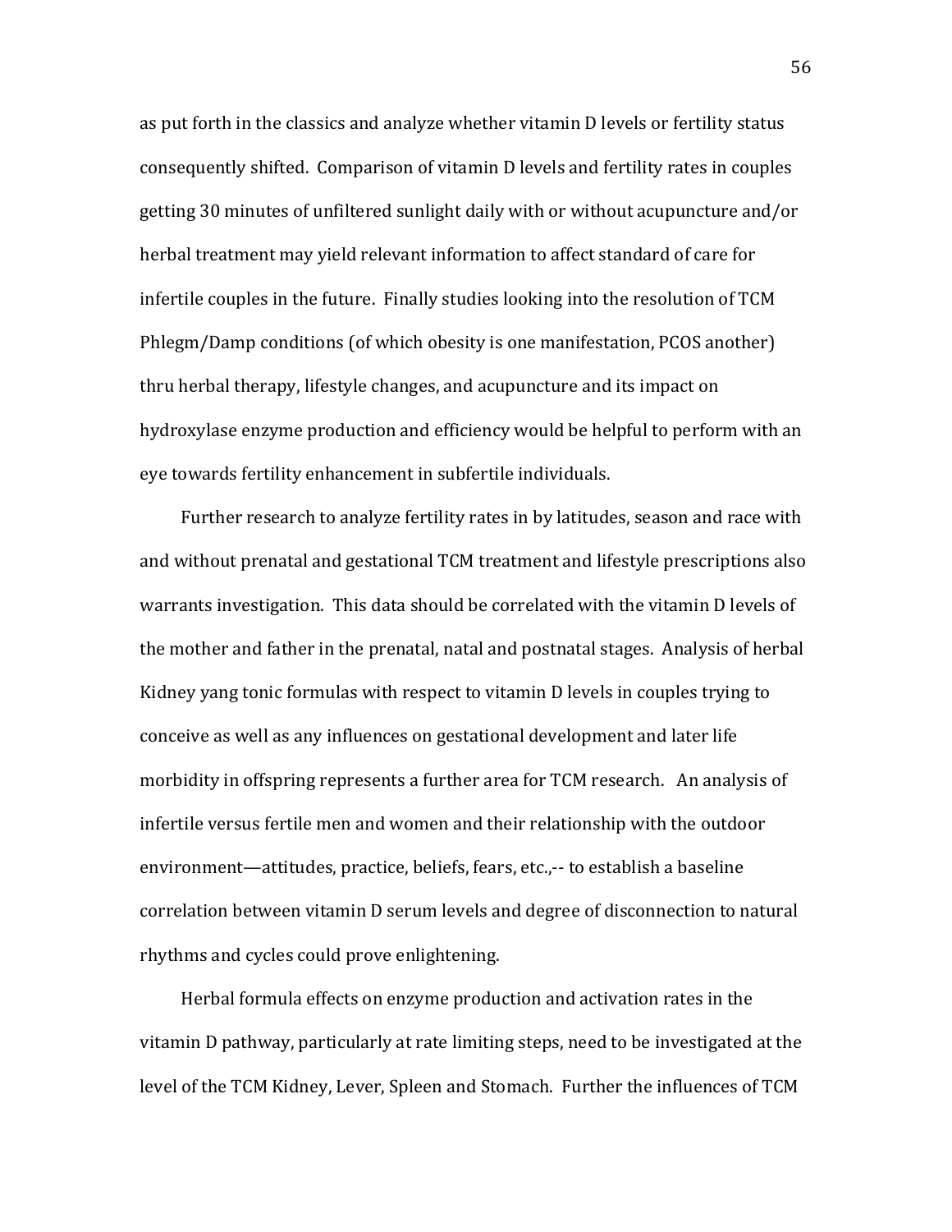as put forth in the classics and analyze whether vitamin D levels or fertility status consequently shifted. Comparison of vitamin D levels and fertility rates in couples getting 30 minutes of unfiltered sunlight daily with or without acupuncture and/or herbal treatment may yield relevant information to affect standard of care for infertile couples in the future. Finally studies looking into the resolution of TCM Phlegm/Damp conditions (of which obesity is one manifestation, PCOS another) thru herbal therapy, lifestyle changes, and acupuncture and its impact on hydroxylase enzyme production and efficiency would be helpful to perform with an eye towards fertility enhancement in subfertile individuals.

Further research to analyze fertility rates in by latitudes, season and race with and without prenatal and gestational TCM treatment and lifestyle prescriptions also warrants investigation. This data should be correlated with the vitamin D levels of the mother and father in the prenatal, natal and postnatal stages. Analysis of herbal Kidney yang tonic formulas with respect to vitamin D levels in couples trying to conceive as well as any influences on gestational development and later life morbidity in offspring represents a further area for TCM research. An analysis of infertile versus fertile men and women and their relationship with the outdoor environment—attitudes, practice, beliefs, fears, etc.,-- to establish a baseline correlation between vitamin D serum levels and degree of disconnection to natural rhythms and cycles could prove enlightening.

Herbal formula effects on enzyme production and activation rates in the vitamin D pathway, particularly at rate limiting steps, need to be investigated at the level of the TCM Kidney, Lever, Spleen and Stomach. Further the influences of TCM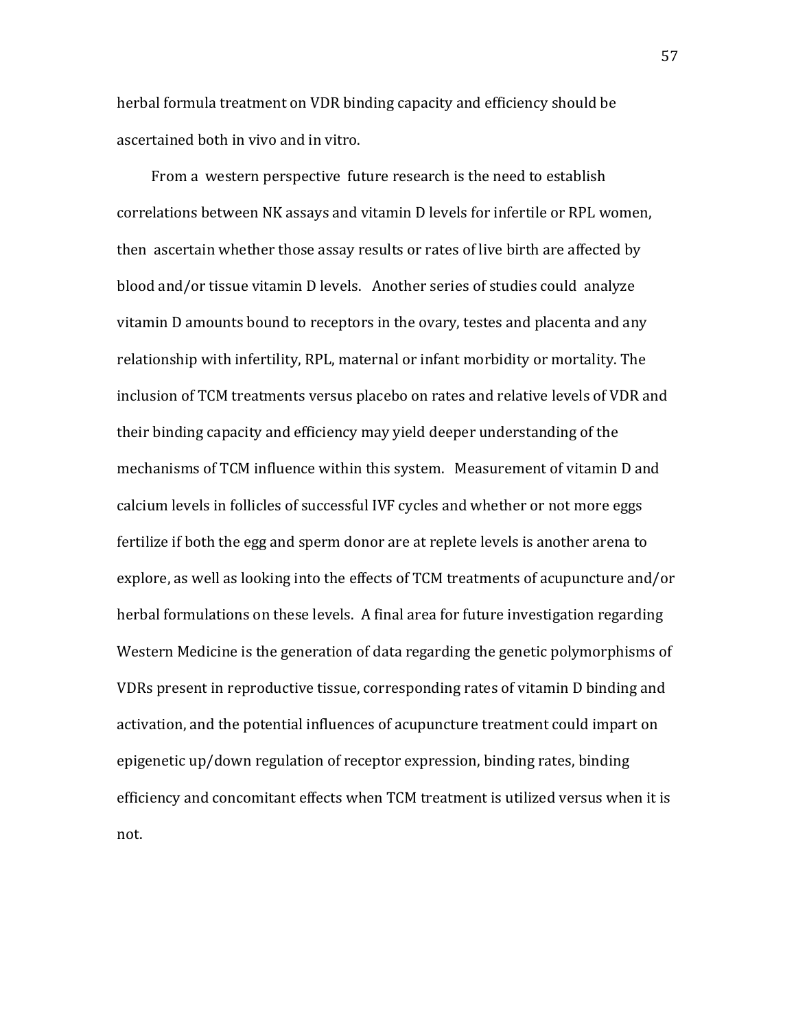herbal formula treatment on VDR binding capacity and efficiency should be ascertained both in vivo and in vitro.

From a western perspective future research is the need to establish correlations between NK assays and vitamin D levels for infertile or RPL women, then ascertain whether those assay results or rates of live birth are affected by blood and/or tissue vitamin D levels. Another series of studies could analyze vitamin D amounts bound to receptors in the ovary, testes and placenta and any relationship with infertility, RPL, maternal or infant morbidity or mortality. The inclusion of TCM treatments versus placebo on rates and relative levels of VDR and their binding capacity and efficiency may yield deeper understanding of the mechanisms of TCM influence within this system. Measurement of vitamin D and calcium levels in follicles of successful IVF cycles and whether or not more eggs fertilize if both the egg and sperm donor are at replete levels is another arena to explore, as well as looking into the effects of TCM treatments of acupuncture and/or herbal formulations on these levels. A final area for future investigation regarding Western Medicine is the generation of data regarding the genetic polymorphisms of VDRs present in reproductive tissue, corresponding rates of vitamin D binding and activation, and the potential influences of acupuncture treatment could impart on epigenetic up/down regulation of receptor expression, binding rates, binding efficiency and concomitant effects when TCM treatment is utilized versus when it is not.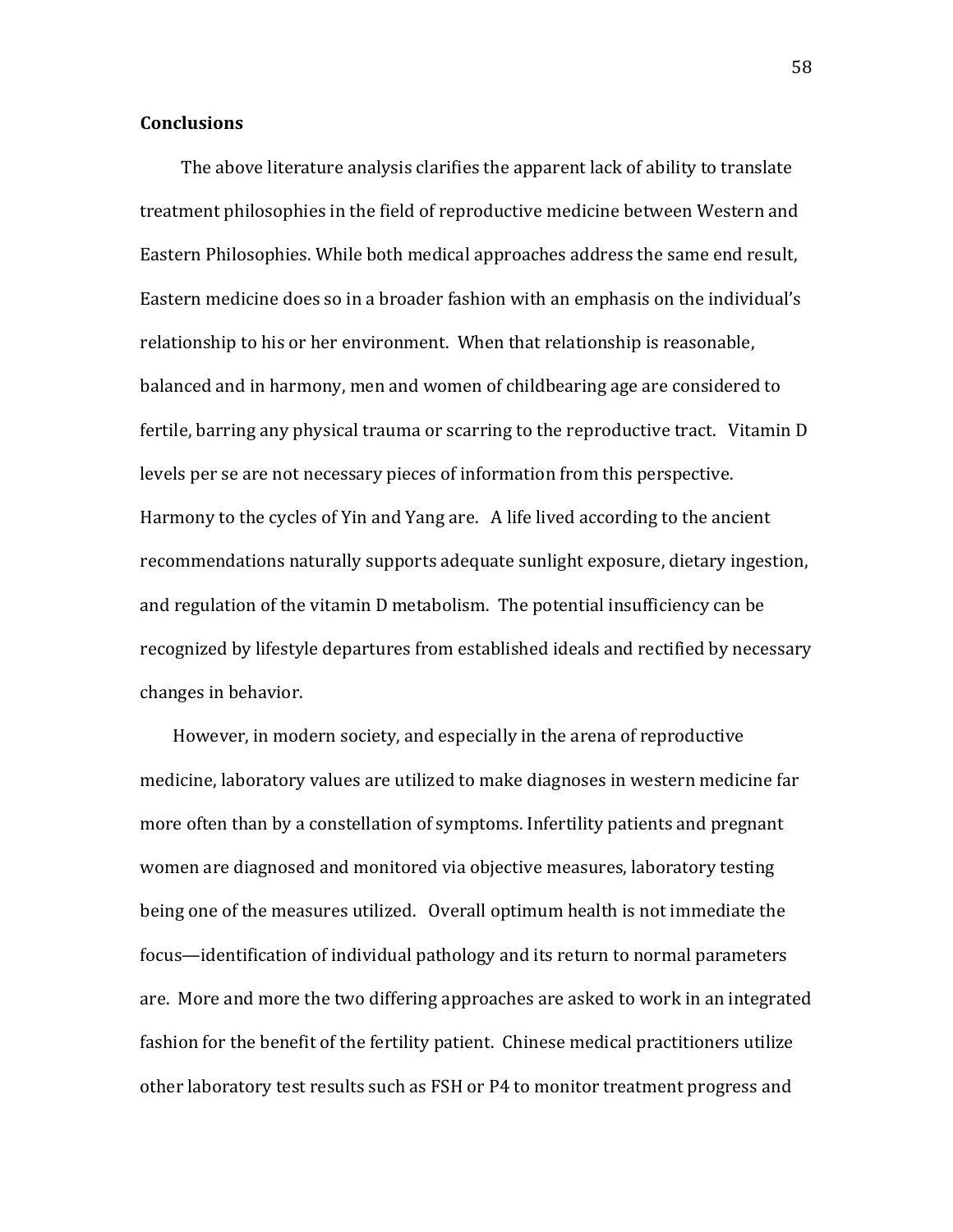**Conclusions**

The above literature analysis clarifies the apparent lack of ability to translate treatment philosophies in the field of reproductive medicine between Western and Eastern Philosophies. While both medical approaches address the same end result, Eastern medicine does so in a broader fashion with an emphasis on the individual's relationship to his or her environment. When that relationship is reasonable, balanced and in harmony, men and women of childbearing age are considered to fertile, barring any physical trauma or scarring to the reproductive tract. Vitamin D levels per se are not necessary pieces of information from this perspective. Harmony to the cycles of Yin and Yang are. A life lived according to the ancient recommendations naturally supports adequate sunlight exposure, dietary ingestion, and regulation of the vitamin D metabolism. The potential insufficiency can be recognized by lifestyle departures from established ideals and rectified by necessary changes in behavior.

However, in modern society, and especially in the arena of reproductive medicine, laboratory values are utilized to make diagnoses in western medicine far more often than by a constellation of symptoms. Infertility patients and pregnant women are diagnosed and monitored via objective measures, laboratory testing being one of the measures utilized. Overall optimum health is not immediate the focus—identification of individual pathology and its return to normal parameters are. More and more the two differing approaches are asked to work in an integrated fashion for the benefit of the fertility patient. Chinese medical practitioners utilize other laboratory test results such as FSH or P4 to monitor treatment progress and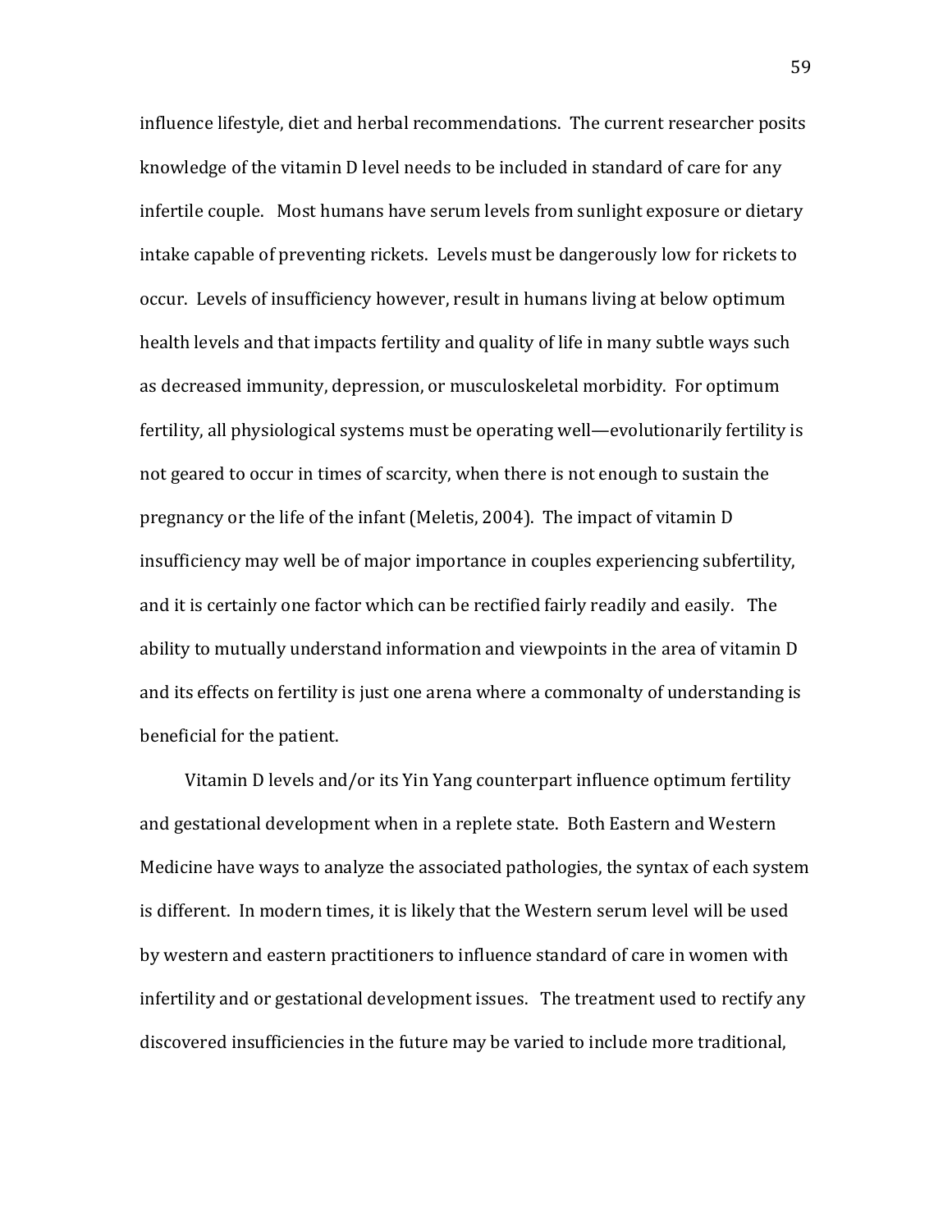influence lifestyle, diet and herbal recommendations. The current researcher posits knowledge of the vitamin D level needs to be included in standard of care for any infertile couple. Most humans have serum levels from sunlight exposure or dietary intake capable of preventing rickets. Levels must be dangerously low for rickets to occur. Levels of insufficiency however, result in humans living at below optimum health levels and that impacts fertility and quality of life in many subtle ways such as decreased immunity, depression, or musculoskeletal morbidity. For optimum fertility, all physiological systems must be operating well—evolutionarily fertility is not geared to occur in times of scarcity, when there is not enough to sustain the pregnancy or the life of the infant (Meletis, 2004). The impact of vitamin D insufficiency may well be of major importance in couples experiencing subfertility, and it is certainly one factor which can be rectified fairly readily and easily. The ability to mutually understand information and viewpoints in the area of vitamin D and its effects on fertility is just one arena where a commonalty of understanding is beneficial for the patient.

Vitamin D levels and/or its Yin Yang counterpart influence optimum fertility and gestational development when in a replete state. Both Eastern and Western Medicine have ways to analyze the associated pathologies, the syntax of each system is different. In modern times, it is likely that the Western serum level will be used by western and eastern practitioners to influence standard of care in women with infertility and or gestational development issues. The treatment used to rectify any discovered insufficiencies in the future may be varied to include more traditional,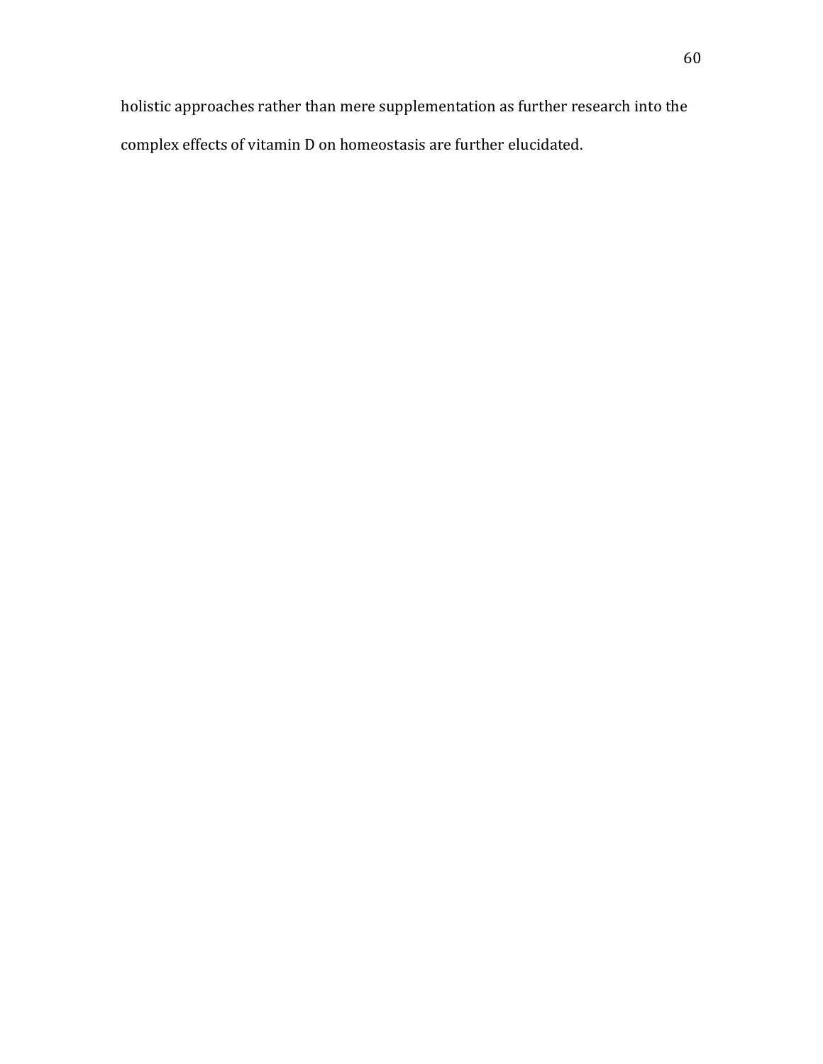holistic approaches rather than mere supplementation as further research into the complex effects of vitamin D on homeostasis are further elucidated.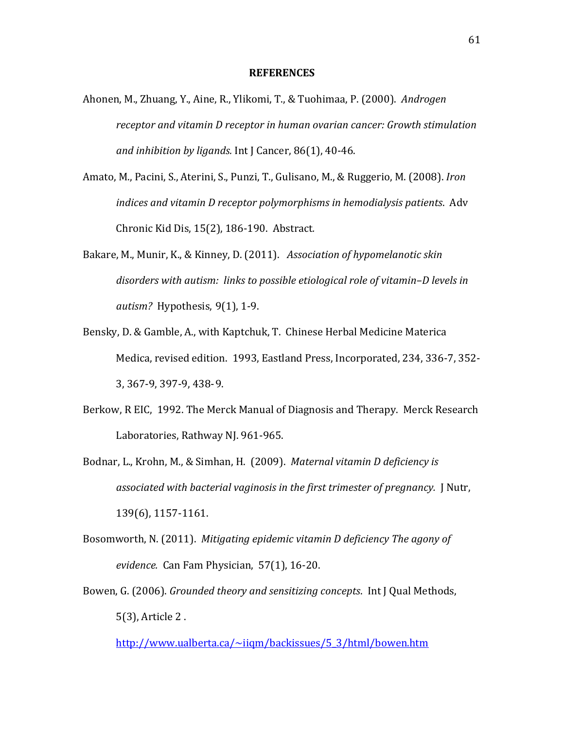**REFERENCES**

Ahonen, M., Zhuang, Y., Aine, R., Ylikomi, T., & Tuohimaa, P. (2000). *Androgen receptor and vitamin D receptor in human ovarian cancer: Growth stimulation and inhibition by ligands.* Int J Cancer, 86(1), 40-46.

Amato, M., Pacini, S., Aterini, S., Punzi, T., Gulisano, M., & Ruggerio, M. (2008). *Iron indices and vitamin D receptor polymorphisms in hemodialysis patients*. Adv Chronic Kid Dis, 15(2), 186-190. Abstract.

Bakare, M., Munir, K., & Kinney, D. (2011). *Association of hypomelanotic skin disorders with autism: links to possible etiological role of vitamin–D levels in autism?* Hypothesis, 9(1), 1-9.

Bensky, D. & Gamble, A., with Kaptchuk, T. Chinese Herbal Medicine Materica Medica, revised edition. 1993, Eastland Press, Incorporated, 234, 336-7, 352-3, 367-9, 397-9, 438- 9.

Berkow, R EIC, 1992. The Merck Manual of Diagnosis and Therapy. Merck Research Laboratories, Rathway NJ. 961-965.

Bodnar, L., Krohn, M., & Simhan, H. (2009). *Maternal vitamin D deficiency is associated with bacterial vaginosis in the first trimester of pregnancy.* J Nutr, 139(6), 1157-1161.

Bosomworth, N. (2011). *Mitigating epidemic vitamin D deficiency The agony of evidence.* Can Fam Physician, 57(1), 16-20.

Bowen, G. (2006). *Grounded theory and sensitizing concepts*. Int J Qual Methods, 5(3), Article 2 . http://www.ualberta.ca/~iiqm/backissues/5_3/html/bowen.htm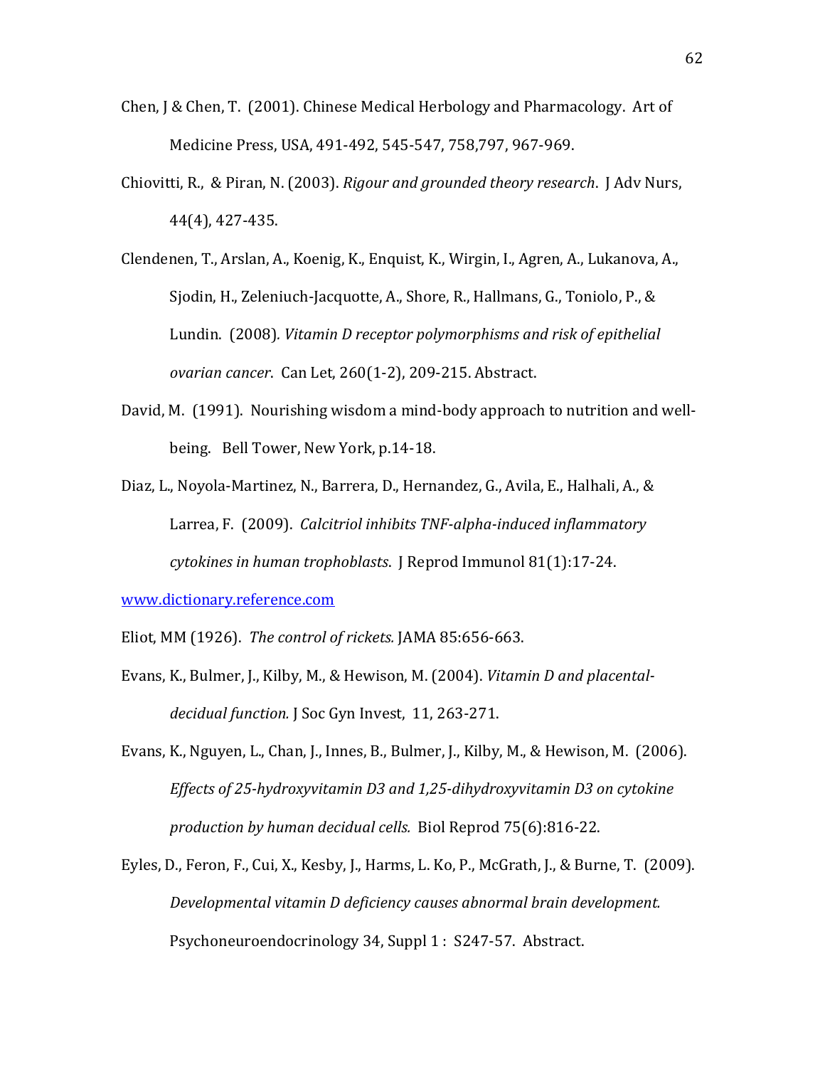Chen, J & Chen, T. (2001). Chinese Medical Herbology and Pharmacology. Art of Medicine Press, USA, 491-492, 545-547, 758,797, 967-969.

Chiovitti, R., & Piran, N. (2003). *Rigour and grounded theory research*. J Adv Nurs, 44(4), 427-435.

Clendenen, T., Arslan, A., Koenig, K., Enquist, K., Wirgin, I., Agren, A., Lukanova, A., Sjodin, H., Zeleniuch-Jacquotte, A., Shore, R., Hallmans, G., Toniolo, P., & Lundin. (2008). *Vitamin D receptor polymorphisms and risk of epithelial ovarian cancer*. Can Let, 260(1-2), 209-215. Abstract.

David, M. (1991). Nourishing wisdom a mind-body approach to nutrition and well-being. Bell Tower, New York, p.14-18.

Diaz, L., Noyola-Martinez, N., Barrera, D., Hernandez, G., Avila, E., Halhali, A., & Larrea, F. (2009). *Calcitriol inhibits TNF-alpha-induced inflammatory cytokines in human trophoblasts*. J Reprod Immunol 81(1):17-24.

www.dictionary.reference.com

Eliot, MM (1926). *The control of rickets.* JAMA 85:656-663.

Evans, K., Bulmer, J., Kilby, M., & Hewison, M. (2004). *Vitamin D and placental-decidual function.* J Soc Gyn Invest, 11, 263-271.

Evans, K., Nguyen, L., Chan, J., Innes, B., Bulmer, J., Kilby, M., & Hewison, M. (2006). *Effects of 25-hydroxyvitamin D3 and 1,25-dihydroxyvitamin D3 on cytokine production by human decidual cells.* Biol Reprod 75(6):816-22.

Eyles, D., Feron, F., Cui, X., Kesby, J., Harms, L. Ko, P., McGrath, J., & Burne, T. (2009). *Developmental vitamin D deficiency causes abnormal brain development.* Psychoneuroendocrinology 34, Suppl 1 : S247-57. Abstract.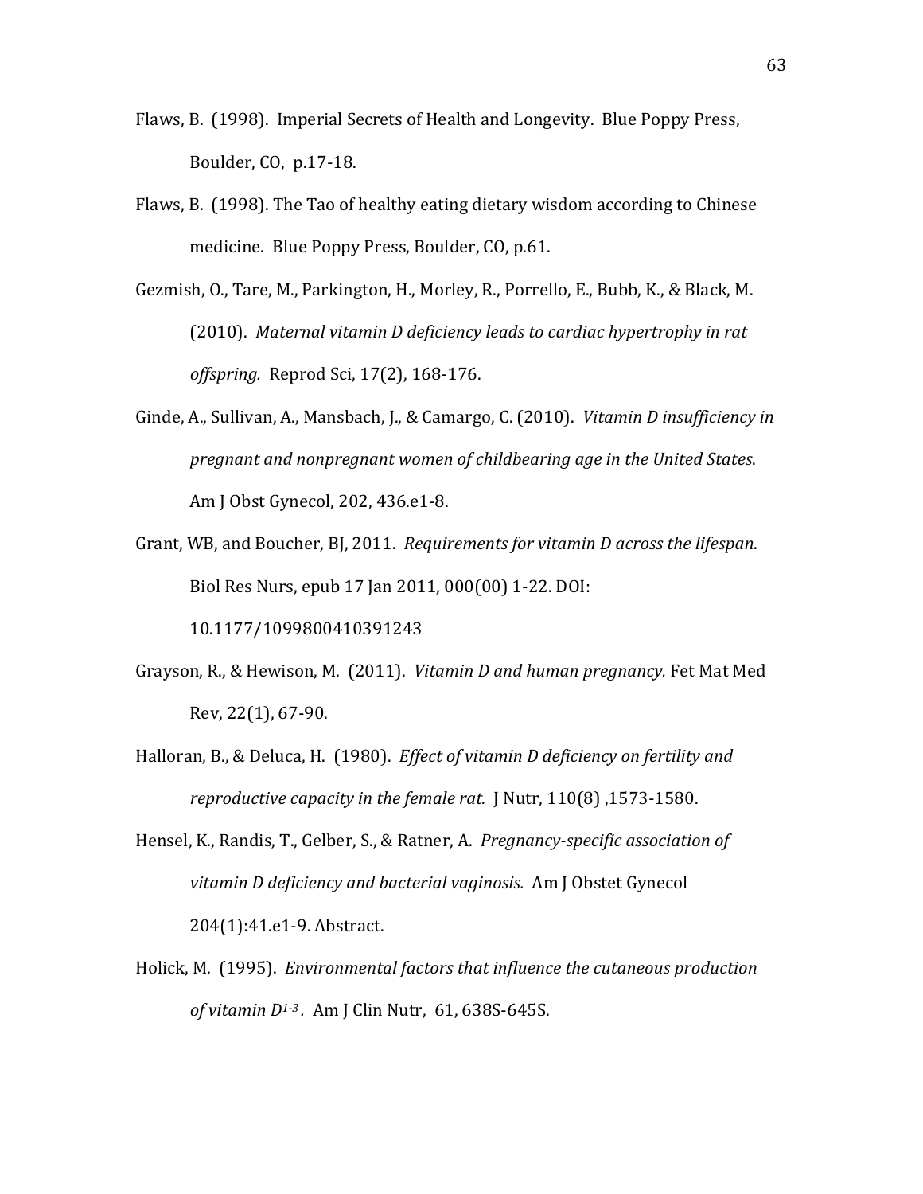Flaws, B. (1998). Imperial Secrets of Health and Longevity. Blue Poppy Press, Boulder, CO, p.17-18.

Flaws, B. (1998). The Tao of healthy eating dietary wisdom according to Chinese medicine. Blue Poppy Press, Boulder, CO, p.61.

Gezmish, O., Tare, M., Parkington, H., Morley, R., Porrello, E., Bubb, K., & Black, M. (2010). *Maternal vitamin D deficiency leads to cardiac hypertrophy in rat offspring.* Reprod Sci, 17(2), 168-176.

Ginde, A., Sullivan, A., Mansbach, J., & Camargo, C. (2010). *Vitamin D insufficiency in pregnant and nonpregnant women of childbearing age in the United States.* Am J Obst Gynecol, 202, 436.e1-8.

Grant, WB, and Boucher, BJ, 2011. *Requirements for vitamin D across the lifespan.* Biol Res Nurs, epub 17 Jan 2011, 000(00) 1-22. DOI: 10.1177/1099800410391243

Grayson, R., & Hewison, M. (2011). *Vitamin D and human pregnancy.* Fet Mat Med Rev, 22(1), 67-90.

Halloran, B., & Deluca, H. (1980). *Effect of vitamin D deficiency on fertility and reproductive capacity in the female rat.* J Nutr, 110(8) ,1573-1580.

Hensel, K., Randis, T., Gelber, S., & Ratner, A. *Pregnancy-specific association of vitamin D deficiency and bacterial vaginosis.* Am J Obstet Gynecol 204(1):41.e1-9. Abstract.

Holick, M. (1995). *Environmental factors that influence the cutaneous production of vitamin D[1-3].* Am J Clin Nutr, 61, 638S-645S.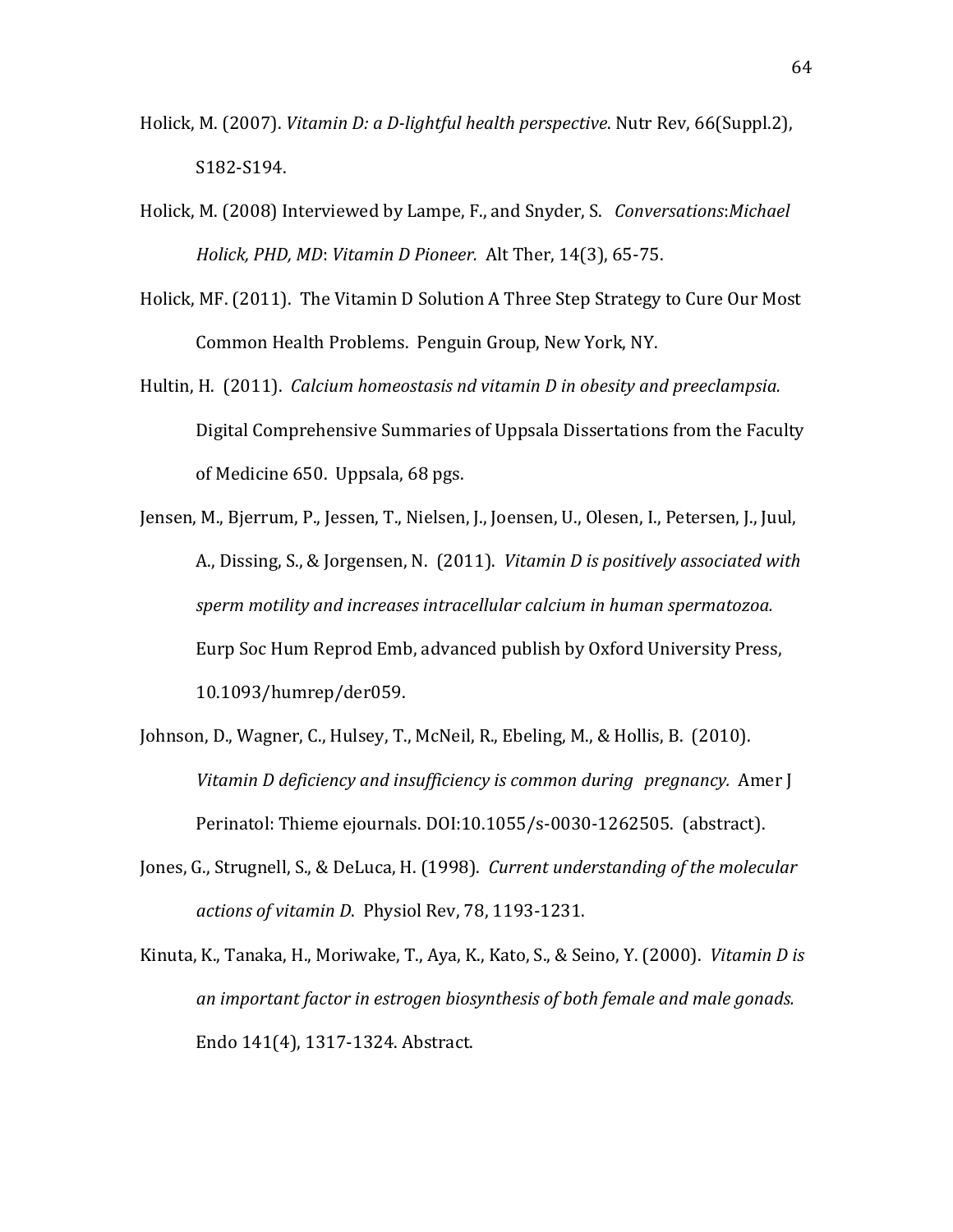Holick, M. (2007). *Vitamin D: a D-lightful health perspective*. Nutr Rev, 66(Suppl.2), S182-S194.

Holick, M. (2008) Interviewed by Lampe, F., and Snyder, S. *Conversations*:*Michael Holick, PHD, MD*: *Vitamin D Pioneer.* Alt Ther, 14(3), 65-75.

Holick, MF. (2011). The Vitamin D Solution A Three Step Strategy to Cure Our Most Common Health Problems. Penguin Group, New York, NY.

Hultin, H. (2011). *Calcium homeostasis nd vitamin D in obesity and preeclampsia.* Digital Comprehensive Summaries of Uppsala Dissertations from the Faculty of Medicine 650. Uppsala, 68 pgs.

Jensen, M., Bjerrum, P., Jessen, T., Nielsen, J., Joensen, U., Olesen, I., Petersen, J., Juul, A., Dissing, S., & Jorgensen, N. (2011). *Vitamin D is positively associated with sperm motility and increases intracellular calcium in human spermatozoa.* Eurp Soc Hum Reprod Emb, advanced publish by Oxford University Press, 10.1093/humrep/der059.

Johnson, D., Wagner, C., Hulsey, T., McNeil, R., Ebeling, M., & Hollis, B. (2010). *Vitamin D deficiency and insufficiency is common during pregnancy.* Amer J Perinatol: Thieme ejournals. DOI:10.1055/s-0030-1262505. (abstract).

Jones, G., Strugnell, S., & DeLuca, H. (1998). *Current understanding of the molecular actions of vitamin D*. Physiol Rev, 78, 1193-1231.

Kinuta, K., Tanaka, H., Moriwake, T., Aya, K., Kato, S., & Seino, Y. (2000). *Vitamin D is an important factor in estrogen biosynthesis of both female and male gonads.* Endo 141(4), 1317-1324. Abstract.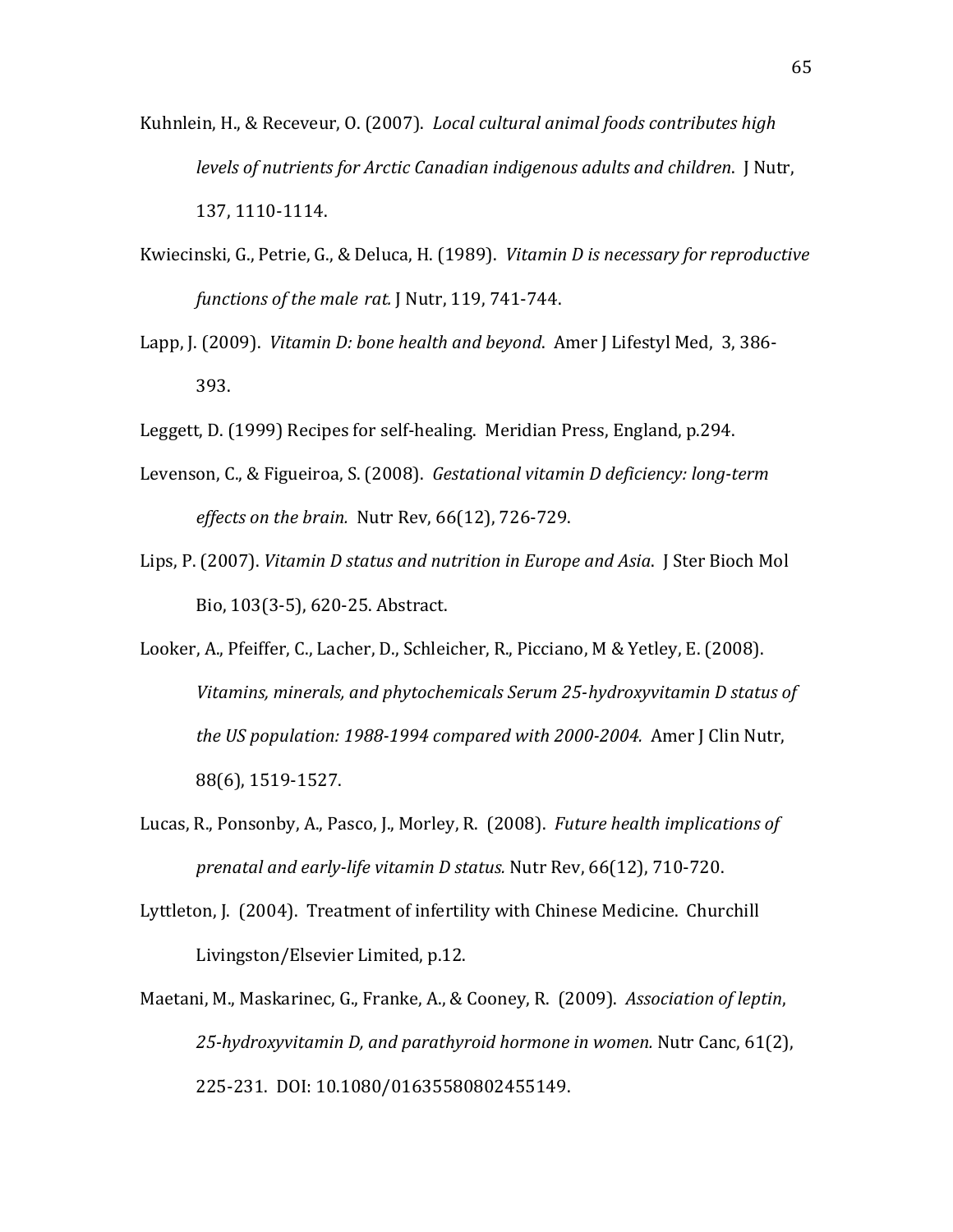Kuhnlein, H., & Receveur, O. (2007). *Local cultural animal foods contributes high levels of nutrients for Arctic Canadian indigenous adults and children*. J Nutr, 137, 1110-1114.

Kwiecinski, G., Petrie, G., & Deluca, H. (1989). *Vitamin D is necessary for reproductive functions of the male rat.* J Nutr, 119, 741-744.

Lapp, J. (2009). *Vitamin D: bone health and beyond*. Amer J Lifestyl Med, 3, 386-393.

Leggett, D. (1999) Recipes for self-healing. Meridian Press, England, p.294.

Levenson, C., & Figueiroa, S. (2008). *Gestational vitamin D deficiency: long-term effects on the brain.* Nutr Rev, 66(12), 726-729.

Lips, P. (2007). *Vitamin D status and nutrition in Europe and Asia*. J Ster Bioch Mol Bio, 103(3-5), 620-25. Abstract.

Looker, A., Pfeiffer, C., Lacher, D., Schleicher, R., Picciano, M & Yetley, E. (2008). *Vitamins, minerals, and phytochemicals Serum 25-hydroxyvitamin D status of the US population: 1988-1994 compared with 2000-2004.* Amer J Clin Nutr, 88(6), 1519-1527.

Lucas, R., Ponsonby, A., Pasco, J., Morley, R. (2008). *Future health implications of prenatal and early-life vitamin D status.* Nutr Rev, 66(12), 710-720.

Lyttleton, J. (2004). Treatment of infertility with Chinese Medicine. Churchill Livingston/Elsevier Limited, p.12.

Maetani, M., Maskarinec, G., Franke, A., & Cooney, R. (2009). *Association of leptin, 25-hydroxyvitamin D, and parathyroid hormone in women.* Nutr Canc, 61(2), 225-231. DOI: 10.1080/01635580802455149.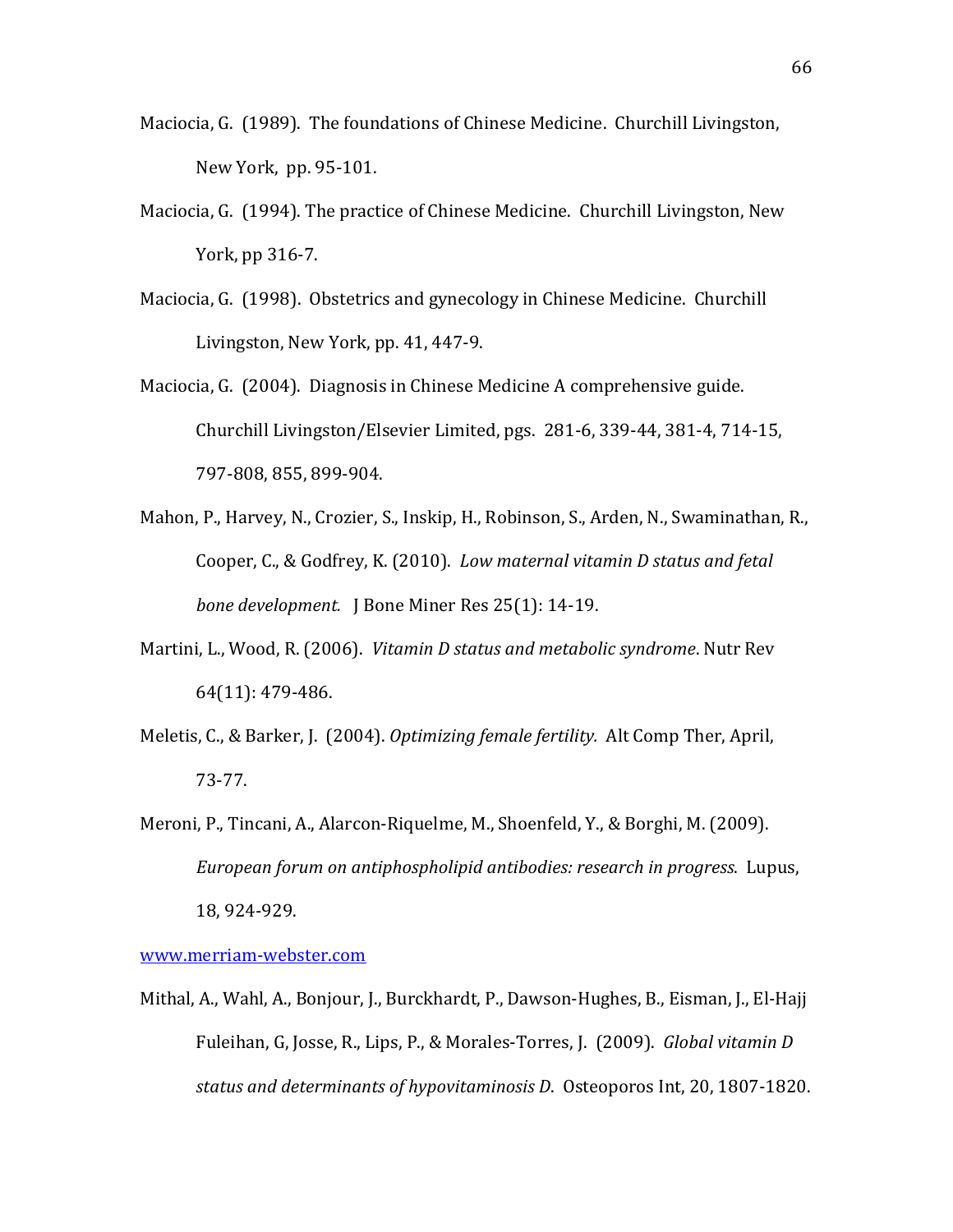Maciocia, G. (1989). The foundations of Chinese Medicine. Churchill Livingston, New York, pp. 95-101.

Maciocia, G. (1994). The practice of Chinese Medicine. Churchill Livingston, New York, pp 316-7.

Maciocia, G. (1998). Obstetrics and gynecology in Chinese Medicine. Churchill Livingston, New York, pp. 41, 447-9.

Maciocia, G. (2004). Diagnosis in Chinese Medicine A comprehensive guide. Churchill Livingston/Elsevier Limited, pgs. 281-6, 339-44, 381-4, 714-15, 797-808, 855, 899-904.

Mahon, P., Harvey, N., Crozier, S., Inskip, H., Robinson, S., Arden, N., Swaminathan, R., Cooper, C., & Godfrey, K. (2010). *Low maternal vitamin D status and fetal bone development.* J Bone Miner Res 25(1): 14-19.

Martini, L., Wood, R. (2006). *Vitamin D status and metabolic syndrome*. Nutr Rev 64(11): 479-486.

Meletis, C., & Barker, J. (2004). *Optimizing female fertility.* Alt Comp Ther, April, 73-77.

Meroni, P., Tincani, A., Alarcon-Riquelme, M., Shoenfeld, Y., & Borghi, M. (2009). *European forum on antiphospholipid antibodies: research in progress*. Lupus, 18, 924-929.

www.merriam-webster.com

Mithal, A., Wahl, A., Bonjour, J., Burckhardt, P., Dawson-Hughes, B., Eisman, J., El-Hajj Fuleihan, G, Josse, R., Lips, P., & Morales-Torres, J. (2009). *Global vitamin D status and determinants of hypovitaminosis D*. Osteoporos Int, 20, 1807-1820.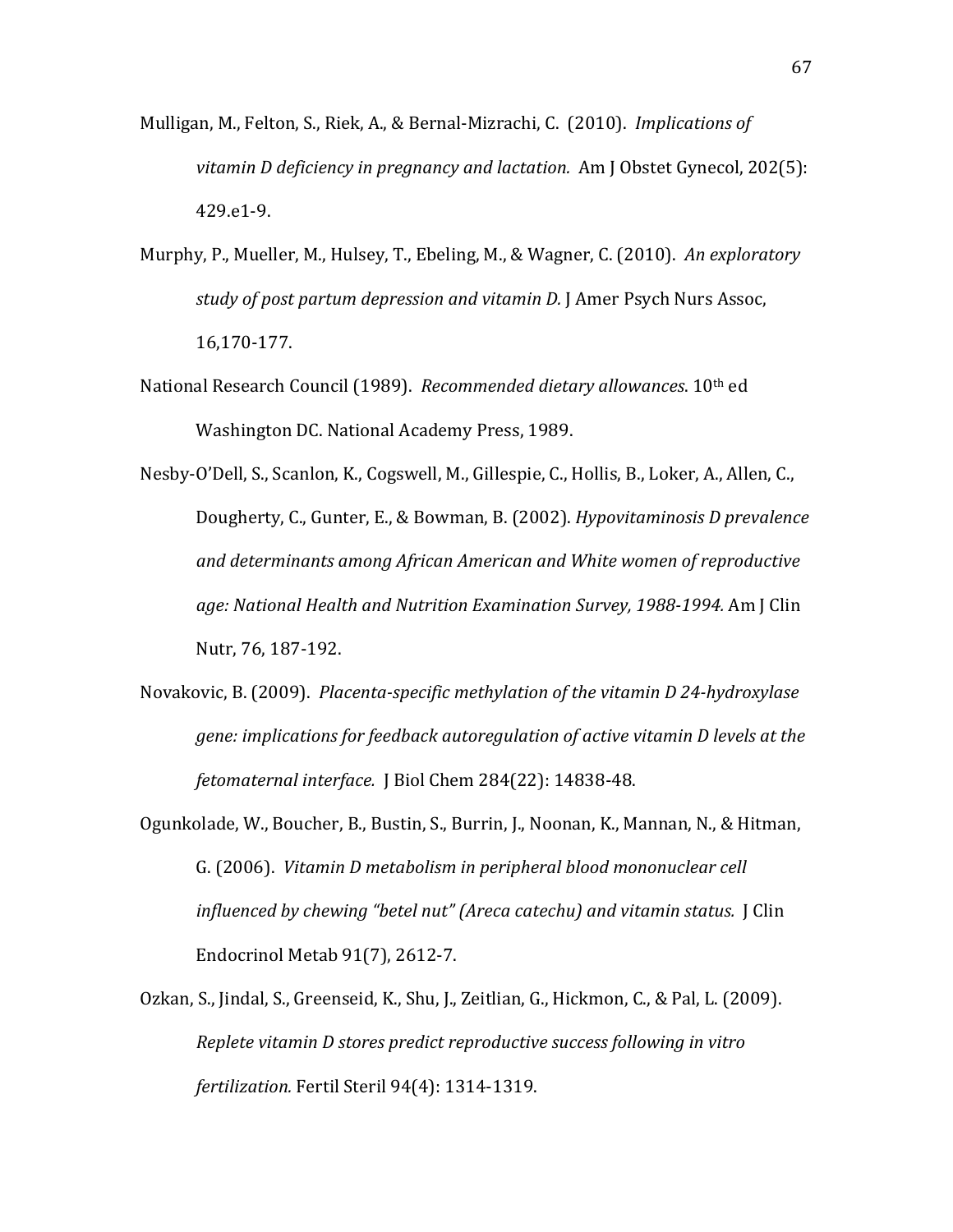Mulligan, M., Felton, S., Riek, A., & Bernal-Mizrachi, C. (2010). *Implications of vitamin D deficiency in pregnancy and lactation.* Am J Obstet Gynecol, 202(5): 429.e1-9.

Murphy, P., Mueller, M., Hulsey, T., Ebeling, M., & Wagner, C. (2010). *An exploratory study of post partum depression and vitamin D.* J Amer Psych Nurs Assoc, 16,170-177.

National Research Council (1989). *Recommended dietary allowances*. 10th ed Washington DC. National Academy Press, 1989.

Nesby-O'Dell, S., Scanlon, K., Cogswell, M., Gillespie, C., Hollis, B., Loker, A., Allen, C., Dougherty, C., Gunter, E., & Bowman, B. (2002). *Hypovitaminosis D prevalence and determinants among African American and White women of reproductive age: National Health and Nutrition Examination Survey, 1988-1994.* Am J Clin Nutr, 76, 187-192.

Novakovic, B. (2009). *Placenta-specific methylation of the vitamin D 24-hydroxylase gene: implications for feedback autoregulation of active vitamin D levels at the fetomaternal interface.* J Biol Chem 284(22): 14838-48.

Ogunkolade, W., Boucher, B., Bustin, S., Burrin, J., Noonan, K., Mannan, N., & Hitman, G. (2006). *Vitamin D metabolism in peripheral blood mononuclear cell influenced by chewing "betel nut" (Areca catechu) and vitamin status.* J Clin Endocrinol Metab 91(7), 2612-7.

Ozkan, S., Jindal, S., Greenseid, K., Shu, J., Zeitlian, G., Hickmon, C., & Pal, L. (2009). *Replete vitamin D stores predict reproductive success following in vitro fertilization.* Fertil Steril 94(4): 1314-1319.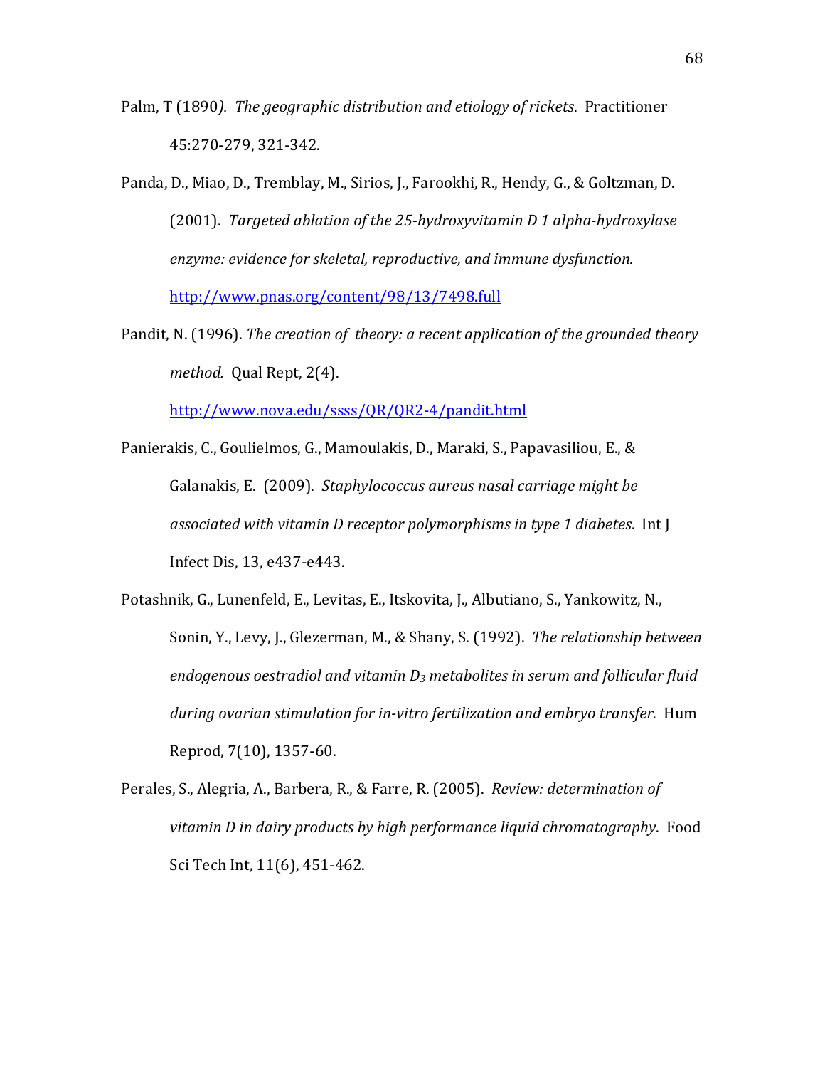Palm, T (1890*). The geographic distribution and etiology of rickets*. Practitioner 45:270-279, 321-342.

Panda, D., Miao, D., Tremblay, M., Sirios, J., Farookhi, R., Hendy, G., & Goltzman, D. (2001). *Targeted ablation of the 25-hydroxyvitamin D 1 alpha-hydroxylase enzyme: evidence for skeletal, reproductive, and immune dysfunction.* http://www.pnas.org/content/98/13/7498.full

Pandit, N. (1996). *The creation of theory: a recent application of the grounded theory method.* Qual Rept, 2(4). http://www.nova.edu/ssss/QR/QR2-4/pandit.html

Panierakis, C., Goulielmos, G., Mamoulakis, D., Maraki, S., Papavasiliou, E., & Galanakis, E. (2009). *Staphylococcus aureus nasal carriage might be associated with vitamin D receptor polymorphisms in type 1 diabetes*. Int J Infect Dis, 13, e437-e443.

Potashnik, G., Lunenfeld, E., Levitas, E., Itskovita, J., Albutiano, S., Yankowitz, N., Sonin, Y., Levy, J., Glezerman, M., & Shany, S. (1992). *The relationship between endogenous oestradiol and vitamin $D_3$ metabolites in serum and follicular fluid during ovarian stimulation for in-vitro fertilization and embryo transfer.* Hum Reprod, 7(10), 1357-60.

Perales, S., Alegria, A., Barbera, R., & Farre, R. (2005). *Review: determination of vitamin D in dairy products by high performance liquid chromatography*. Food Sci Tech Int, 11(6), 451-462.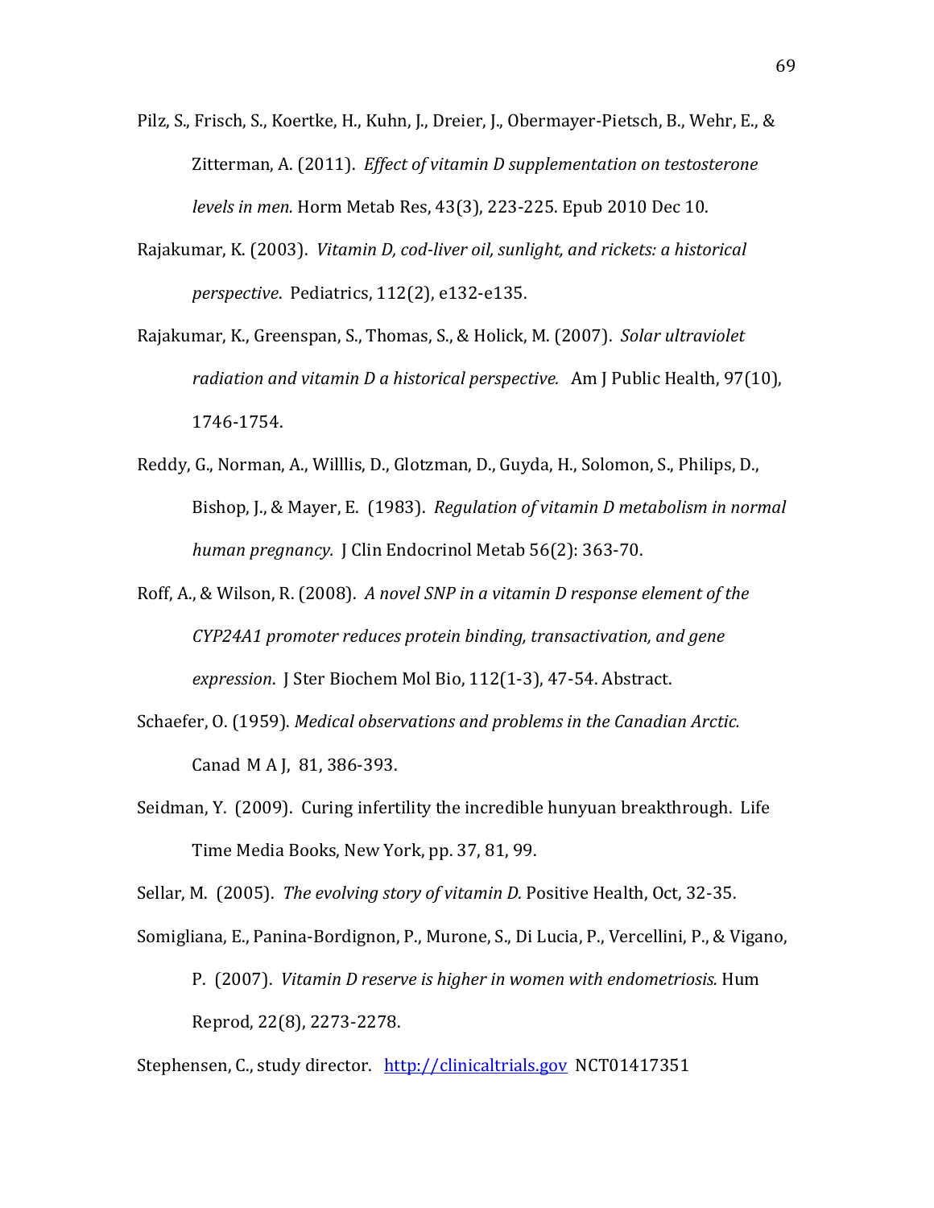Pilz, S., Frisch, S., Koertke, H., Kuhn, J., Dreier, J., Obermayer-Pietsch, B., Wehr, E., & Zitterman, A. (2011). *Effect of vitamin D supplementation on testosterone levels in men.* Horm Metab Res, 43(3), 223-225. Epub 2010 Dec 10.

Rajakumar, K. (2003). *Vitamin D, cod-liver oil, sunlight, and rickets: a historical perspective*. Pediatrics, 112(2), e132-e135.

Rajakumar, K., Greenspan, S., Thomas, S., & Holick, M. (2007). *Solar ultraviolet radiation and vitamin D a historical perspective.* Am J Public Health, 97(10), 1746-1754.

Reddy, G., Norman, A., Willlis, D., Glotzman, D., Guyda, H., Solomon, S., Philips, D., Bishop, J., & Mayer, E. (1983). *Regulation of vitamin D metabolism in normal human pregnancy.* J Clin Endocrinol Metab 56(2): 363-70.

Roff, A., & Wilson, R. (2008). *A novel SNP in a vitamin D response element of the CYP24A1 promoter reduces protein binding, transactivation, and gene expression*. J Ster Biochem Mol Bio, 112(1-3), 47-54. Abstract.

Schaefer, O. (1959). *Medical observations and problems in the Canadian Arctic.* Canad M A J, 81, 386-393.

Seidman, Y. (2009). Curing infertility the incredible hunyuan breakthrough. Life Time Media Books, New York, pp. 37, 81, 99.

Sellar, M. (2005). *The evolving story of vitamin D.* Positive Health, Oct, 32-35.

Somigliana, E., Panina-Bordignon, P., Murone, S., Di Lucia, P., Vercellini, P., & Vigano, P. (2007). *Vitamin D reserve is higher in women with endometriosis.* Hum Reprod, 22(8), 2273-2278.

Stephensen, C., study director. http://clinicaltrials.gov NCT01417351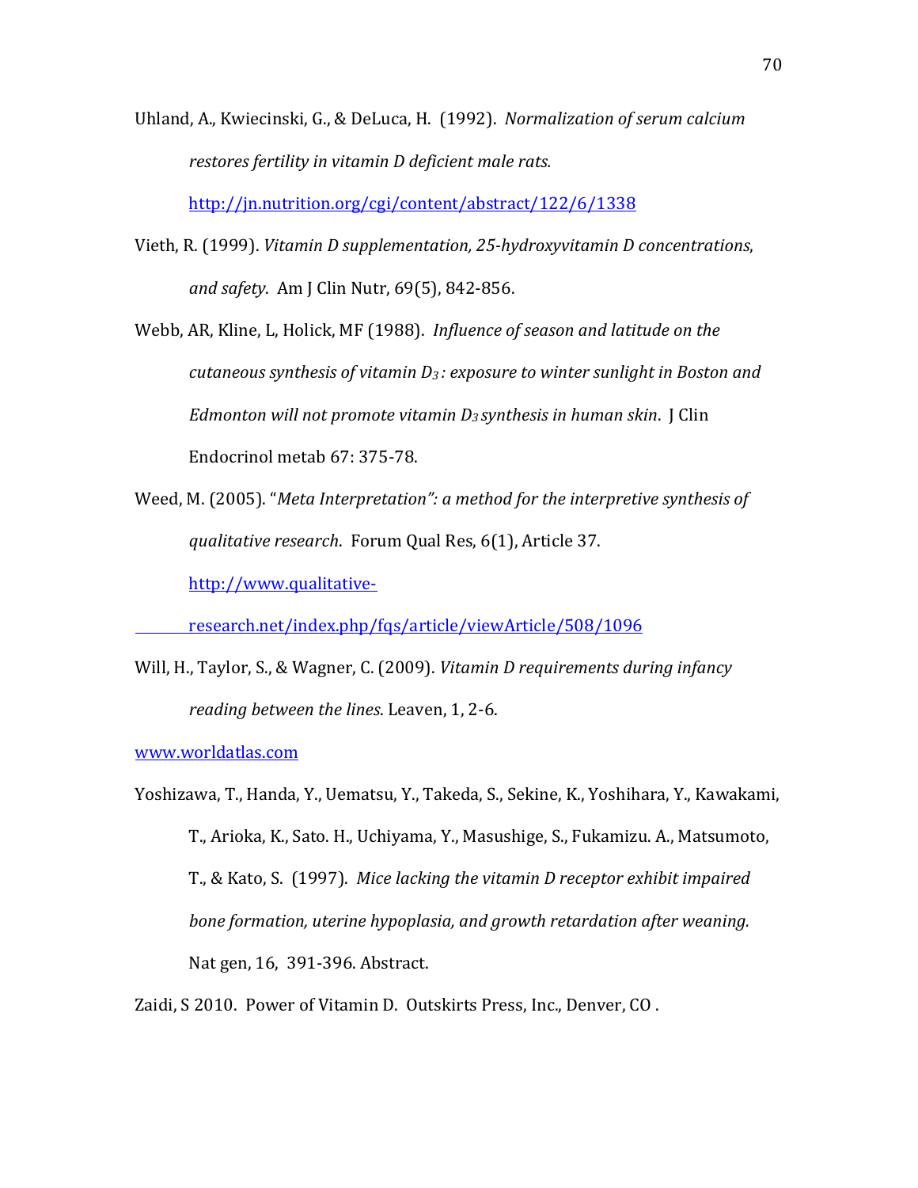Uhland, A., Kwiecinski, G., & DeLuca, H. (1992). *Normalization of serum calcium restores fertility in vitamin D deficient male rats.* http://jn.nutrition.org/cgi/content/abstract/122/6/1338

Vieth, R. (1999). *Vitamin D supplementation, 25-hydroxyvitamin D concentrations, and safety*. Am J Clin Nutr, 69(5), 842-856.

Webb, AR, Kline, L, Holick, MF (1988). *Influence of season and latitude on the cutaneous synthesis of vitamin $D_3$: exposure to winter sunlight in Boston and Edmonton will not promote vitamin $D_3$ synthesis in human skin*. J Clin Endocrinol metab 67: 375-78.

Weed, M. (2005). "*Meta Interpretation": a method for the interpretive synthesis of qualitative research*. Forum Qual Res, 6(1), Article 37. http://www.qualitative-research.net/index.php/fqs/article/viewArticle/508/1096

Will, H., Taylor, S., & Wagner, C. (2009). *Vitamin D requirements during infancy reading between the lines*. Leaven, 1, 2-6.

www.worldatlas.com

Yoshizawa, T., Handa, Y., Uematsu, Y., Takeda, S., Sekine, K., Yoshihara, Y., Kawakami, T., Arioka, K., Sato. H., Uchiyama, Y., Masushige, S., Fukamizu. A., Matsumoto, T., & Kato, S. (1997). *Mice lacking the vitamin D receptor exhibit impaired bone formation, uterine hypoplasia, and growth retardation after weaning.* Nat gen, 16, 391-396. Abstract.

Zaidi, S 2010. Power of Vitamin D. Outskirts Press, Inc., Denver, CO .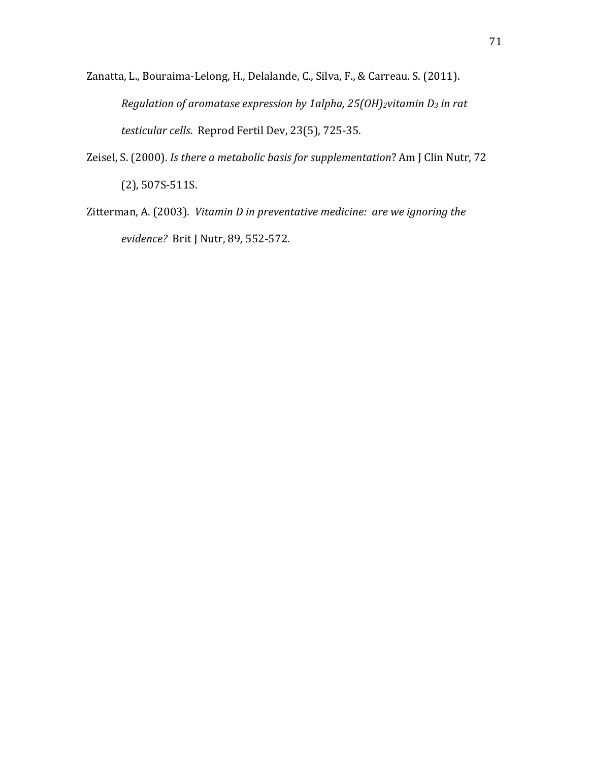Zanatta, L., Bouraima-Lelong, H., Delalande, C., Silva, F., & Carreau. S. (2011). *Regulation of aromatase expression by 1alpha, 25(OH)$_2$vitamin D$_3$ in rat testicular cells*. Reprod Fertil Dev, 23(5), 725-35.

Zeisel, S. (2000). *Is there a metabolic basis for supplementation*? Am J Clin Nutr, 72 (2), 507S-511S.

Zitterman, A. (2003). *Vitamin D in preventative medicine: are we ignoring the evidence?* Brit J Nutr, 89, 552-572.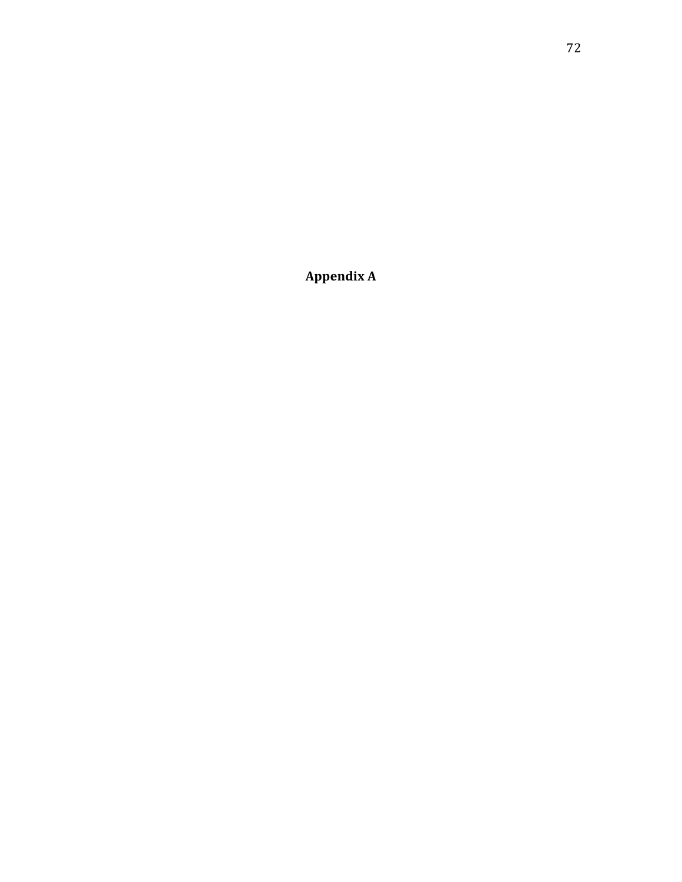# Appendix A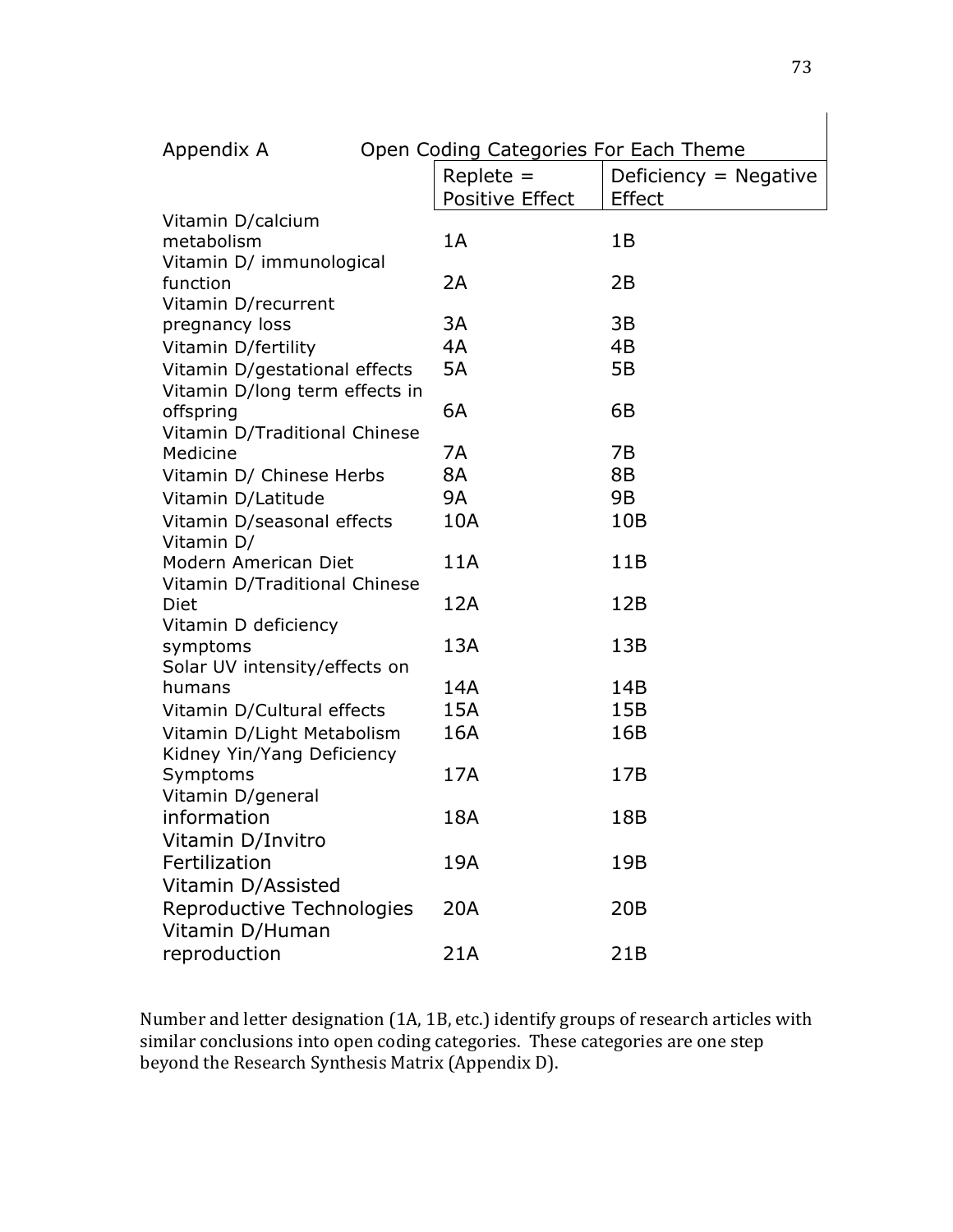Appendix A Open Coding Categories For Each Theme

| | Replete = Positive Effect | Deficiency = Negative Effect |
|---|---|---|
| Vitamin D/calcium metabolism | 1A | 1B |
| Vitamin D/ immunological function | 2A | 2B |
| Vitamin D/recurrent pregnancy loss | 3A | 3B |
| Vitamin D/fertility | 4A | 4B |
| Vitamin D/gestational effects | 5A | 5B |
| Vitamin D/long term effects in offspring | 6A | 6B |
| Vitamin D/Traditional Chinese Medicine | 7A | 7B |
| Vitamin D/ Chinese Herbs | 8A | 8B |
| Vitamin D/Latitude | 9A | 9B |
| Vitamin D/seasonal effects | 10A | 10B |
| Vitamin D/ Modern American Diet | 11A | 11B |
| Vitamin D/Traditional Chinese Diet | 12A | 12B |
| Vitamin D deficiency symptoms | 13A | 13B |
| Solar UV intensity/effects on humans | 14A | 14B |
| Vitamin D/Cultural effects | 15A | 15B |
| Vitamin D/Light Metabolism | 16A | 16B |
| Kidney Yin/Yang Deficiency Symptoms | 17A | 17B |
| Vitamin D/general information | 18A | 18B |
| Vitamin D/Invitro Fertilization | 19A | 19B |
| Vitamin D/Assisted Reproductive Technologies | 20A | 20B |
| Vitamin D/Human reproduction | 21A | 21B |

Number and letter designation (1A, 1B, etc.) identify groups of research articles with similar conclusions into open coding categories. These categories are one step beyond the Research Synthesis Matrix (Appendix D).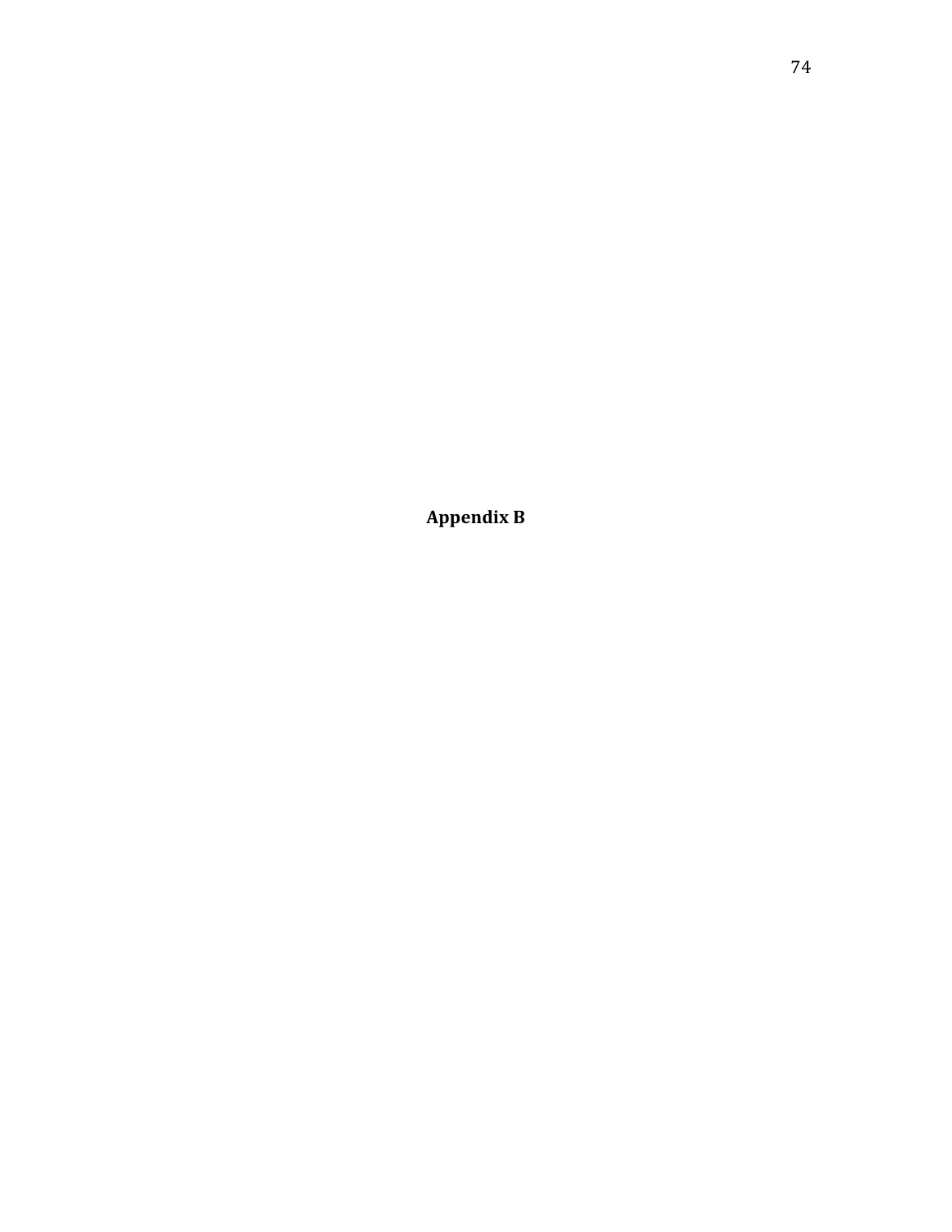# Appendix B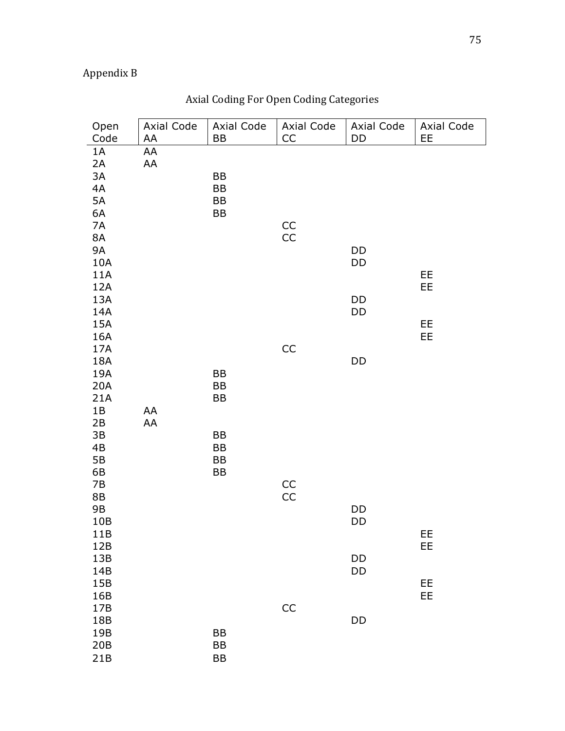Appendix B

Axial Coding For Open Coding Categories

| Open Code | Axial Code AA | Axial Code BB | Axial Code CC | Axial Code DD | Axial Code EE |
|---|---|---|---|---|---|
| 1A | AA | | | | |
| 2A | AA | | | | |
| 3A | | BB | | | |
| 4A | | BB | | | |
| 5A | | BB | | | |
| 6A | | BB | | | |
| 7A | | | CC | | |
| 8A | | | CC | | |
| 9A | | | | DD | |
| 10A | | | | DD | |
| 11A | | | | | EE |
| 12A | | | | | EE |
| 13A | | | | DD | |
| 14A | | | | DD | |
| 15A | | | | | EE |
| 16A | | | | | EE |
| 17A | | | CC | | |
| 18A | | | | DD | |
| 19A | | BB | | | |
| 20A | | BB | | | |
| 21A | | BB | | | |
| 1B | AA | | | | |
| 2B | AA | | | | |
| 3B | | BB | | | |
| 4B | | BB | | | |
| 5B | | BB | | | |
| 6B | | BB | | | |
| 7B | | | CC | | |
| 8B | | | CC | | |
| 9B | | | | DD | |
| 10B | | | | DD | |
| 11B | | | | | EE |
| 12B | | | | | EE |
| 13B | | | | DD | |
| 14B | | | | DD | |
| 15B | | | | | EE |
| 16B | | | | | EE |
| 17B | | | CC | | |
| 18B | | | | DD | |
| 19B | | BB | | | |
| 20B | | BB | | | |
| 21B | | BB | | | |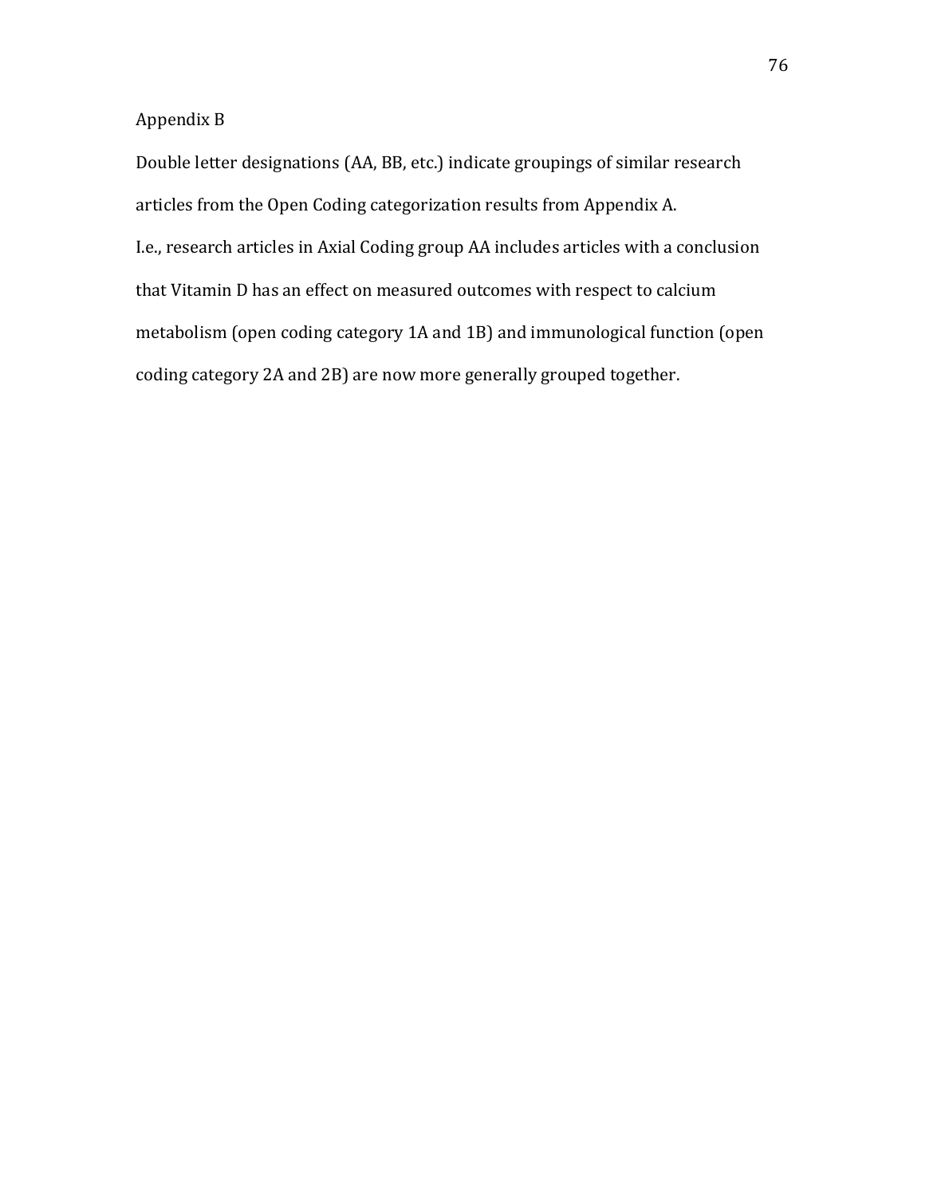## Appendix B

Double letter designations (AA, BB, etc.) indicate groupings of similar research articles from the Open Coding categorization results from Appendix A.

I.e., research articles in Axial Coding group AA includes articles with a conclusion that Vitamin D has an effect on measured outcomes with respect to calcium metabolism (open coding category 1A and 1B) and immunological function (open coding category 2A and 2B) are now more generally grouped together.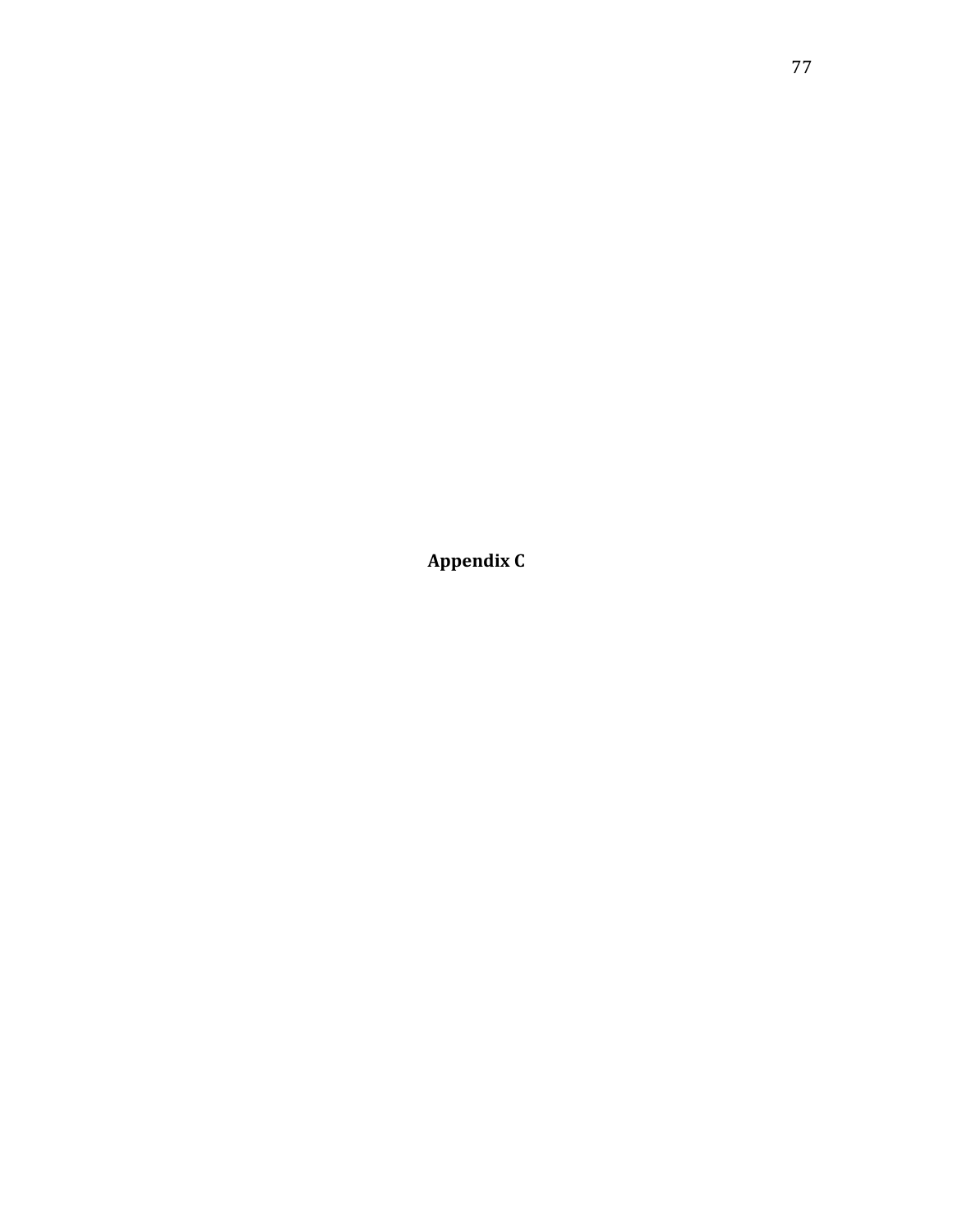# Appendix C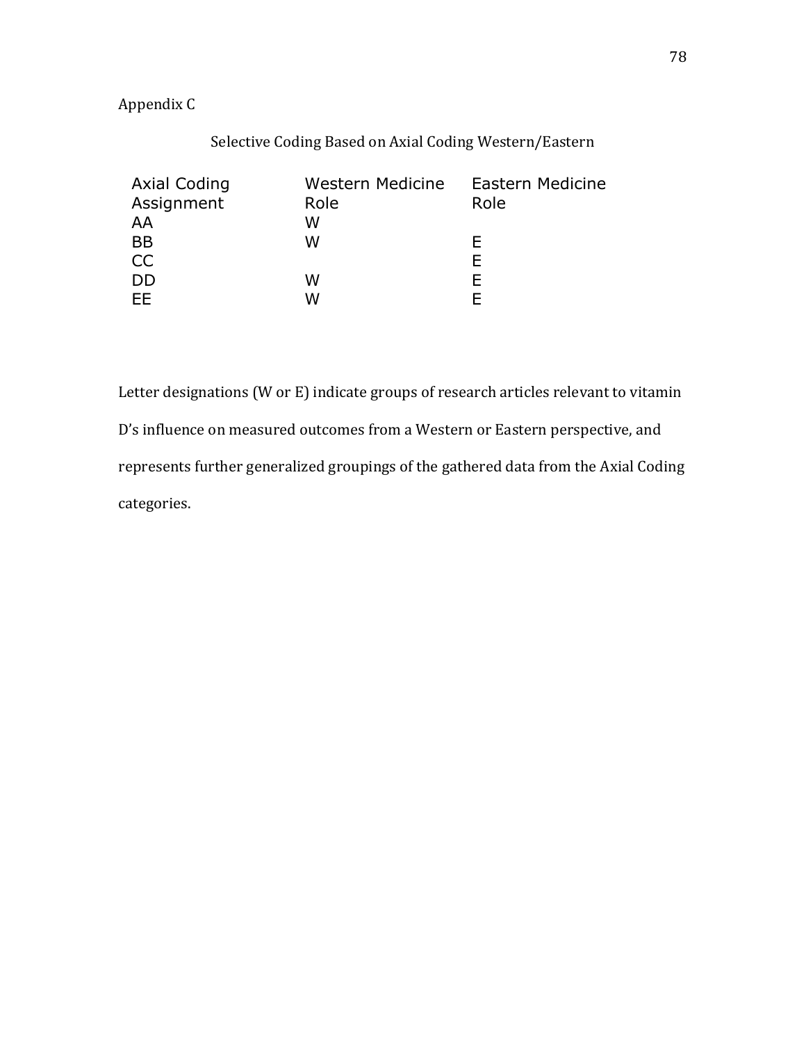Appendix C

Selective Coding Based on Axial Coding Western/Eastern

| Axial Coding Assignment | Western Medicine Role | Eastern Medicine Role |
| --- | --- | --- |
| AA | W | |
| BB | W | E |
| CC | | E |
| DD | W | E |
| EE | W | E |

Letter designations (W or E) indicate groups of research articles relevant to vitamin D's influence on measured outcomes from a Western or Eastern perspective, and represents further generalized groupings of the gathered data from the Axial Coding categories.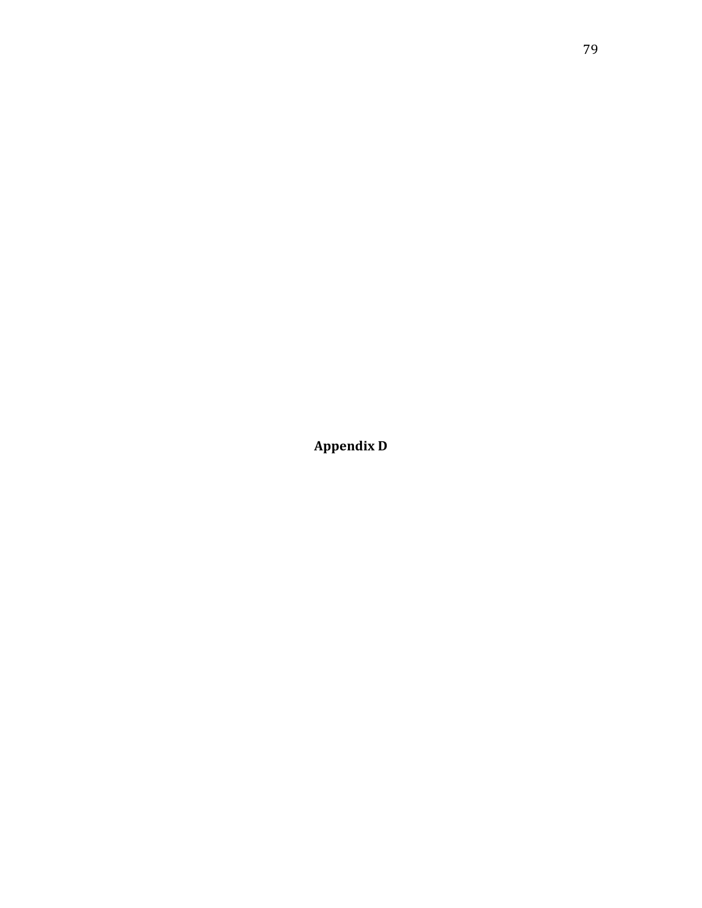**Appendix D**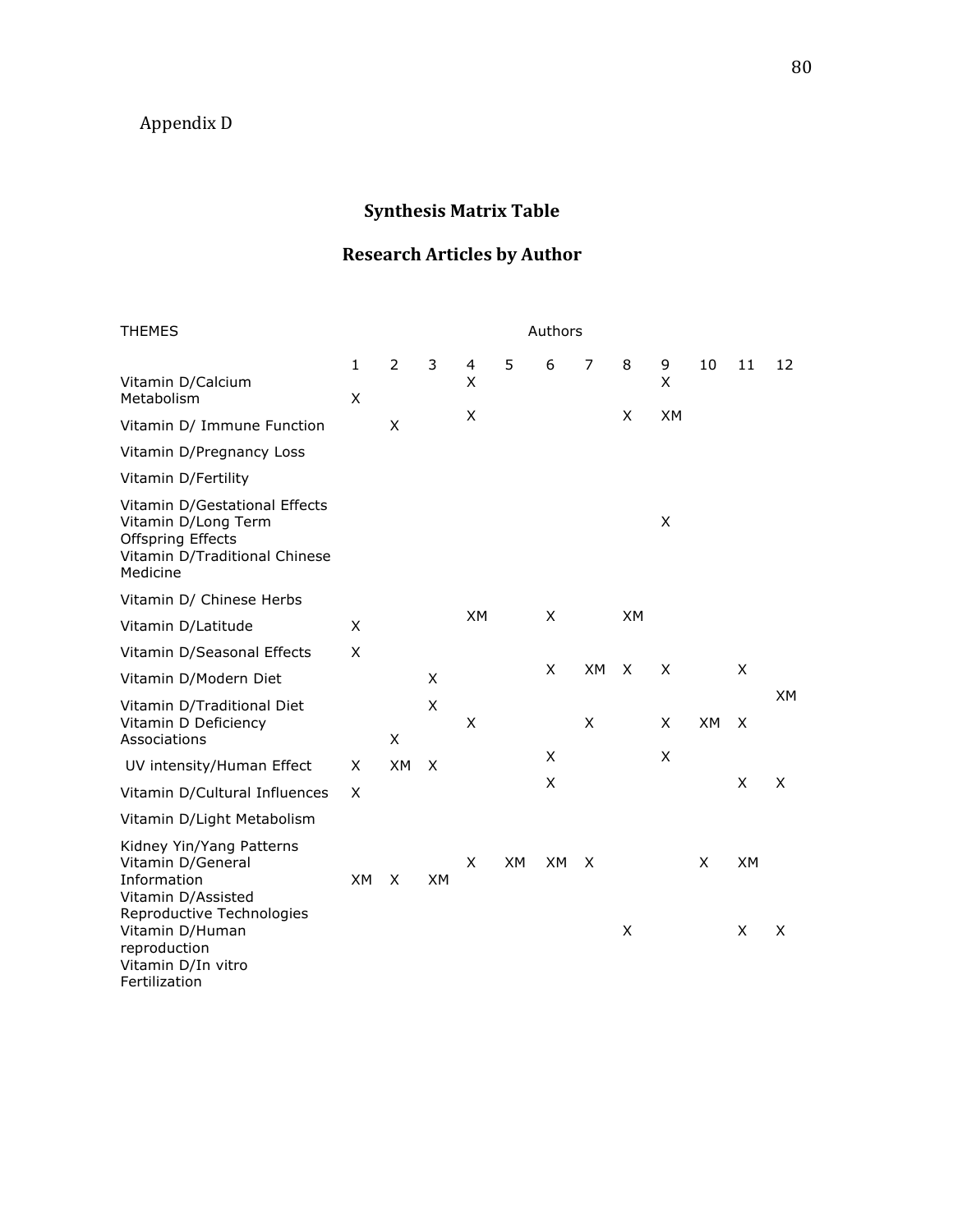Appendix D

## Synthesis Matrix Table

## Research Articles by Author

| THEMES | Authors | | | | | | | | | | | |
|---|---|---|---|---|---|---|---|---|---|---|---|---|
| | 1 | 2 | 3 | 4 | 5 | 6 | 7 | 8 | 9 | 10 | 11 | 12 |
| Vitamin D/Calcium Metabolism | X | | | X | | | | | X | | | |
| Vitamin D/ Immune Function | | X | | X | | | | X | XM | | | |
| Vitamin D/Pregnancy Loss | | | | | | | | | | | | |
| Vitamin D/Fertility | | | | | | | | | | | | |
| Vitamin D/Gestational Effects | | | | | | | | | | | | |
| Vitamin D/Long Term Offspring Effects | | | | | | | | | X | | | |
| Vitamin D/Traditional Chinese Medicine | | | | | | | | | | | | |
| Vitamin D/ Chinese Herbs | | | | | | | | | | | | |
| Vitamin D/Latitude | X | | | XM | | X | | XM | | | | |
| Vitamin D/Seasonal Effects | X | | | | | | | | | | | |
| Vitamin D/Modern Diet | | | X | | | X | XM | X | X | | X | |
| Vitamin D/Traditional Diet | | | X | | | | | | | | | XM |
| Vitamin D Deficiency Associations | | X | | X | | | X | | X | XM | X | |
| UV intensity/Human Effect | X | XM | X | | | X | | | X | | | |
| Vitamin D/Cultural Influences | X | | | | | X | | | | | X | X |
| Vitamin D/Light Metabolism | | | | | | | | | | | | |
| Kidney Yin/Yang Patterns | | | | | | | | | | | | |
| Vitamin D/General Information | XM | X | XM | X | XM | XM | X | | | X | XM | |
| Vitamin D/Assisted Reproductive Technologies | | | | | | | | | | | | |
| Vitamin D/Human reproduction | | | | | | | | X | | | X | X |
| Vitamin D/In vitro Fertilization | | | | | | | | | | | | |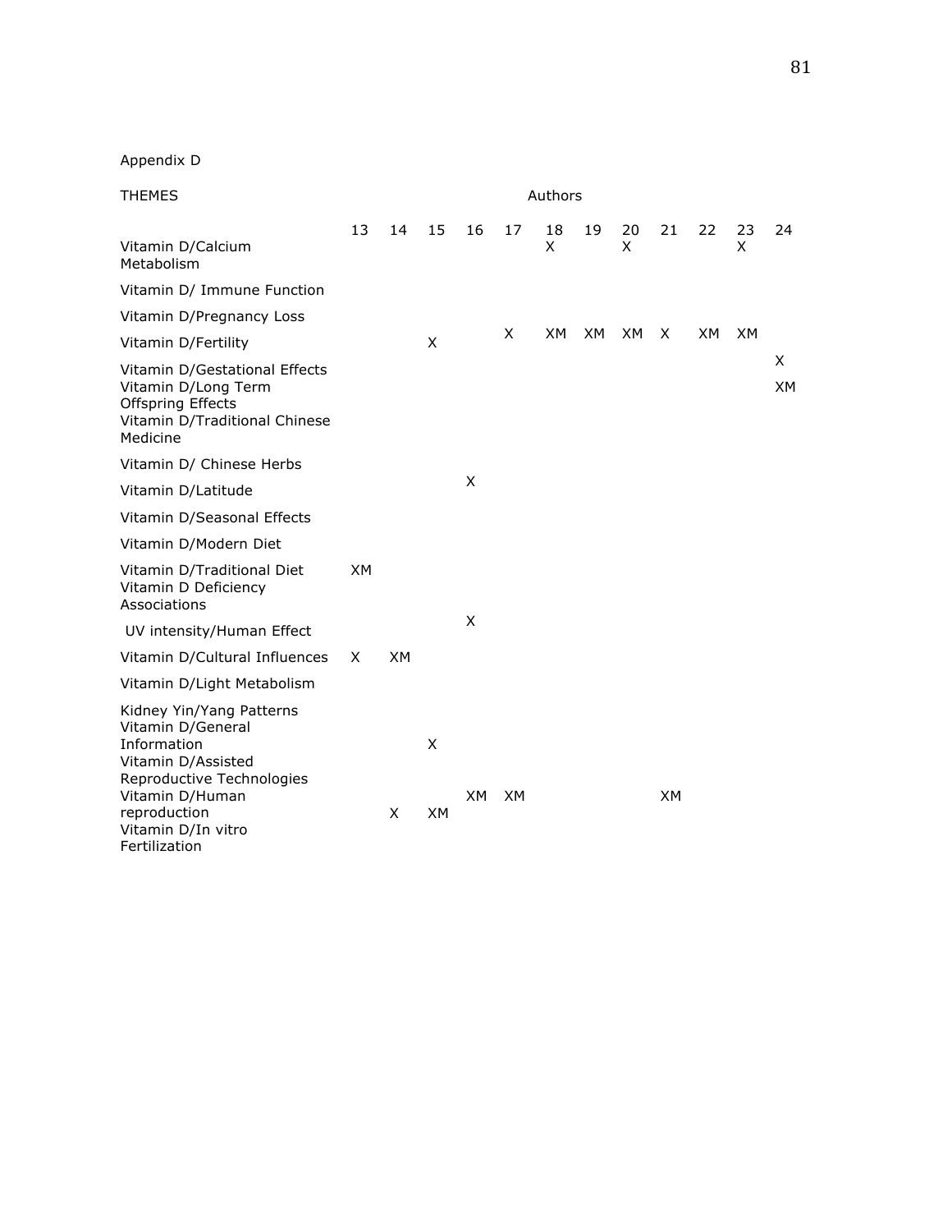Appendix D

| THEMES | Authors | | | | | | | | | | | |
|---|---|---|---|---|---|---|---|---|---|---|---|---|
| | 13 | 14 | 15 | 16 | 17 | 18 | 19 | 20 | 21 | 22 | 23 | 24 |
| Vitamin D/Calcium Metabolism | | | | | | X | | X | | | X | |
| Vitamin D/ Immune Function | | | | | | | | | | | | |
| Vitamin D/Pregnancy Loss | | | | | | | | | | | | |
| Vitamin D/Fertility | | | X | | X | XM | XM | XM | X | XM | XM | |
| Vitamin D/Gestational Effects | | | | | | | | | | | | X |
| Vitamin D/Long Term Offspring Effects | | | | | | | | | | | | XM |
| Vitamin D/Traditional Chinese Medicine | | | | | | | | | | | | |
| Vitamin D/ Chinese Herbs | | | | | | | | | | | | |
| Vitamin D/Latitude | | | | X | | | | | | | | |
| Vitamin D/Seasonal Effects | | | | | | | | | | | | |
| Vitamin D/Modern Diet | | | | | | | | | | | | |
| Vitamin D/Traditional Diet | XM | | | | | | | | | | | |
| Vitamin D Deficiency Associations | | | | | | | | | | | | |
| UV intensity/Human Effect | | | | X | | | | | | | | |
| Vitamin D/Cultural Influences | X | XM | | | | | | | | | | |
| Vitamin D/Light Metabolism | | | | | | | | | | | | |
| Kidney Yin/Yang Patterns | | | | | | | | | | | | |
| Vitamin D/General Information | | | X | | | | | | | | | |
| Vitamin D/Assisted Reproductive Technologies | | | | | | | | | | | | |
| Vitamin D/Human reproduction | | | | XM | XM | | | | XM | | | |
| Vitamin D/In vitro Fertilization | | X | XM | | | | | | | | | |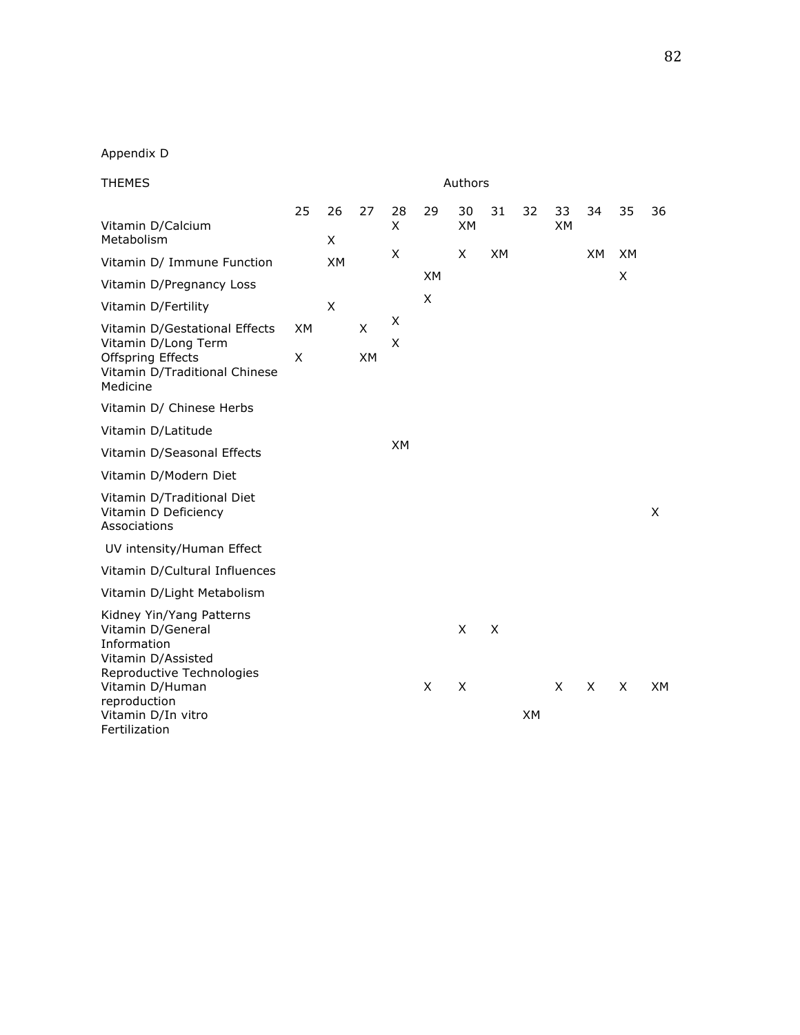Appendix D

| THEMES | Authors | | | | | | | | | | | |
|---|---|---|---|---|---|---|---|---|---|---|---|---|
| | 25 | 26 | 27 | 28 | 29 | 30 | 31 | 32 | 33 | 34 | 35 | 36 |
| Vitamin D/Calcium Metabolism | | X | | X | | XM | | | XM | | | |
| Vitamin D/ Immune Function | | XM | | X | | X | XM | | | XM | XM | |
| Vitamin D/Pregnancy Loss | | | | | XM | | | | | | X | |
| Vitamin D/Fertility | | X | | | X | | | | | | | |
| Vitamin D/Gestational Effects | XM | | X | X | | | | | | | | |
| Vitamin D/Long Term Offspring Effects | X | | XM | X | | | | | | | | |
| Vitamin D/Traditional Chinese Medicine | | | | | | | | | | | | |
| Vitamin D/ Chinese Herbs | | | | | | | | | | | | |
| Vitamin D/Latitude | | | | | | | | | | | | |
| Vitamin D/Seasonal Effects | | | | XM | | | | | | | | |
| Vitamin D/Modern Diet | | | | | | | | | | | | |
| Vitamin D/Traditional Diet | | | | | | | | | | | | |
| Vitamin D Deficiency Associations | | | | | | | | | | | | X |
| UV intensity/Human Effect | | | | | | | | | | | | |
| Vitamin D/Cultural Influences | | | | | | | | | | | | |
| Vitamin D/Light Metabolism | | | | | | | | | | | | |
| Kidney Yin/Yang Patterns | | | | | | | | | | | | |
| Vitamin D/General Information | | | | | | X | X | | | | | |
| Vitamin D/Assisted Reproductive Technologies | | | | | | | | | | | | |
| Vitamin D/Human reproduction | | | | | X | X | | | X | X | X | XM |
| Vitamin D/In vitro Fertilization | | | | | | | | XM | | | | |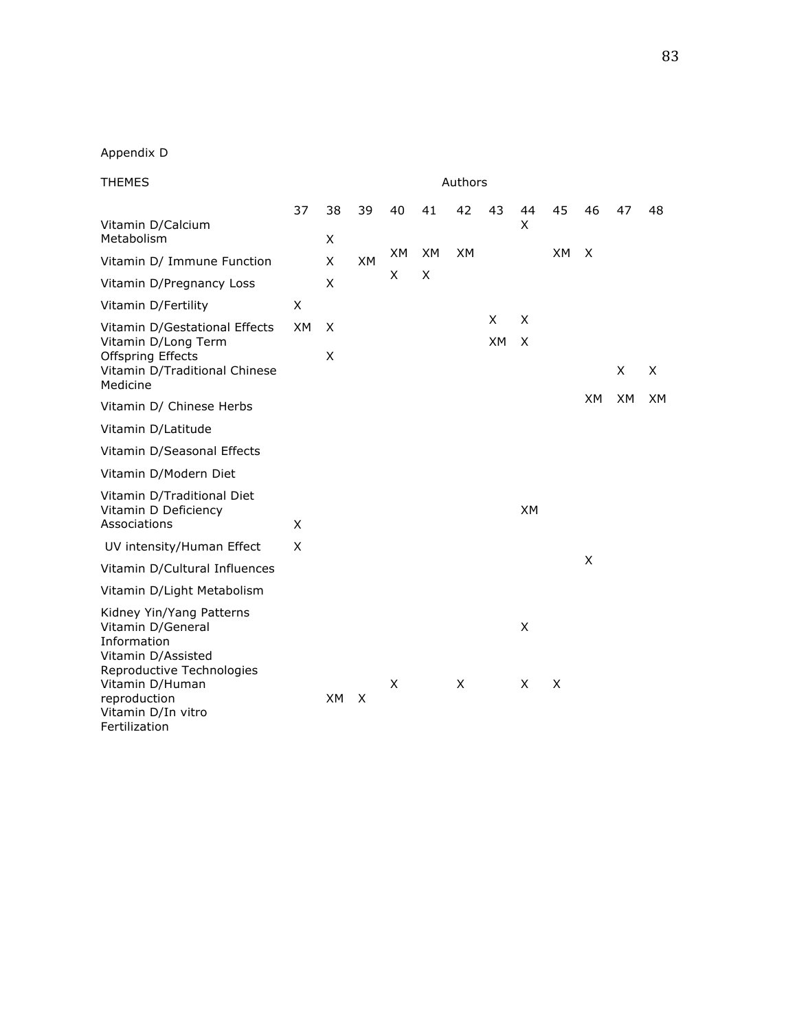Appendix D

| THEMES | Authors | | | | | | | | | | | |
|---|---|---|---|---|---|---|---|---|---|---|---|---|
| | 37 | 38 | 39 | 40 | 41 | 42 | 43 | 44 | 45 | 46 | 47 | 48 |
| Vitamin D/Calcium Metabolism | | X | | | | | | X | | | | |
| Vitamin D/ Immune Function | | X | XM | XM | XM | XM | | | XM | X | | |
| Vitamin D/Pregnancy Loss | | X | | X | X | | | | | | | |
| Vitamin D/Fertility | X | | | | | | | | | | | |
| Vitamin D/Gestational Effects | XM | X | | | | | X | X | | | | |
| Vitamin D/Long Term Offspring Effects | | X | | | | | XM | X | | | | |
| Vitamin D/Traditional Chinese Medicine | | | | | | | | | | | X | X |
| Vitamin D/ Chinese Herbs | | | | | | | | | | XM | XM | XM |
| Vitamin D/Latitude | | | | | | | | | | | | |
| Vitamin D/Seasonal Effects | | | | | | | | | | | | |
| Vitamin D/Modern Diet | | | | | | | | | | | | |
| Vitamin D/Traditional Diet | | | | | | | | | | | | |
| Vitamin D Deficiency Associations | X | | | | | | | XM | | | | |
| UV intensity/Human Effect | X | | | | | | | | | | | |
| Vitamin D/Cultural Influences | | | | | | | | | | X | | |
| Vitamin D/Light Metabolism | | | | | | | | | | | | |
| Kidney Yin/Yang Patterns | | | | | | | | | | | | |
| Vitamin D/General Information | | | | | | | | X | | | | |
| Vitamin D/Assisted Reproductive Technologies | | | | | | | | | | | | |
| Vitamin D/Human reproduction | | XM | X | X | | X | | X | X | | | |
| Vitamin D/In vitro Fertilization | | | | | | | | | | | | |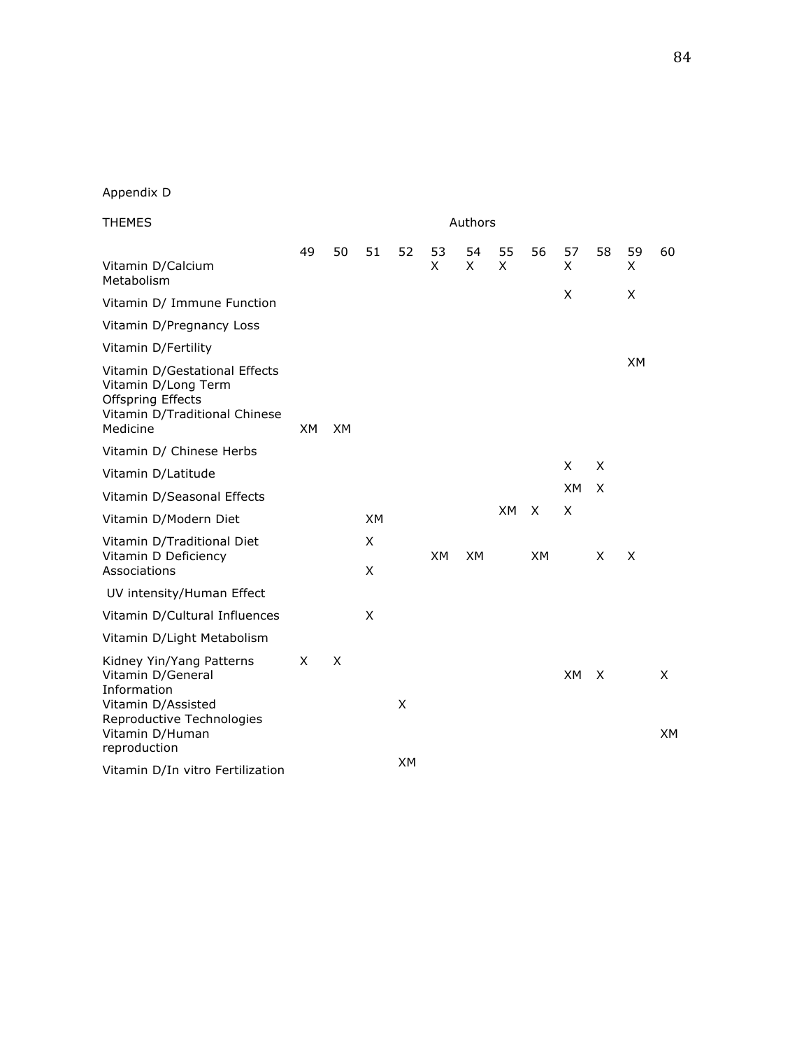Appendix D

| THEMES | Authors | | | | | | | | | | | |
|---|---|---|---|---|---|---|---|---|---|---|---|---|
| | 49 | 50 | 51 | 52 | 53 | 54 | 55 | 56 | 57 | 58 | 59 | 60 |
| Vitamin D/Calcium Metabolism | | | | | X | X | X | | X | | X | |
| Vitamin D/ Immune Function | | | | | | | | | X | | X | |
| Vitamin D/Pregnancy Loss | | | | | | | | | | | | |
| Vitamin D/Fertility | | | | | | | | | | | | |
| Vitamin D/Gestational Effects | | | | | | | | | | | XM | |
| Vitamin D/Long Term Offspring Effects | | | | | | | | | | | | |
| Vitamin D/Traditional Chinese Medicine | XM | XM | | | | | | | | | | |
| Vitamin D/ Chinese Herbs | | | | | | | | | | | | |
| Vitamin D/Latitude | | | | | | | | | X | X | | |
| Vitamin D/Seasonal Effects | | | | | | | | | XM | X | | |
| Vitamin D/Modern Diet | | | XM | | | | XM | X | X | | | |
| Vitamin D/Traditional Diet | | | X | | | | | | | | | |
| Vitamin D Deficiency Associations | | | X | | XM | XM | | XM | | X | X | |
| UV intensity/Human Effect | | | | | | | | | | | | |
| Vitamin D/Cultural Influences | | | X | | | | | | | | | |
| Vitamin D/Light Metabolism | | | | | | | | | | | | |
| Kidney Yin/Yang Patterns | X | X | | | | | | | | | | |
| Vitamin D/General Information | | | | | | | | | XM | X | | X |
| Vitamin D/Assisted Reproductive Technologies | | | | X | | | | | | | | |
| Vitamin D/Human reproduction | | | | | | | | | | | | XM |
| Vitamin D/In vitro Fertilization | | | | XM | | | | | | | | |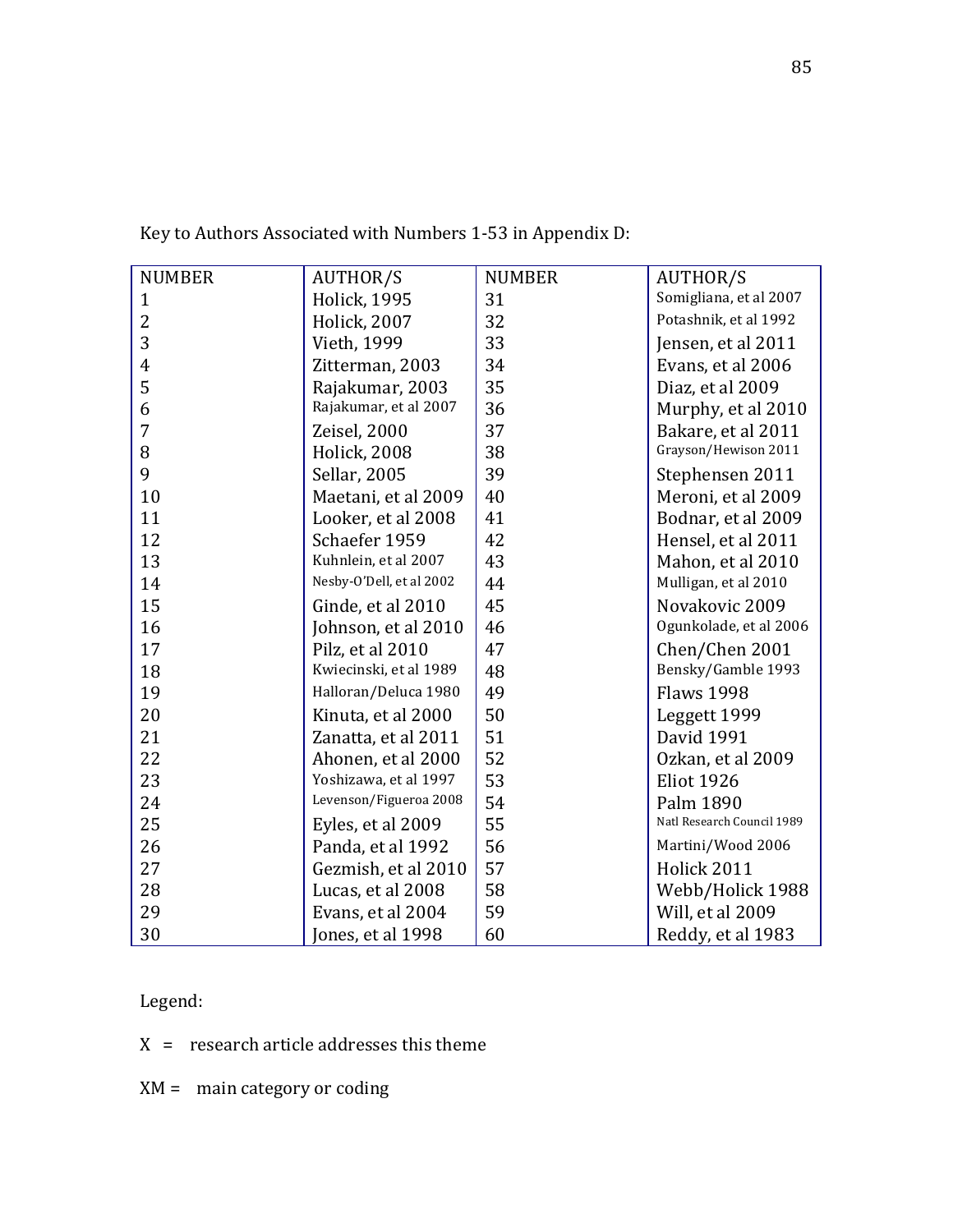Key to Authors Associated with Numbers 1-53 in Appendix D:

| NUMBER | AUTHOR/S | NUMBER | AUTHOR/S |
|---|---|---|---|
| 1 | Holick, 1995 | 31 | Somigliana, et al 2007 |
| 2 | Holick, 2007 | 32 | Potashnik, et al 1992 |
| 3 | Vieth, 1999 | 33 | Jensen, et al 2011 |
| 4 | Zitterman, 2003 | 34 | Evans, et al 2006 |
| 5 | Rajakumar, 2003 | 35 | Diaz, et al 2009 |
| 6 | Rajakumar, et al 2007 | 36 | Murphy, et al 2010 |
| 7 | Zeisel, 2000 | 37 | Bakare, et al 2011 |
| 8 | Holick, 2008 | 38 | Grayson/Hewison 2011 |
| 9 | Sellar, 2005 | 39 | Stephensen 2011 |
| 10 | Maetani, et al 2009 | 40 | Meroni, et al 2009 |
| 11 | Looker, et al 2008 | 41 | Bodnar, et al 2009 |
| 12 | Schaefer 1959 | 42 | Hensel, et al 2011 |
| 13 | Kuhnlein, et al 2007 | 43 | Mahon, et al 2010 |
| 14 | Nesby-O'Dell, et al 2002 | 44 | Mulligan, et al 2010 |
| 15 | Ginde, et al 2010 | 45 | Novakovic 2009 |
| 16 | Johnson, et al 2010 | 46 | Ogunkolade, et al 2006 |
| 17 | Pilz, et al 2010 | 47 | Chen/Chen 2001 |
| 18 | Kwiecinski, et al 1989 | 48 | Bensky/Gamble 1993 |
| 19 | Halloran/Deluca 1980 | 49 | Flaws 1998 |
| 20 | Kinuta, et al 2000 | 50 | Leggett 1999 |
| 21 | Zanatta, et al 2011 | 51 | David 1991 |
| 22 | Ahonen, et al 2000 | 52 | Ozkan, et al 2009 |
| 23 | Yoshizawa, et al 1997 | 53 | Eliot 1926 |
| 24 | Levenson/Figueroa 2008 | 54 | Palm 1890 |
| 25 | Eyles, et al 2009 | 55 | Natl Research Council 1989 |
| 26 | Panda, et al 1992 | 56 | Martini/Wood 2006 |
| 27 | Gezmish, et al 2010 | 57 | Holick 2011 |
| 28 | Lucas, et al 2008 | 58 | Webb/Holick 1988 |
| 29 | Evans, et al 2004 | 59 | Will, et al 2009 |
| 30 | Jones, et al 1998 | 60 | Reddy, et al 1983 |

Legend:

X = research article addresses this theme

XM = main category or coding